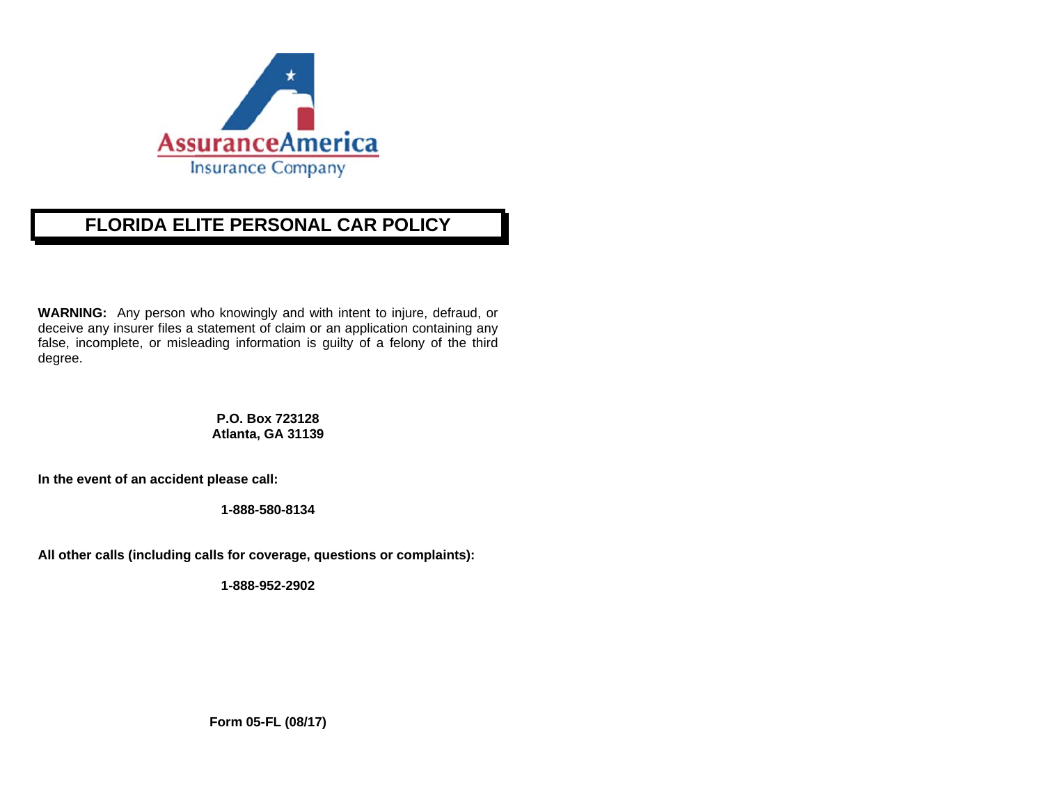AssuranceAmerica
Insurance Company

# FLORIDA ELITE PERSONAL CAR POLICY

**WARNING:** Any person who knowingly and with intent to injure, defraud, or deceive any insurer files a statement of claim or an application containing any false, incomplete, or misleading information is guilty of a felony of the third degree.

**P.O. Box 723128**
**Atlanta, GA 31139**

**In the event of an accident please call:**

**1-888-580-8134**

**All other calls (including calls for coverage, questions or complaints):**

**1-888-952-2902**

**Form 05-FL (08/17)**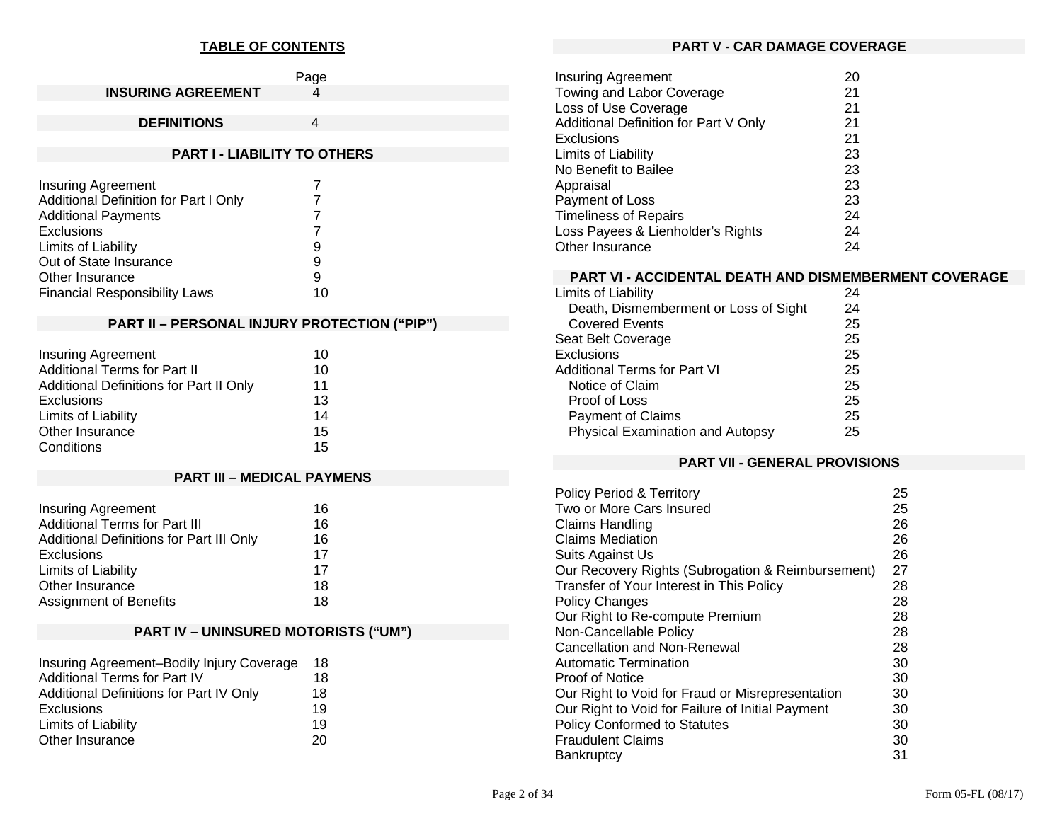## TABLE OF CONTENTS

| | Page |
|---|---|
| **INSURING AGREEMENT** | 4 |
| **DEFINITIONS** | 4 |

### PART I - LIABILITY TO OTHERS

| | |
|---|---|
| Insuring Agreement | 7 |
| Additional Definition for Part I Only | 7 |
| Additional Payments | 7 |
| Exclusions | 7 |
| Limits of Liability | 9 |
| Out of State Insurance | 9 |
| Other Insurance | 9 |
| Financial Responsibility Laws | 10 |

### PART II – PERSONAL INJURY PROTECTION (“PIP”)

| | |
|---|---|
| Insuring Agreement | 10 |
| Additional Terms for Part II | 10 |
| Additional Definitions for Part II Only | 11 |
| Exclusions | 13 |
| Limits of Liability | 14 |
| Other Insurance | 15 |
| Conditions | 15 |

### PART III – MEDICAL PAYMENS

| | |
|---|---|
| Insuring Agreement | 16 |
| Additional Terms for Part III | 16 |
| Additional Definitions for Part III Only | 16 |
| Exclusions | 17 |
| Limits of Liability | 17 |
| Other Insurance | 18 |
| Assignment of Benefits | 18 |

### PART IV – UNINSURED MOTORISTS (“UM”)

| | |
|---|---|
| Insuring Agreement–Bodily Injury Coverage | 18 |
| Additional Terms for Part IV | 18 |
| Additional Definitions for Part IV Only | 18 |
| Exclusions | 19 |
| Limits of Liability | 19 |
| Other Insurance | 20 |

### PART V - CAR DAMAGE COVERAGE

| | |
|---|---|
| Insuring Agreement | 20 |
| Towing and Labor Coverage | 21 |
| Loss of Use Coverage | 21 |
| Additional Definition for Part V Only | 21 |
| Exclusions | 21 |
| Limits of Liability | 23 |
| No Benefit to Bailee | 23 |
| Appraisal | 23 |
| Payment of Loss | 23 |
| Timeliness of Repairs | 24 |
| Loss Payees & Lienholder’s Rights | 24 |
| Other Insurance | 24 |

### PART VI - ACCIDENTAL DEATH AND DISMEMBERMENT COVERAGE

| | |
|---|---|
| Limits of Liability | 24 |
| Death, Dismemberment or Loss of Sight | 24 |
| Covered Events | 25 |
| Seat Belt Coverage | 25 |
| Exclusions | 25 |
| Additional Terms for Part VI | 25 |
| Notice of Claim | 25 |
| Proof of Loss | 25 |
| Payment of Claims | 25 |
| Physical Examination and Autopsy | 25 |

### PART VII - GENERAL PROVISIONS

| | |
|---|---|
| Policy Period & Territory | 25 |
| Two or More Cars Insured | 25 |
| Claims Handling | 26 |
| Claims Mediation | 26 |
| Suits Against Us | 26 |
| Our Recovery Rights (Subrogation & Reimbursement) | 27 |
| Transfer of Your Interest in This Policy | 28 |
| Policy Changes | 28 |
| Our Right to Re-compute Premium | 28 |
| Non-Cancellable Policy | 28 |
| Cancellation and Non-Renewal | 28 |
| Automatic Termination | 30 |
| Proof of Notice | 30 |
| Our Right to Void for Fraud or Misrepresentation | 30 |
| Our Right to Void for Failure of Initial Payment | 30 |
| Policy Conformed to Statutes | 30 |
| Fraudulent Claims | 30 |
| Bankruptcy | 31 |

Form 05-FL (08/17)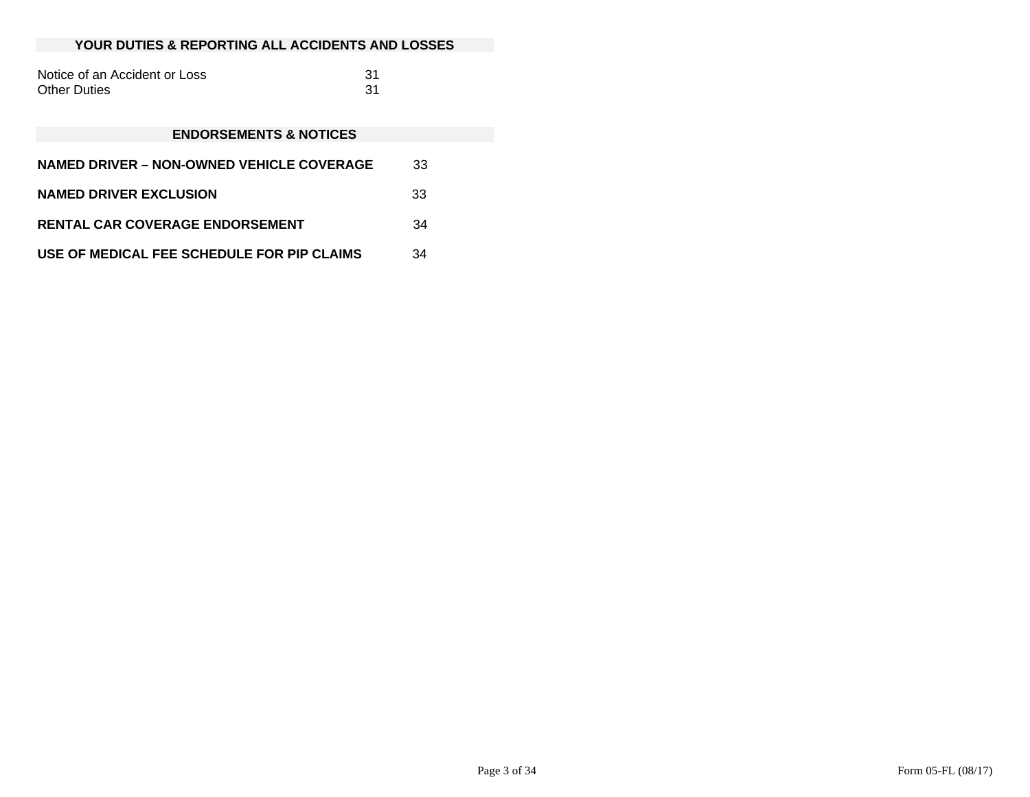## YOUR DUTIES & REPORTING ALL ACCIDENTS AND LOSSES

| | |
|---|---|
| Notice of an Accident or Loss | 31 |
| Other Duties | 31 |

## ENDORSEMENTS & NOTICES

| | |
|---|---|
| **NAMED DRIVER – NON-OWNED VEHICLE COVERAGE** | 33 |
| **NAMED DRIVER EXCLUSION** | 33 |
| **RENTAL CAR COVERAGE ENDORSEMENT** | 34 |
| **USE OF MEDICAL FEE SCHEDULE FOR PIP CLAIMS** | 34 |

Form 05-FL (08/17)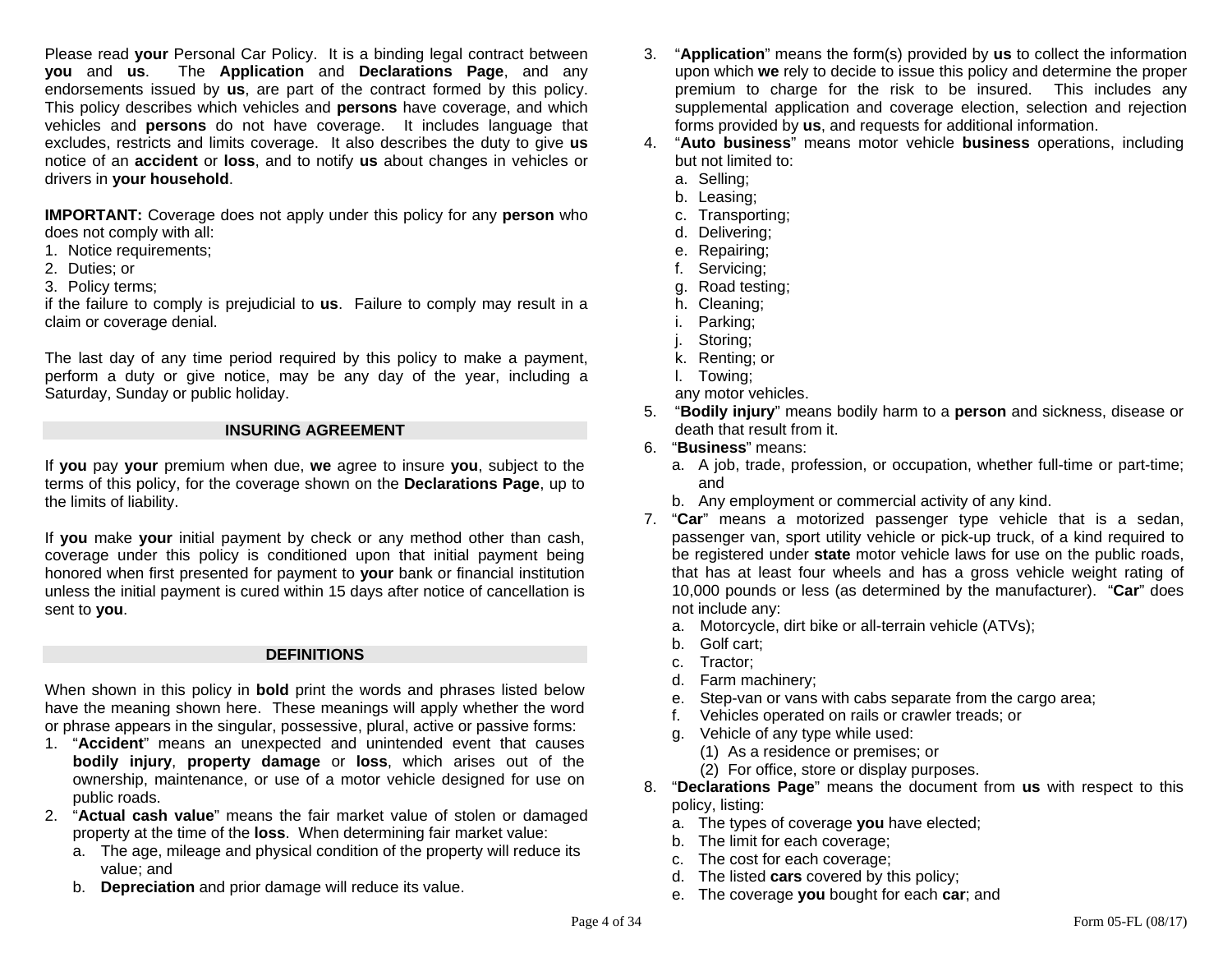Please read **your** Personal Car Policy. It is a binding legal contract between **you** and **us**. The **Application** and **Declarations Page**, and any endorsements issued by **us**, are part of the contract formed by this policy. This policy describes which vehicles and **persons** have coverage, and which vehicles and **persons** do not have coverage. It includes language that excludes, restricts and limits coverage. It also describes the duty to give **us** notice of an **accident** or **loss**, and to notify **us** about changes in vehicles or drivers in **your household**.

**IMPORTANT:** Coverage does not apply under this policy for any **person** who does not comply with all:

1. Notice requirements;
2. Duties; or
3. Policy terms;

if the failure to comply is prejudicial to **us**. Failure to comply may result in a claim or coverage denial.

The last day of any time period required by this policy to make a payment, perform a duty or give notice, may be any day of the year, including a Saturday, Sunday or public holiday.

## INSURING AGREEMENT

If **you** pay **your** premium when due, **we** agree to insure **you**, subject to the terms of this policy, for the coverage shown on the **Declarations Page**, up to the limits of liability.

If **you** make **your** initial payment by check or any method other than cash, coverage under this policy is conditioned upon that initial payment being honored when first presented for payment to **your** bank or financial institution unless the initial payment is cured within 15 days after notice of cancellation is sent to **you**.

## DEFINITIONS

When shown in this policy in **bold** print the words and phrases listed below have the meaning shown here. These meanings will apply whether the word or phrase appears in the singular, possessive, plural, active or passive forms:

1. "**Accident**" means an unexpected and unintended event that causes **bodily injury**, **property damage** or **loss**, which arises out of the ownership, maintenance, or use of a motor vehicle designed for use on public roads.
2. "**Actual cash value**" means the fair market value of stolen or damaged property at the time of the **loss**. When determining fair market value:
   a. The age, mileage and physical condition of the property will reduce its value; and
   b. **Depreciation** and prior damage will reduce its value.
3. "**Application**" means the form(s) provided by **us** to collect the information upon which **we** rely to decide to issue this policy and determine the proper premium to charge for the risk to be insured. This includes any supplemental application and coverage election, selection and rejection forms provided by **us**, and requests for additional information.
4. "**Auto business**" means motor vehicle **business** operations, including but not limited to:
   a. Selling;
   b. Leasing;
   c. Transporting;
   d. Delivering;
   e. Repairing;
   f. Servicing;
   g. Road testing;
   h. Cleaning;
   i. Parking;
   j. Storing;
   k. Renting; or
   l. Towing;

   any motor vehicles.
5. "**Bodily injury**" means bodily harm to a **person** and sickness, disease or death that result from it.
6. "**Business**" means:
   a. A job, trade, profession, or occupation, whether full-time or part-time; and
   b. Any employment or commercial activity of any kind.
7. "**Car**" means a motorized passenger type vehicle that is a sedan, passenger van, sport utility vehicle or pick-up truck, of a kind required to be registered under **state** motor vehicle laws for use on the public roads, that has at least four wheels and has a gross vehicle weight rating of 10,000 pounds or less (as determined by the manufacturer). "**Car**" does not include any:
   a. Motorcycle, dirt bike or all-terrain vehicle (ATVs);
   b. Golf cart;
   c. Tractor;
   d. Farm machinery;
   e. Step-van or vans with cabs separate from the cargo area;
   f. Vehicles operated on rails or crawler treads; or
   g. Vehicle of any type while used:
      (1) As a residence or premises; or
      (2) For office, store or display purposes.
8. "**Declarations Page**" means the document from **us** with respect to this policy, listing:
   a. The types of coverage **you** have elected;
   b. The limit for each coverage;
   c. The cost for each coverage;
   d. The listed **cars** covered by this policy;
   e. The coverage **you** bought for each **car**; and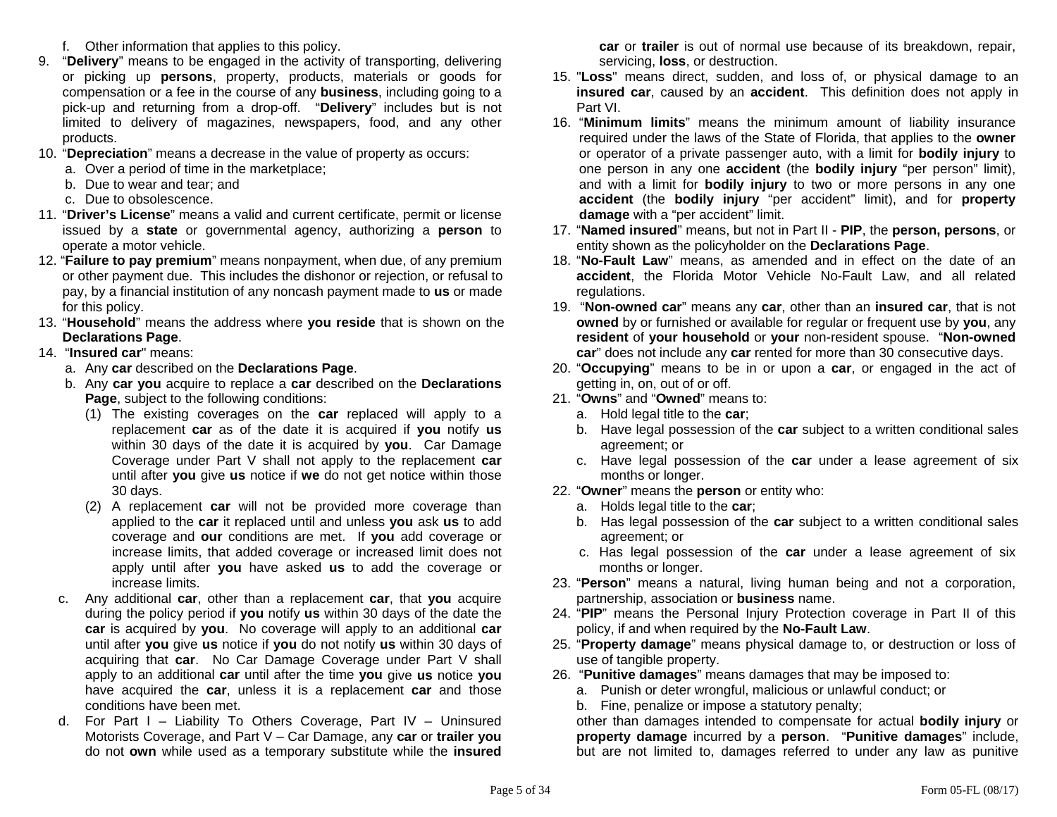f. Other information that applies to this policy.

9. "**Delivery**" means to be engaged in the activity of transporting, delivering or picking up **persons**, property, products, materials or goods for compensation or a fee in the course of any **business**, including going to a pick-up and returning from a drop-off. "**Delivery**" includes but is not limited to delivery of magazines, newspapers, food, and any other products.
10. "**Depreciation**" means a decrease in the value of property as occurs:
    a. Over a period of time in the marketplace;
    b. Due to wear and tear; and
    c. Due to obsolescence.
11. "**Driver's License**" means a valid and current certificate, permit or license issued by a **state** or governmental agency, authorizing a **person** to operate a motor vehicle.
12. "**Failure to pay premium**" means nonpayment, when due, of any premium or other payment due. This includes the dishonor or rejection, or refusal to pay, by a financial institution of any noncash payment made to **us** or made for this policy.
13. "**Household**" means the address where **you reside** that is shown on the **Declarations Page**.
14. "**Insured car**" means:
    a. Any **car** described on the **Declarations Page**.
    b. Any **car you** acquire to replace a **car** described on the **Declarations Page**, subject to the following conditions:
       (1) The existing coverages on the **car** replaced will apply to a replacement **car** as of the date it is acquired if **you** notify **us** within 30 days of the date it is acquired by **you**. Car Damage Coverage under Part V shall not apply to the replacement **car** until after **you** give **us** notice if **we** do not get notice within those 30 days.
       (2) A replacement **car** will not be provided more coverage than applied to the **car** it replaced until and unless **you** ask **us** to add coverage and **our** conditions are met. If **you** add coverage or increase limits, that added coverage or increased limit does not apply until after **you** have asked **us** to add the coverage or increase limits.
    c. Any additional **car**, other than a replacement **car**, that **you** acquire during the policy period if **you** notify **us** within 30 days of the date the **car** is acquired by **you**. No coverage will apply to an additional **car** until after **you** give **us** notice if **you** do not notify **us** within 30 days of acquiring that **car**. No Car Damage Coverage under Part V shall apply to an additional **car** until after the time **you** give **us** notice **you** have acquired the **car**, unless it is a replacement **car** and those conditions have been met.
    d. For Part I – Liability To Others Coverage, Part IV – Uninsured Motorists Coverage, and Part V – Car Damage, any **car** or **trailer you** do not **own** while used as a temporary substitute while the **insured car** or **trailer** is out of normal use because of its breakdown, repair, servicing, **loss**, or destruction.
15. "**Loss**" means direct, sudden, and loss of, or physical damage to an **insured car**, caused by an **accident**. This definition does not apply in Part VI.
16. "**Minimum limits**" means the minimum amount of liability insurance required under the laws of the State of Florida, that applies to the **owner** or operator of a private passenger auto, with a limit for **bodily injury** to one person in any one **accident** (the **bodily injury** "per person" limit), and with a limit for **bodily injury** to two or more persons in any one **accident** (the **bodily injury** "per accident" limit), and for **property damage** with a "per accident" limit.
17. "**Named insured**" means, but not in Part II - **PIP**, the **person, persons**, or entity shown as the policyholder on the **Declarations Page**.
18. "**No-Fault Law**" means, as amended and in effect on the date of an **accident**, the Florida Motor Vehicle No-Fault Law, and all related regulations.
19. "**Non-owned car**" means any **car**, other than an **insured car**, that is not **owned** by or furnished or available for regular or frequent use by **you**, any **resident** of **your household** or **your** non-resident spouse. "**Non-owned car**" does not include any **car** rented for more than 30 consecutive days.
20. "**Occupying**" means to be in or upon a **car**, or engaged in the act of getting in, on, out of or off.
21. "**Owns**" and "**Owned**" means to:
    a. Hold legal title to the **car**;
    b. Have legal possession of the **car** subject to a written conditional sales agreement; or
    c. Have legal possession of the **car** under a lease agreement of six months or longer.
22. "**Owner**" means the **person** or entity who:
    a. Holds legal title to the **car**;
    b. Has legal possession of the **car** subject to a written conditional sales agreement; or
    c. Has legal possession of the **car** under a lease agreement of six months or longer.
23. "**Person**" means a natural, living human being and not a corporation, partnership, association or **business** name.
24. "**PIP**" means the Personal Injury Protection coverage in Part II of this policy, if and when required by the **No-Fault Law**.
25. "**Property damage**" means physical damage to, or destruction or loss of use of tangible property.
26. "**Punitive damages**" means damages that may be imposed to:
    a. Punish or deter wrongful, malicious or unlawful conduct; or
    b. Fine, penalize or impose a statutory penalty;

    other than damages intended to compensate for actual **bodily injury** or **property damage** incurred by a **person**. "**Punitive damages**" include, but are not limited to, damages referred to under any law as punitive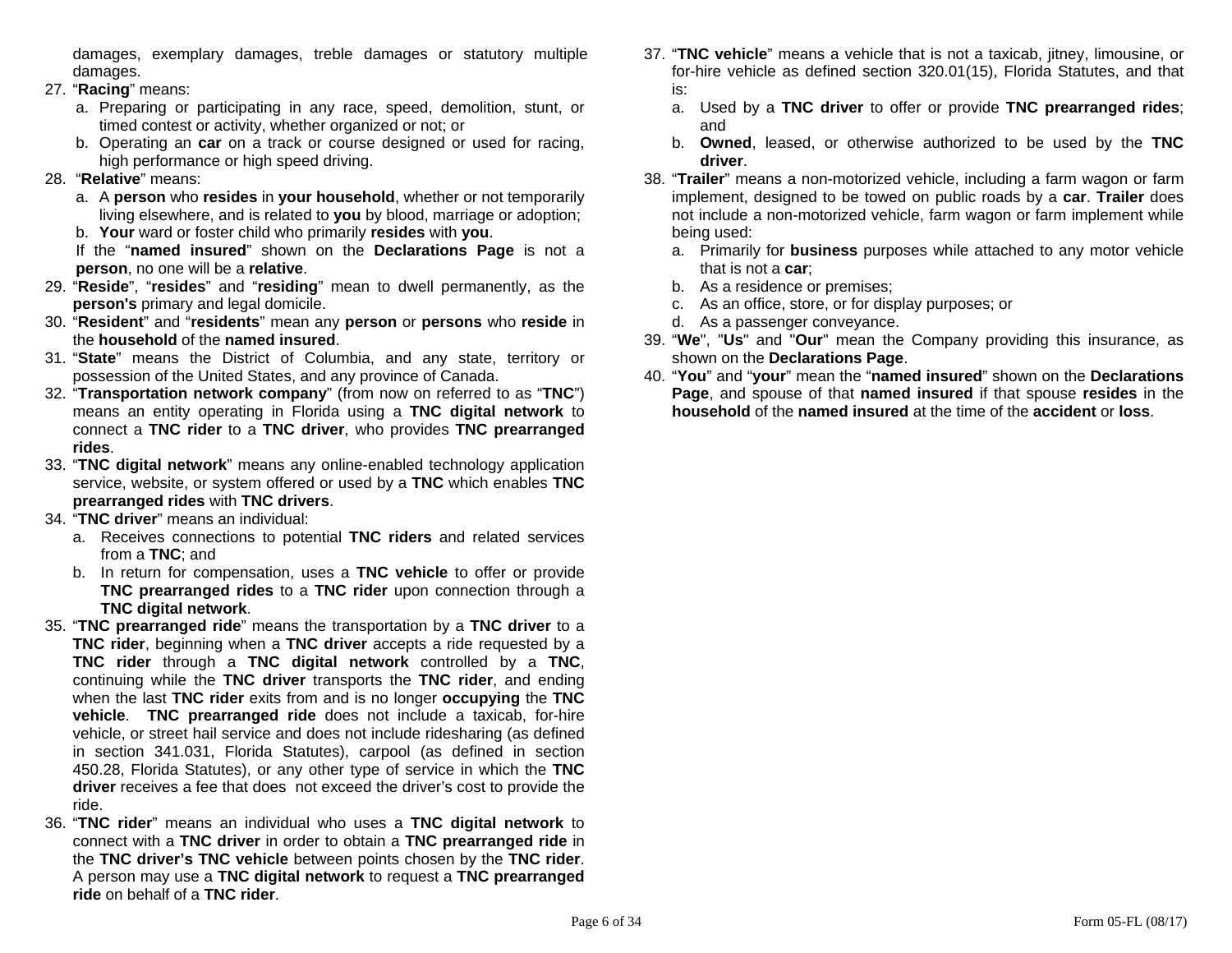damages, exemplary damages, treble damages or statutory multiple damages.

27. "**Racing**" means:
    a. Preparing or participating in any race, speed, demolition, stunt, or timed contest or activity, whether organized or not; or
    b. Operating an **car** on a track or course designed or used for racing, high performance or high speed driving.
28. "**Relative**" means:
    a. A **person** who **resides** in **your household**, whether or not temporarily living elsewhere, and is related to **you** by blood, marriage or adoption;
    b. **Your** ward or foster child who primarily **resides** with **you**.

    If the "**named insured**" shown on the **Declarations Page** is not a **person**, no one will be a **relative**.
29. "**Reside**", "**resides**" and "**residing**" mean to dwell permanently, as the **person's** primary and legal domicile.
30. "**Resident**" and "**residents**" mean any **person** or **persons** who **reside** in the **household** of the **named insured**.
31. "**State**" means the District of Columbia, and any state, territory or possession of the United States, and any province of Canada.
32. "**Transportation network company**" (from now on referred to as "**TNC**") means an entity operating in Florida using a **TNC digital network** to connect a **TNC rider** to a **TNC driver**, who provides **TNC prearranged rides**.
33. "**TNC digital network**" means any online-enabled technology application service, website, or system offered or used by a **TNC** which enables **TNC prearranged rides** with **TNC drivers**.
34. "**TNC driver**" means an individual:
    a. Receives connections to potential **TNC riders** and related services from a **TNC**; and
    b. In return for compensation, uses a **TNC vehicle** to offer or provide **TNC prearranged rides** to a **TNC rider** upon connection through a **TNC digital network**.
35. "**TNC prearranged ride**" means the transportation by a **TNC driver** to a **TNC rider**, beginning when a **TNC driver** accepts a ride requested by a **TNC rider** through a **TNC digital network** controlled by a **TNC**, continuing while the **TNC driver** transports the **TNC rider**, and ending when the last **TNC rider** exits from and is no longer **occupying** the **TNC vehicle**. **TNC prearranged ride** does not include a taxicab, for-hire vehicle, or street hail service and does not include ridesharing (as defined in section 341.031, Florida Statutes), carpool (as defined in section 450.28, Florida Statutes), or any other type of service in which the **TNC driver** receives a fee that does not exceed the driver's cost to provide the ride.
36. "**TNC rider**" means an individual who uses a **TNC digital network** to connect with a **TNC driver** in order to obtain a **TNC prearranged ride** in the **TNC driver's TNC vehicle** between points chosen by the **TNC rider**. A person may use a **TNC digital network** to request a **TNC prearranged ride** on behalf of a **TNC rider**.
37. "**TNC vehicle**" means a vehicle that is not a taxicab, jitney, limousine, or for-hire vehicle as defined section 320.01(15), Florida Statutes, and that is:
    a. Used by a **TNC driver** to offer or provide **TNC prearranged rides**; and
    b. **Owned**, leased, or otherwise authorized to be used by the **TNC driver**.
38. "**Trailer**" means a non-motorized vehicle, including a farm wagon or farm implement, designed to be towed on public roads by a **car**. **Trailer** does not include a non-motorized vehicle, farm wagon or farm implement while being used:
    a. Primarily for **business** purposes while attached to any motor vehicle that is not a **car**;
    b. As a residence or premises;
    c. As an office, store, or for display purposes; or
    d. As a passenger conveyance.
39. "**We**", "**Us**" and "**Our**" mean the Company providing this insurance, as shown on the **Declarations Page**.
40. "**You**" and "**your**" mean the "**named insured**" shown on the **Declarations Page**, and spouse of that **named insured** if that spouse **resides** in the **household** of the **named insured** at the time of the **accident** or **loss**.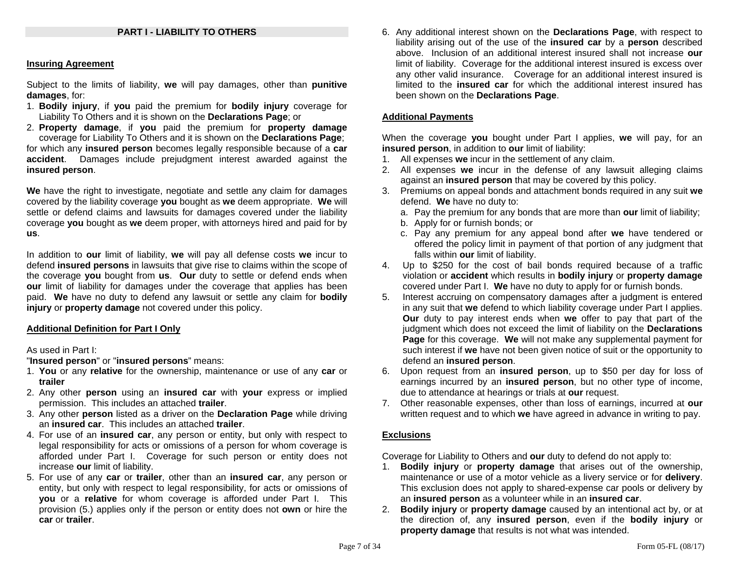## PART I - LIABILITY TO OTHERS

### Insuring Agreement

Subject to the limits of liability, **we** will pay damages, other than **punitive damages**, for:

1. **Bodily injury**, if **you** paid the premium for **bodily injury** coverage for Liability To Others and it is shown on the **Declarations Page**; or
2. **Property damage**, if **you** paid the premium for **property damage** coverage for Liability To Others and it is shown on the **Declarations Page**;

for which any **insured person** becomes legally responsible because of a **car accident**. Damages include prejudgment interest awarded against the **insured person**.

**We** have the right to investigate, negotiate and settle any claim for damages covered by the liability coverage **you** bought as **we** deem appropriate. **We** will settle or defend claims and lawsuits for damages covered under the liability coverage **you** bought as **we** deem proper, with attorneys hired and paid for by **us**.

In addition to **our** limit of liability, **we** will pay all defense costs **we** incur to defend **insured persons** in lawsuits that give rise to claims within the scope of the coverage **you** bought from **us**. **Our** duty to settle or defend ends when **our** limit of liability for damages under the coverage that applies has been paid. **We** have no duty to defend any lawsuit or settle any claim for **bodily injury** or **property damage** not covered under this policy.

### Additional Definition for Part I Only

As used in Part I:

"**Insured person**" or "**insured persons**" means:

1. **You** or any **relative** for the ownership, maintenance or use of any **car** or **trailer**
2. Any other **person** using an **insured car** with **your** express or implied permission. This includes an attached **trailer**.
3. Any other **person** listed as a driver on the **Declaration Page** while driving an **insured car**. This includes an attached **trailer**.
4. For use of an **insured car**, any person or entity, but only with respect to legal responsibility for acts or omissions of a person for whom coverage is afforded under Part I. Coverage for such person or entity does not increase **our** limit of liability.
5. For use of any **car** or **trailer**, other than an **insured car**, any person or entity, but only with respect to legal responsibility, for acts or omissions of **you** or a **relative** for whom coverage is afforded under Part I. This provision (5.) applies only if the person or entity does not **own** or hire the **car** or **trailer**.
6. Any additional interest shown on the **Declarations Page**, with respect to liability arising out of the use of the **insured car** by a **person** described above. Inclusion of an additional interest insured shall not increase **our** limit of liability. Coverage for the additional interest insured is excess over any other valid insurance. Coverage for an additional interest insured is limited to the **insured car** for which the additional interest insured has been shown on the **Declarations Page**.

### Additional Payments

When the coverage **you** bought under Part I applies, **we** will pay, for an **insured person**, in addition to **our** limit of liability:

1. All expenses **we** incur in the settlement of any claim.
2. All expenses **we** incur in the defense of any lawsuit alleging claims against an **insured person** that may be covered by this policy.
3. Premiums on appeal bonds and attachment bonds required in any suit **we** defend. **We** have no duty to:
   a. Pay the premium for any bonds that are more than **our** limit of liability;
   b. Apply for or furnish bonds; or
   c. Pay any premium for any appeal bond after **we** have tendered or offered the policy limit in payment of that portion of any judgment that falls within **our** limit of liability.
4. Up to $250 for the cost of bail bonds required because of a traffic violation or **accident** which results in **bodily injury** or **property damage** covered under Part I. **We** have no duty to apply for or furnish bonds.
5. Interest accruing on compensatory damages after a judgment is entered in any suit that **we** defend to which liability coverage under Part I applies. **Our** duty to pay interest ends when **we** offer to pay that part of the judgment which does not exceed the limit of liability on the **Declarations Page** for this coverage. **We** will not make any supplemental payment for such interest if **we** have not been given notice of suit or the opportunity to defend an **insured person**.
6. Upon request from an **insured person**, up to $50 per day for loss of earnings incurred by an **insured person**, but no other type of income, due to attendance at hearings or trials at **our** request.
7. Other reasonable expenses, other than loss of earnings, incurred at **our** written request and to which **we** have agreed in advance in writing to pay.

### Exclusions

Coverage for Liability to Others and **our** duty to defend do not apply to:

1. **Bodily injury** or **property damage** that arises out of the ownership, maintenance or use of a motor vehicle as a livery service or for **delivery**. This exclusion does not apply to shared-expense car pools or delivery by an **insured person** as a volunteer while in an **insured car**.
2. **Bodily injury** or **property damage** caused by an intentional act by, or at the direction of, any **insured person**, even if the **bodily injury** or **property damage** that results is not what was intended.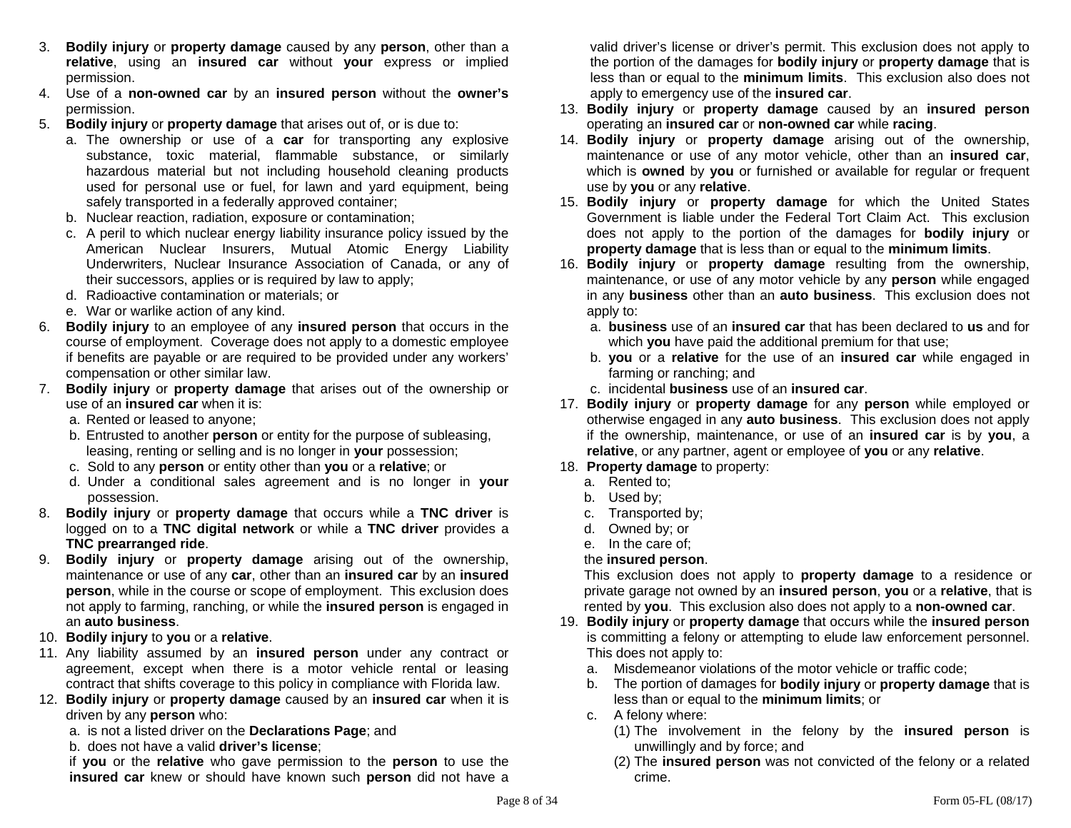3. **Bodily injury** or **property damage** caused by any **person**, other than a **relative**, using an **insured car** without **your** express or implied permission.
4. Use of a **non-owned car** by an **insured person** without the **owner's** permission.
5. **Bodily injury** or **property damage** that arises out of, or is due to:
   a. The ownership or use of a **car** for transporting any explosive substance, toxic material, flammable substance, or similarly hazardous material but not including household cleaning products used for personal use or fuel, for lawn and yard equipment, being safely transported in a federally approved container;
   b. Nuclear reaction, radiation, exposure or contamination;
   c. A peril to which nuclear energy liability insurance policy issued by the American Nuclear Insurers, Mutual Atomic Energy Liability Underwriters, Nuclear Insurance Association of Canada, or any of their successors, applies or is required by law to apply;
   d. Radioactive contamination or materials; or
   e. War or warlike action of any kind.
6. **Bodily injury** to an employee of any **insured person** that occurs in the course of employment. Coverage does not apply to a domestic employee if benefits are payable or are required to be provided under any workers' compensation or other similar law.
7. **Bodily injury** or **property damage** that arises out of the ownership or use of an **insured car** when it is:
   a. Rented or leased to anyone;
   b. Entrusted to another **person** or entity for the purpose of subleasing, leasing, renting or selling and is no longer in **your** possession;
   c. Sold to any **person** or entity other than **you** or a **relative**; or
   d. Under a conditional sales agreement and is no longer in **your** possession.
8. **Bodily injury** or **property damage** that occurs while a **TNC driver** is logged on to a **TNC digital network** or while a **TNC driver** provides a **TNC prearranged ride**.
9. **Bodily injury** or **property damage** arising out of the ownership, maintenance or use of any **car**, other than an **insured car** by an **insured person**, while in the course or scope of employment. This exclusion does not apply to farming, ranching, or while the **insured person** is engaged in an **auto business**.
10. **Bodily injury** to **you** or a **relative**.
11. Any liability assumed by an **insured person** under any contract or agreement, except when there is a motor vehicle rental or leasing contract that shifts coverage to this policy in compliance with Florida law.
12. **Bodily injury** or **property damage** caused by an **insured car** when it is driven by any **person** who:
    a. is not a listed driver on the **Declarations Page**; and
    b. does not have a valid **driver's license**;

    if **you** or the **relative** who gave permission to the **person** to use the **insured car** knew or should have known such **person** did not have a valid driver's license or driver's permit. This exclusion does not apply to the portion of the damages for **bodily injury** or **property damage** that is less than or equal to the **minimum limits**. This exclusion also does not apply to emergency use of the **insured car**.
13. **Bodily injury** or **property damage** caused by an **insured person** operating an **insured car** or **non-owned car** while **racing**.
14. **Bodily injury** or **property damage** arising out of the ownership, maintenance or use of any motor vehicle, other than an **insured car**, which is **owned** by **you** or furnished or available for regular or frequent use by **you** or any **relative**.
15. **Bodily injury** or **property damage** for which the United States Government is liable under the Federal Tort Claim Act. This exclusion does not apply to the portion of the damages for **bodily injury** or **property damage** that is less than or equal to the **minimum limits**.
16. **Bodily injury** or **property damage** resulting from the ownership, maintenance, or use of any motor vehicle by any **person** while engaged in any **business** other than an **auto business**. This exclusion does not apply to:
    a. **business** use of an **insured car** that has been declared to **us** and for which **you** have paid the additional premium for that use;
    b. **you** or a **relative** for the use of an **insured car** while engaged in farming or ranching; and
    c. incidental **business** use of an **insured car**.
17. **Bodily injury** or **property damage** for any **person** while employed or otherwise engaged in any **auto business**. This exclusion does not apply if the ownership, maintenance, or use of an **insured car** is by **you**, a **relative**, or any partner, agent or employee of **you** or any **relative**.
18. **Property damage** to property:
    a. Rented to;
    b. Used by;
    c. Transported by;
    d. Owned by; or
    e. In the care of;

    the **insured person**.

    This exclusion does not apply to **property damage** to a residence or private garage not owned by an **insured person**, **you** or a **relative**, that is rented by **you**. This exclusion also does not apply to a **non-owned car**.
19. **Bodily injury** or **property damage** that occurs while the **insured person** is committing a felony or attempting to elude law enforcement personnel. This does not apply to:
    a. Misdemeanor violations of the motor vehicle or traffic code;
    b. The portion of damages for **bodily injury** or **property damage** that is less than or equal to the **minimum limits**; or
    c. A felony where:
       (1) The involvement in the felony by the **insured person** is unwillingly and by force; and
       (2) The **insured person** was not convicted of the felony or a related crime.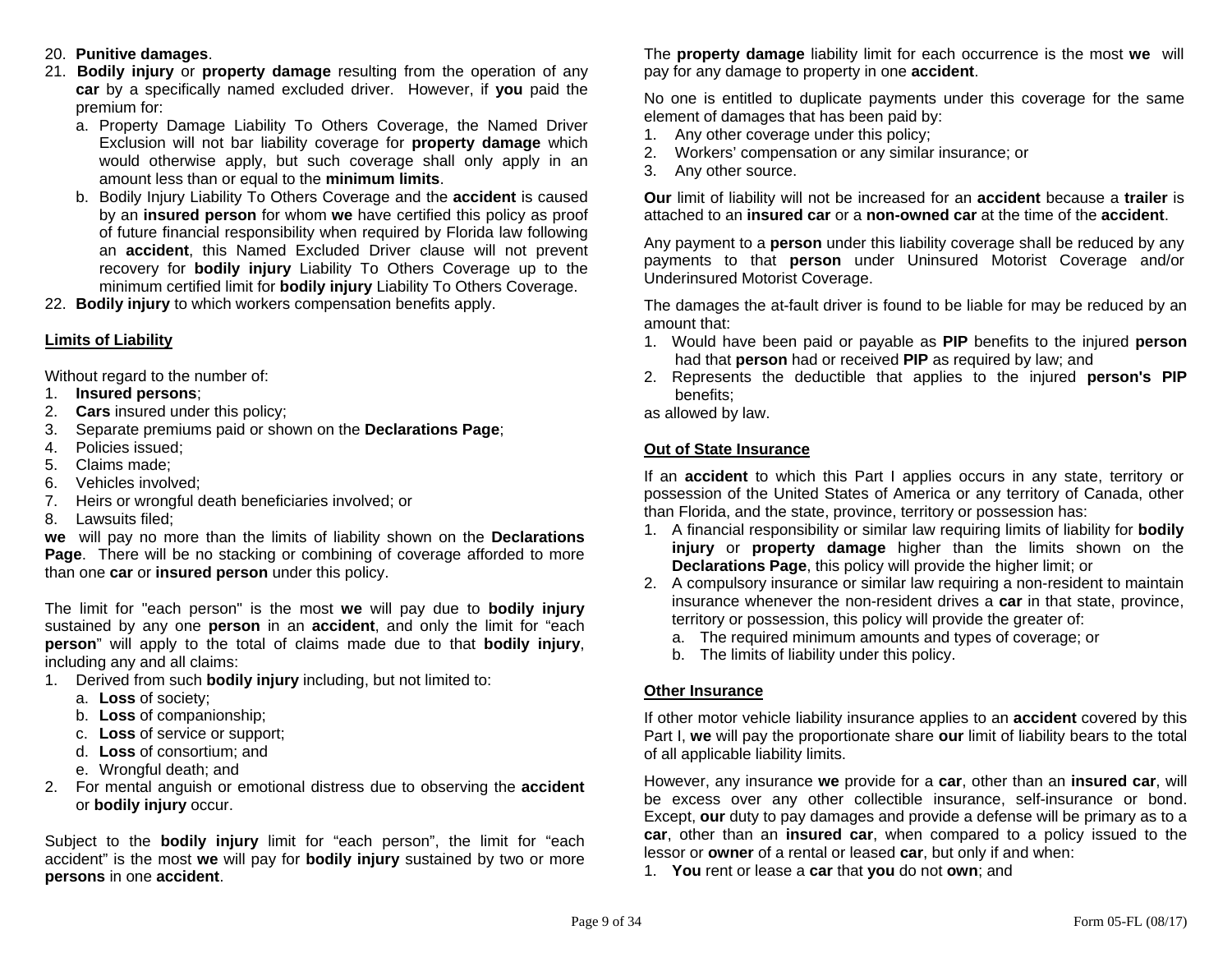20. **Punitive damages**.
21. **Bodily injury** or **property damage** resulting from the operation of any **car** by a specifically named excluded driver. However, if **you** paid the premium for:
    a. Property Damage Liability To Others Coverage, the Named Driver Exclusion will not bar liability coverage for **property damage** which would otherwise apply, but such coverage shall only apply in an amount less than or equal to the **minimum limits**.
    b. Bodily Injury Liability To Others Coverage and the **accident** is caused by an **insured person** for whom **we** have certified this policy as proof of future financial responsibility when required by Florida law following an **accident**, this Named Excluded Driver clause will not prevent recovery for **bodily injury** Liability To Others Coverage up to the minimum certified limit for **bodily injury** Liability To Others Coverage.
22. **Bodily injury** to which workers compensation benefits apply.

**Limits of Liability**

Without regard to the number of:
1. **Insured persons**;
2. **Cars** insured under this policy;
3. Separate premiums paid or shown on the **Declarations Page**;
4. Policies issued;
5. Claims made;
6. Vehicles involved;
7. Heirs or wrongful death beneficiaries involved; or
8. Lawsuits filed;

**we** will pay no more than the limits of liability shown on the **Declarations Page**. There will be no stacking or combining of coverage afforded to more than one **car** or **insured person** under this policy.

The limit for "each person" is the most **we** will pay due to **bodily injury** sustained by any one **person** in an **accident**, and only the limit for "each **person**" will apply to the total of claims made due to that **bodily injury**, including any and all claims:
1. Derived from such **bodily injury** including, but not limited to:
    a. **Loss** of society;
    b. **Loss** of companionship;
    c. **Loss** of service or support;
    d. **Loss** of consortium; and
    e. Wrongful death; and
2. For mental anguish or emotional distress due to observing the **accident** or **bodily injury** occur.

Subject to the **bodily injury** limit for "each person", the limit for "each accident" is the most **we** will pay for **bodily injury** sustained by two or more **persons** in one **accident**.

The **property damage** liability limit for each occurrence is the most **we** will pay for any damage to property in one **accident**.

No one is entitled to duplicate payments under this coverage for the same element of damages that has been paid by:
1. Any other coverage under this policy;
2. Workers' compensation or any similar insurance; or
3. Any other source.

**Our** limit of liability will not be increased for an **accident** because a **trailer** is attached to an **insured car** or a **non-owned car** at the time of the **accident**.

Any payment to a **person** under this liability coverage shall be reduced by any payments to that **person** under Uninsured Motorist Coverage and/or Underinsured Motorist Coverage.

The damages the at-fault driver is found to be liable for may be reduced by an amount that:
1. Would have been paid or payable as **PIP** benefits to the injured **person** had that **person** had or received **PIP** as required by law; and
2. Represents the deductible that applies to the injured **person's PIP** benefits;

as allowed by law.

**Out of State Insurance**

If an **accident** to which this Part I applies occurs in any state, territory or possession of the United States of America or any territory of Canada, other than Florida, and the state, province, territory or possession has:
1. A financial responsibility or similar law requiring limits of liability for **bodily injury** or **property damage** higher than the limits shown on the **Declarations Page**, this policy will provide the higher limit; or
2. A compulsory insurance or similar law requiring a non-resident to maintain insurance whenever the non-resident drives a **car** in that state, province, territory or possession, this policy will provide the greater of:
    a. The required minimum amounts and types of coverage; or
    b. The limits of liability under this policy.

**Other Insurance**

If other motor vehicle liability insurance applies to an **accident** covered by this Part I, **we** will pay the proportionate share **our** limit of liability bears to the total of all applicable liability limits.

However, any insurance **we** provide for a **car**, other than an **insured car**, will be excess over any other collectible insurance, self-insurance or bond. Except, **our** duty to pay damages and provide a defense will be primary as to a **car**, other than an **insured car**, when compared to a policy issued to the lessor or **owner** of a rental or leased **car**, but only if and when:
1. **You** rent or lease a **car** that **you** do not **own**; and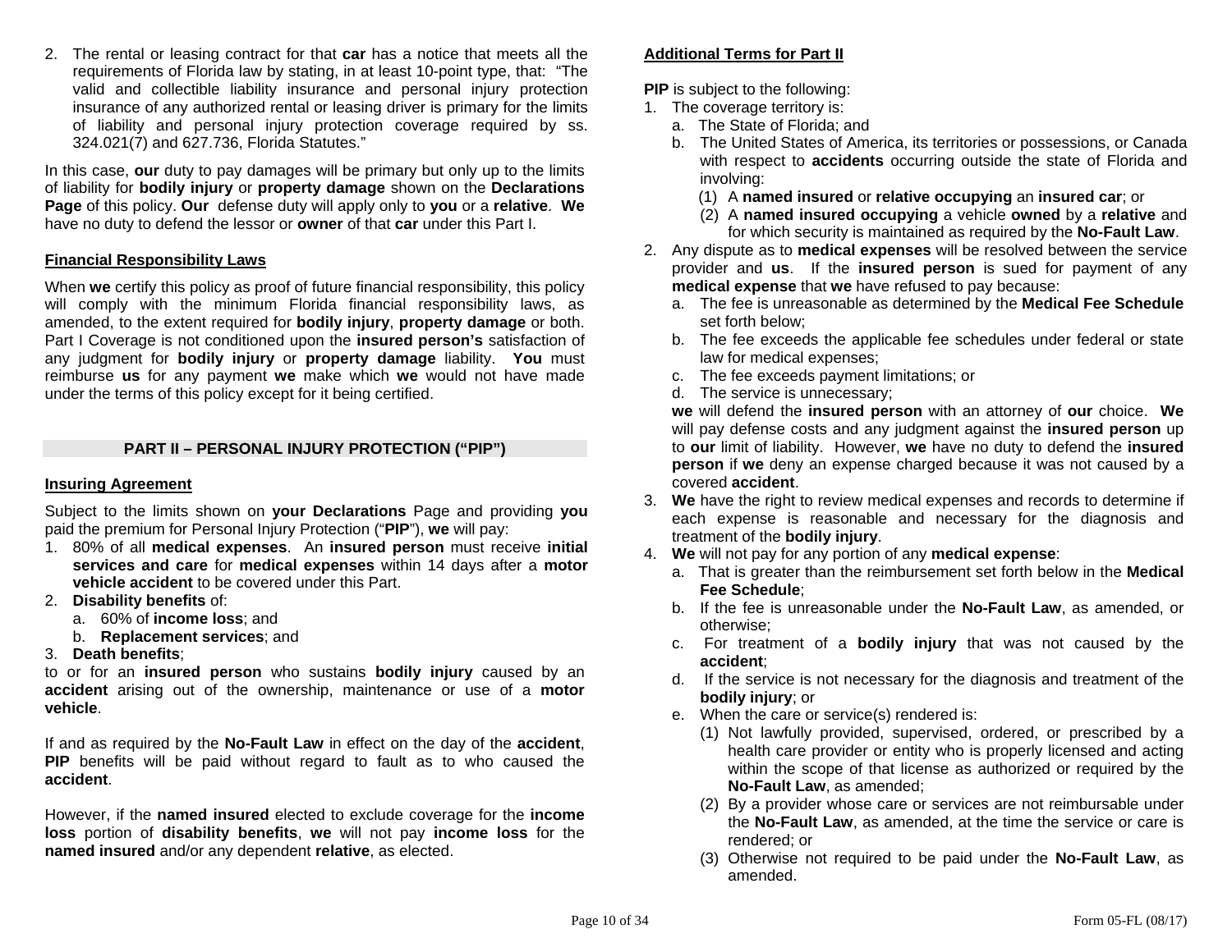2. The rental or leasing contract for that **car** has a notice that meets all the requirements of Florida law by stating, in at least 10-point type, that: "The valid and collectible liability insurance and personal injury protection insurance of any authorized rental or leasing driver is primary for the limits of liability and personal injury protection coverage required by ss. 324.021(7) and 627.736, Florida Statutes."

In this case, **our** duty to pay damages will be primary but only up to the limits of liability for **bodily injury** or **property damage** shown on the **Declarations Page** of this policy. **Our** defense duty will apply only to **you** or a **relative**. **We** have no duty to defend the lessor or **owner** of that **car** under this Part I.

**Financial Responsibility Laws**

When **we** certify this policy as proof of future financial responsibility, this policy will comply with the minimum Florida financial responsibility laws, as amended, to the extent required for **bodily injury**, **property damage** or both. Part I Coverage is not conditioned upon the **insured person's** satisfaction of any judgment for **bodily injury** or **property damage** liability. **You** must reimburse **us** for any payment **we** make which **we** would not have made under the terms of this policy except for it being certified.

## PART II – PERSONAL INJURY PROTECTION ("PIP")

**Insuring Agreement**

Subject to the limits shown on **your Declarations** Page and providing **you** paid the premium for Personal Injury Protection ("**PIP**"), **we** will pay:

1. 80% of all **medical expenses**. An **insured person** must receive **initial services and care** for **medical expenses** within 14 days after a **motor vehicle accident** to be covered under this Part.
2. **Disability benefits** of:
   a. 60% of **income loss**; and
   b. **Replacement services**; and
3. **Death benefits**;

to or for an **insured person** who sustains **bodily injury** caused by an **accident** arising out of the ownership, maintenance or use of a **motor vehicle**.

If and as required by the **No-Fault Law** in effect on the day of the **accident**, **PIP** benefits will be paid without regard to fault as to who caused the **accident**.

However, if the **named insured** elected to exclude coverage for the **income loss** portion of **disability benefits**, **we** will not pay **income loss** for the **named insured** and/or any dependent **relative**, as elected.

**Additional Terms for Part II**

**PIP** is subject to the following:

1. The coverage territory is:
   a. The State of Florida; and
   b. The United States of America, its territories or possessions, or Canada with respect to **accidents** occurring outside the state of Florida and involving:
      (1) A **named insured** or **relative occupying** an **insured car**; or
      (2) A **named insured occupying** a vehicle **owned** by a **relative** and for which security is maintained as required by the **No-Fault Law**.
2. Any dispute as to **medical expenses** will be resolved between the service provider and **us**. If the **insured person** is sued for payment of any **medical expense** that **we** have refused to pay because:
   a. The fee is unreasonable as determined by the **Medical Fee Schedule** set forth below;
   b. The fee exceeds the applicable fee schedules under federal or state law for medical expenses;
   c. The fee exceeds payment limitations; or
   d. The service is unnecessary;

   **we** will defend the **insured person** with an attorney of **our** choice. **We** will pay defense costs and any judgment against the **insured person** up to **our** limit of liability. However, **we** have no duty to defend the **insured person** if **we** deny an expense charged because it was not caused by a covered **accident**.
3. **We** have the right to review medical expenses and records to determine if each expense is reasonable and necessary for the diagnosis and treatment of the **bodily injury**.
4. **We** will not pay for any portion of any **medical expense**:
   a. That is greater than the reimbursement set forth below in the **Medical Fee Schedule**;
   b. If the fee is unreasonable under the **No-Fault Law**, as amended, or otherwise;
   c. For treatment of a **bodily injury** that was not caused by the **accident**;
   d. If the service is not necessary for the diagnosis and treatment of the **bodily injury**; or
   e. When the care or service(s) rendered is:
      (1) Not lawfully provided, supervised, ordered, or prescribed by a health care provider or entity who is properly licensed and acting within the scope of that license as authorized or required by the **No-Fault Law**, as amended;
      (2) By a provider whose care or services are not reimbursable under the **No-Fault Law**, as amended, at the time the service or care is rendered; or
      (3) Otherwise not required to be paid under the **No-Fault Law**, as amended.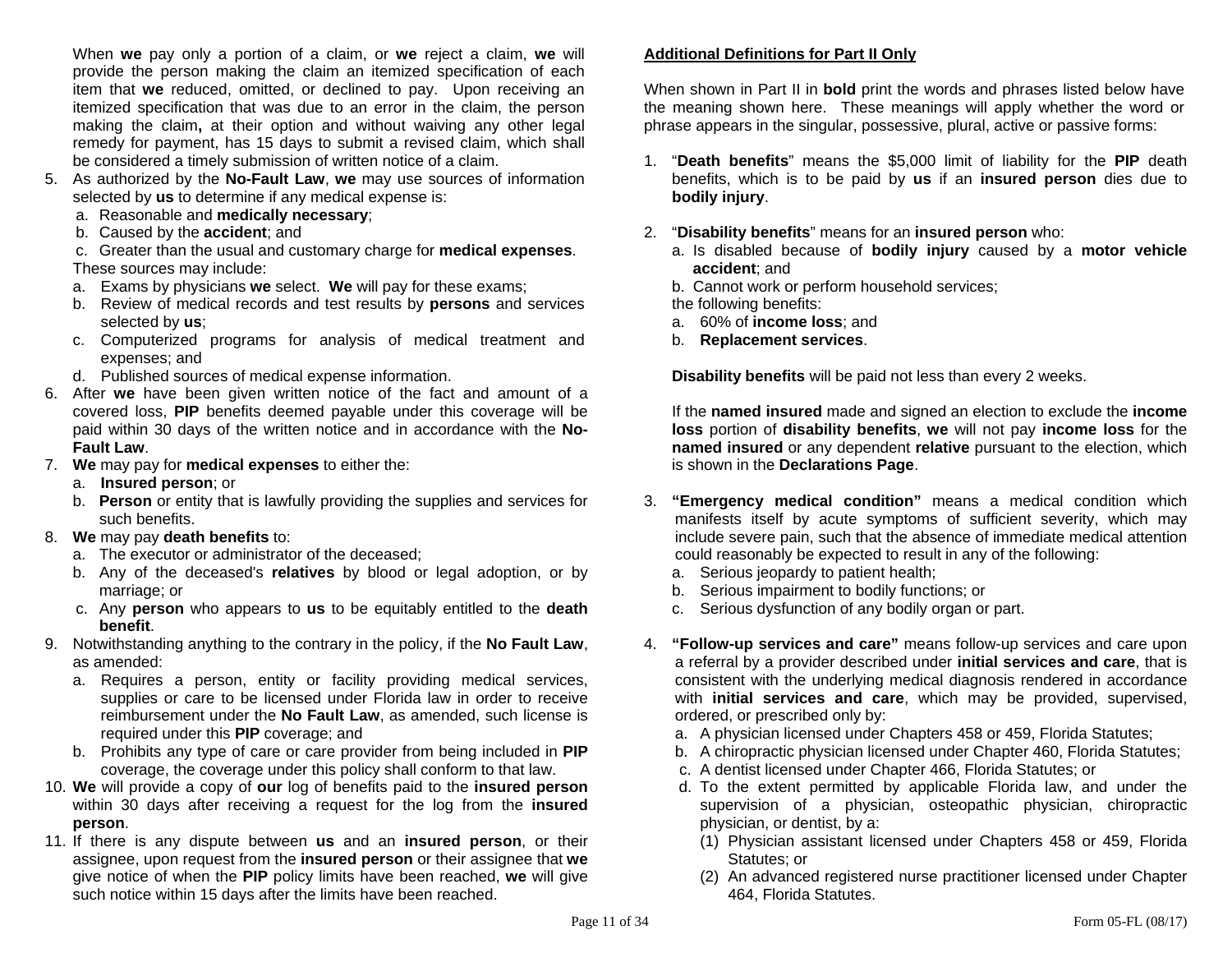When **we** pay only a portion of a claim, or **we** reject a claim, **we** will provide the person making the claim an itemized specification of each item that **we** reduced, omitted, or declined to pay. Upon receiving an itemized specification that was due to an error in the claim, the person making the claim**,** at their option and without waiving any other legal remedy for payment, has 15 days to submit a revised claim, which shall be considered a timely submission of written notice of a claim.

5. As authorized by the **No-Fault Law**, **we** may use sources of information selected by **us** to determine if any medical expense is:
   a. Reasonable and **medically necessary**;
   b. Caused by the **accident**; and
   c. Greater than the usual and customary charge for **medical expenses**.

   These sources may include:
   a. Exams by physicians **we** select. **We** will pay for these exams;
   b. Review of medical records and test results by **persons** and services selected by **us**;
   c. Computerized programs for analysis of medical treatment and expenses; and
   d. Published sources of medical expense information.
6. After **we** have been given written notice of the fact and amount of a covered loss, **PIP** benefits deemed payable under this coverage will be paid within 30 days of the written notice and in accordance with the **No-Fault Law**.
7. **We** may pay for **medical expenses** to either the:
   a. **Insured person**; or
   b. **Person** or entity that is lawfully providing the supplies and services for such benefits.
8. **We** may pay **death benefits** to:
   a. The executor or administrator of the deceased;
   b. Any of the deceased's **relatives** by blood or legal adoption, or by marriage; or
   c. Any **person** who appears to **us** to be equitably entitled to the **death benefit**.
9. Notwithstanding anything to the contrary in the policy, if the **No Fault Law**, as amended:
   a. Requires a person, entity or facility providing medical services, supplies or care to be licensed under Florida law in order to receive reimbursement under the **No Fault Law**, as amended, such license is required under this **PIP** coverage; and
   b. Prohibits any type of care or care provider from being included in **PIP** coverage, the coverage under this policy shall conform to that law.
10. **We** will provide a copy of **our** log of benefits paid to the **insured person** within 30 days after receiving a request for the log from the **insured person**.
11. If there is any dispute between **us** and an **insured person**, or their assignee, upon request from the **insured person** or their assignee that **we** give notice of when the **PIP** policy limits have been reached, **we** will give such notice within 15 days after the limits have been reached.

**Additional Definitions for Part II Only**

When shown in Part II in **bold** print the words and phrases listed below have the meaning shown here. These meanings will apply whether the word or phrase appears in the singular, possessive, plural, active or passive forms:

1. "**Death benefits**" means the $5,000 limit of liability for the **PIP** death benefits, which is to be paid by **us** if an **insured person** dies due to **bodily injury**.

2. "**Disability benefits**" means for an **insured person** who:
   a. Is disabled because of **bodily injury** caused by a **motor vehicle accident**; and
   b. Cannot work or perform household services;

   the following benefits:
   a. 60% of **income loss**; and
   b. **Replacement services**.

   **Disability benefits** will be paid not less than every 2 weeks.

   If the **named insured** made and signed an election to exclude the **income loss** portion of **disability benefits**, **we** will not pay **income loss** for the **named insured** or any dependent **relative** pursuant to the election, which is shown in the **Declarations Page**.

3. **"Emergency medical condition"** means a medical condition which manifests itself by acute symptoms of sufficient severity, which may include severe pain, such that the absence of immediate medical attention could reasonably be expected to result in any of the following:
   a. Serious jeopardy to patient health;
   b. Serious impairment to bodily functions; or
   c. Serious dysfunction of any bodily organ or part.

4. **"Follow-up services and care"** means follow-up services and care upon a referral by a provider described under **initial services and care**, that is consistent with the underlying medical diagnosis rendered in accordance with **initial services and care**, which may be provided, supervised, ordered, or prescribed only by:
   a. A physician licensed under Chapters 458 or 459, Florida Statutes;
   b. A chiropractic physician licensed under Chapter 460, Florida Statutes;
   c. A dentist licensed under Chapter 466, Florida Statutes; or
   d. To the extent permitted by applicable Florida law, and under the supervision of a physician, osteopathic physician, chiropractic physician, or dentist, by a:
      (1) Physician assistant licensed under Chapters 458 or 459, Florida Statutes; or
      (2) An advanced registered nurse practitioner licensed under Chapter 464, Florida Statutes.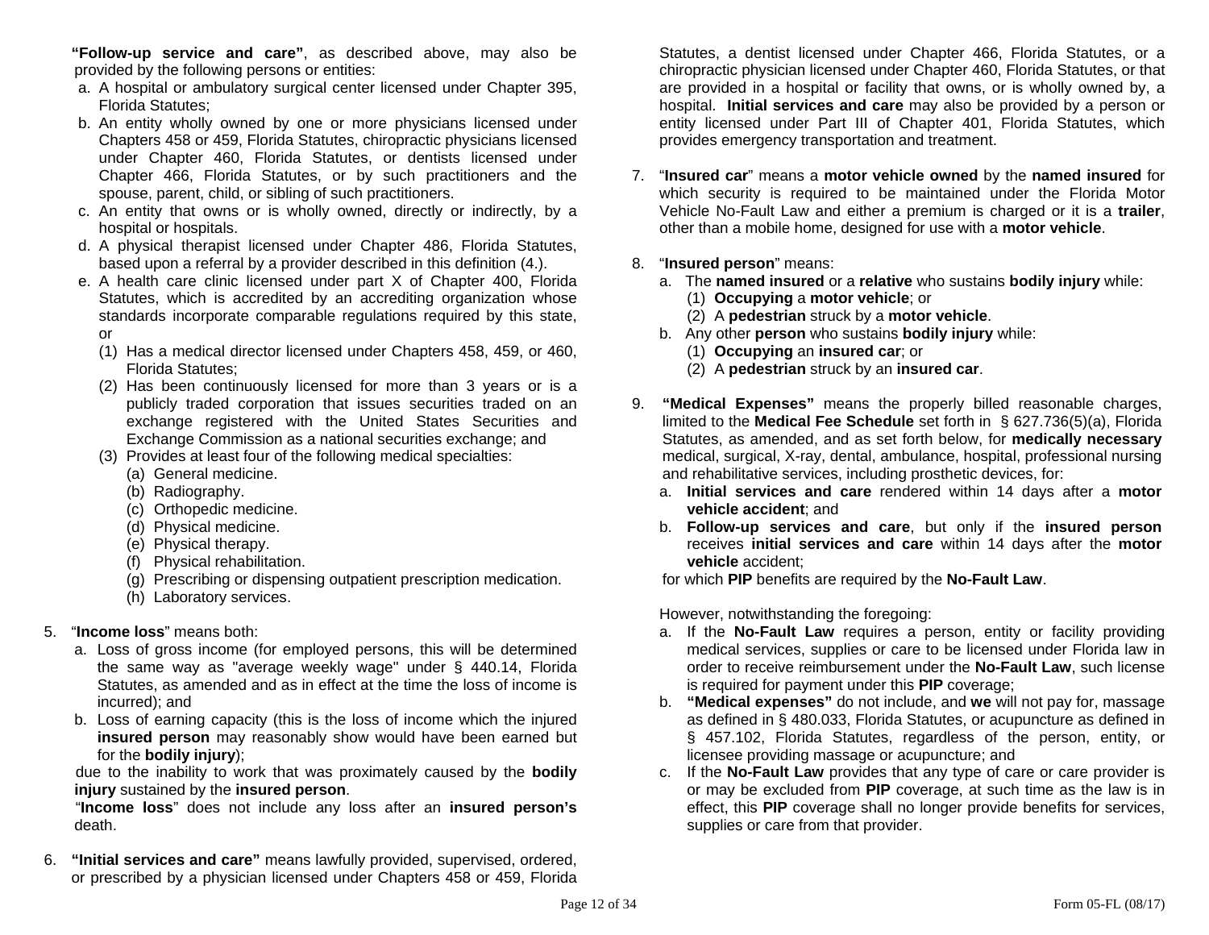**"Follow-up service and care"**, as described above, may also be provided by the following persons or entities:

a. A hospital or ambulatory surgical center licensed under Chapter 395, Florida Statutes;
b. An entity wholly owned by one or more physicians licensed under Chapters 458 or 459, Florida Statutes, chiropractic physicians licensed under Chapter 460, Florida Statutes, or dentists licensed under Chapter 466, Florida Statutes, or by such practitioners and the spouse, parent, child, or sibling of such practitioners.
c. An entity that owns or is wholly owned, directly or indirectly, by a hospital or hospitals.
d. A physical therapist licensed under Chapter 486, Florida Statutes, based upon a referral by a provider described in this definition (4.).
e. A health care clinic licensed under part X of Chapter 400, Florida Statutes, which is accredited by an accrediting organization whose standards incorporate comparable regulations required by this state, or
   (1) Has a medical director licensed under Chapters 458, 459, or 460, Florida Statutes;
   (2) Has been continuously licensed for more than 3 years or is a publicly traded corporation that issues securities traded on an exchange registered with the United States Securities and Exchange Commission as a national securities exchange; and
   (3) Provides at least four of the following medical specialties:
      (a) General medicine.
      (b) Radiography.
      (c) Orthopedic medicine.
      (d) Physical medicine.
      (e) Physical therapy.
      (f) Physical rehabilitation.
      (g) Prescribing or dispensing outpatient prescription medication.
      (h) Laboratory services.

5. "**Income loss**" means both:
   a. Loss of gross income (for employed persons, this will be determined the same way as "average weekly wage" under § 440.14, Florida Statutes, as amended and as in effect at the time the loss of income is incurred); and
   b. Loss of earning capacity (this is the loss of income which the injured **insured person** may reasonably show would have been earned but for the **bodily injury**);

   due to the inability to work that was proximately caused by the **bodily injury** sustained by the **insured person**.

   "**Income loss**" does not include any loss after an **insured person's** death.

6. **"Initial services and care"** means lawfully provided, supervised, ordered, or prescribed by a physician licensed under Chapters 458 or 459, Florida Statutes, a dentist licensed under Chapter 466, Florida Statutes, or a chiropractic physician licensed under Chapter 460, Florida Statutes, or that are provided in a hospital or facility that owns, or is wholly owned by, a hospital. **Initial services and care** may also be provided by a person or entity licensed under Part III of Chapter 401, Florida Statutes, which provides emergency transportation and treatment.

7. "**Insured car**" means a **motor vehicle owned** by the **named insured** for which security is required to be maintained under the Florida Motor Vehicle No-Fault Law and either a premium is charged or it is a **trailer**, other than a mobile home, designed for use with a **motor vehicle**.

8. "**Insured person**" means:
   a. The **named insured** or a **relative** who sustains **bodily injury** while:
      (1) **Occupying** a **motor vehicle**; or
      (2) A **pedestrian** struck by a **motor vehicle**.
   b. Any other **person** who sustains **bodily injury** while:
      (1) **Occupying** an **insured car**; or
      (2) A **pedestrian** struck by an **insured car**.

9. **"Medical Expenses"** means the properly billed reasonable charges, limited to the **Medical Fee Schedule** set forth in § 627.736(5)(a), Florida Statutes, as amended, and as set forth below, for **medically necessary** medical, surgical, X-ray, dental, ambulance, hospital, professional nursing and rehabilitative services, including prosthetic devices, for:
   a. **Initial services and care** rendered within 14 days after a **motor vehicle accident**; and
   b. **Follow-up services and care**, but only if the **insured person** receives **initial services and care** within 14 days after the **motor vehicle** accident;

   for which **PIP** benefits are required by the **No-Fault Law**.

   However, notwithstanding the foregoing:
   a. If the **No-Fault Law** requires a person, entity or facility providing medical services, supplies or care to be licensed under Florida law in order to receive reimbursement under the **No-Fault Law**, such license is required for payment under this **PIP** coverage;
   b. **"Medical expenses"** do not include, and **we** will not pay for, massage as defined in § 480.033, Florida Statutes, or acupuncture as defined in § 457.102, Florida Statutes, regardless of the person, entity, or licensee providing massage or acupuncture; and
   c. If the **No-Fault Law** provides that any type of care or care provider is or may be excluded from **PIP** coverage, at such time as the law is in effect, this **PIP** coverage shall no longer provide benefits for services, supplies or care from that provider.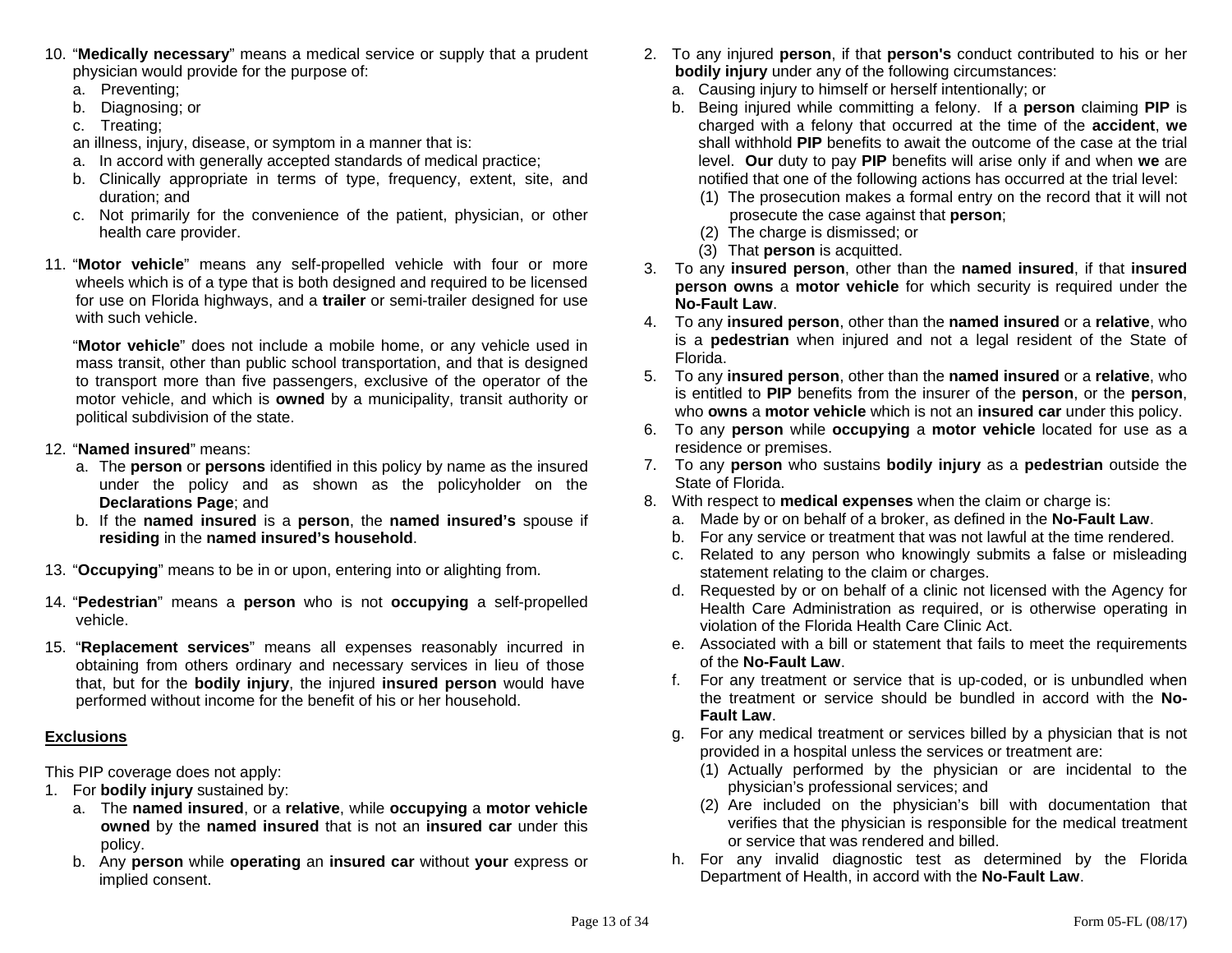10. "**Medically necessary**" means a medical service or supply that a prudent physician would provide for the purpose of:
    a. Preventing;
    b. Diagnosing; or
    c. Treating;

    an illness, injury, disease, or symptom in a manner that is:
    a. In accord with generally accepted standards of medical practice;
    b. Clinically appropriate in terms of type, frequency, extent, site, and duration; and
    c. Not primarily for the convenience of the patient, physician, or other health care provider.

11. "**Motor vehicle**" means any self-propelled vehicle with four or more wheels which is of a type that is both designed and required to be licensed for use on Florida highways, and a **trailer** or semi-trailer designed for use with such vehicle.

    "**Motor vehicle**" does not include a mobile home, or any vehicle used in mass transit, other than public school transportation, and that is designed to transport more than five passengers, exclusive of the operator of the motor vehicle, and which is **owned** by a municipality, transit authority or political subdivision of the state.

12. "**Named insured**" means:
    a. The **person** or **persons** identified in this policy by name as the insured under the policy and as shown as the policyholder on the **Declarations Page**; and
    b. If the **named insured** is a **person**, the **named insured's** spouse if **residing** in the **named insured's household**.

13. "**Occupying**" means to be in or upon, entering into or alighting from.

14. "**Pedestrian**" means a **person** who is not **occupying** a self-propelled vehicle.

15. "**Replacement services**" means all expenses reasonably incurred in obtaining from others ordinary and necessary services in lieu of those that, but for the **bodily injury**, the injured **insured person** would have performed without income for the benefit of his or her household.

## Exclusions

This PIP coverage does not apply:

1. For **bodily injury** sustained by:
    a. The **named insured**, or a **relative**, while **occupying** a **motor vehicle owned** by the **named insured** that is not an **insured car** under this policy.
    b. Any **person** while **operating** an **insured car** without **your** express or implied consent.
2. To any injured **person**, if that **person's** conduct contributed to his or her **bodily injury** under any of the following circumstances:
    a. Causing injury to himself or herself intentionally; or
    b. Being injured while committing a felony. If a **person** claiming **PIP** is charged with a felony that occurred at the time of the **accident**, **we** shall withhold **PIP** benefits to await the outcome of the case at the trial level. **Our** duty to pay **PIP** benefits will arise only if and when **we** are notified that one of the following actions has occurred at the trial level:
        (1) The prosecution makes a formal entry on the record that it will not prosecute the case against that **person**;
        (2) The charge is dismissed; or
        (3) That **person** is acquitted.
3. To any **insured person**, other than the **named insured**, if that **insured person owns** a **motor vehicle** for which security is required under the **No-Fault Law**.
4. To any **insured person**, other than the **named insured** or a **relative**, who is a **pedestrian** when injured and not a legal resident of the State of Florida.
5. To any **insured person**, other than the **named insured** or a **relative**, who is entitled to **PIP** benefits from the insurer of the **person**, or the **person**, who **owns** a **motor vehicle** which is not an **insured car** under this policy.
6. To any **person** while **occupying** a **motor vehicle** located for use as a residence or premises.
7. To any **person** who sustains **bodily injury** as a **pedestrian** outside the State of Florida.
8. With respect to **medical expenses** when the claim or charge is:
    a. Made by or on behalf of a broker, as defined in the **No-Fault Law**.
    b. For any service or treatment that was not lawful at the time rendered.
    c. Related to any person who knowingly submits a false or misleading statement relating to the claim or charges.
    d. Requested by or on behalf of a clinic not licensed with the Agency for Health Care Administration as required, or is otherwise operating in violation of the Florida Health Care Clinic Act.
    e. Associated with a bill or statement that fails to meet the requirements of the **No-Fault Law**.
    f. For any treatment or service that is up-coded, or is unbundled when the treatment or service should be bundled in accord with the **No-Fault Law**.
    g. For any medical treatment or services billed by a physician that is not provided in a hospital unless the services or treatment are:
        (1) Actually performed by the physician or are incidental to the physician's professional services; and
        (2) Are included on the physician's bill with documentation that verifies that the physician is responsible for the medical treatment or service that was rendered and billed.
    h. For any invalid diagnostic test as determined by the Florida Department of Health, in accord with the **No-Fault Law**.

Form 05-FL (08/17)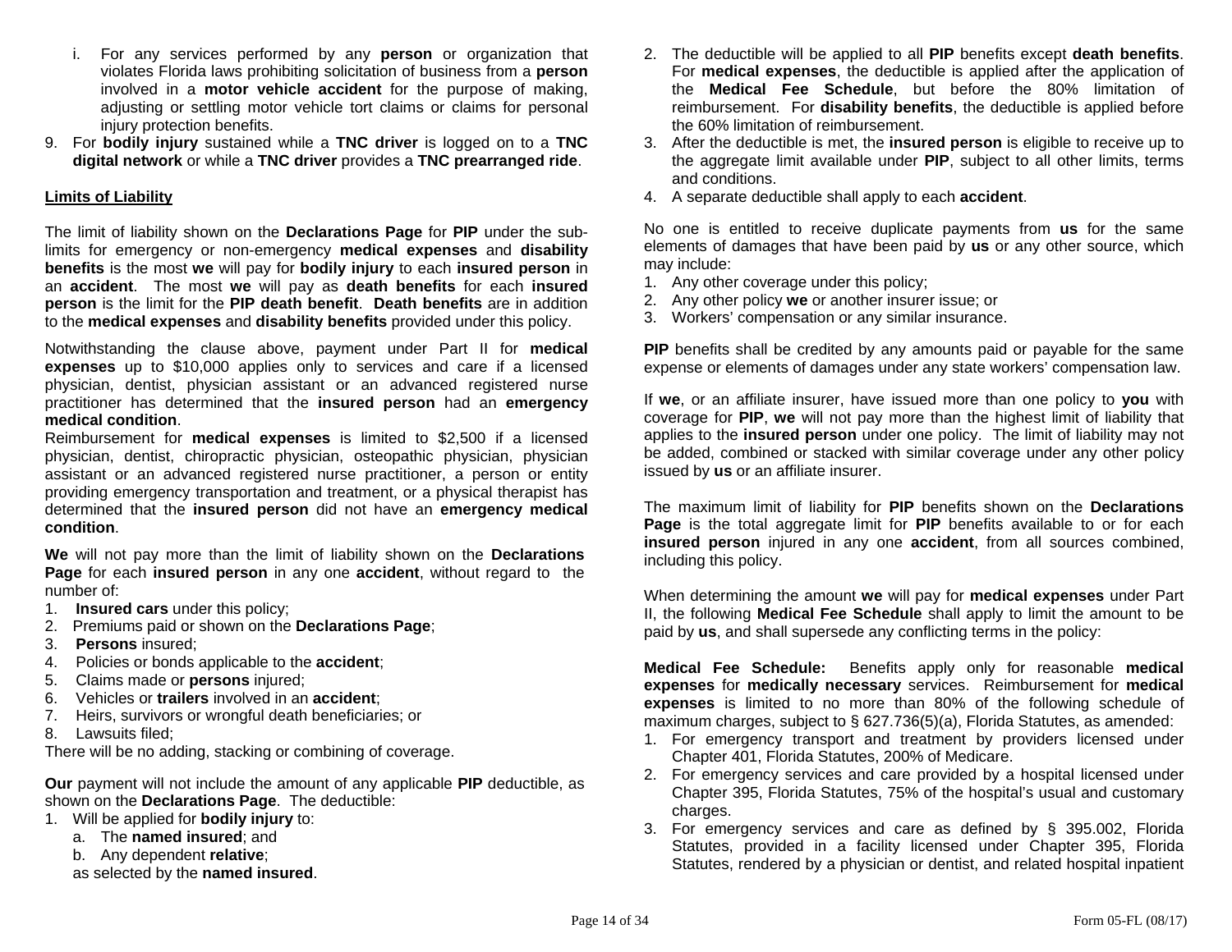i. For any services performed by any **person** or organization that violates Florida laws prohibiting solicitation of business from a **person** involved in a **motor vehicle accident** for the purpose of making, adjusting or settling motor vehicle tort claims or claims for personal injury protection benefits.

9. For **bodily injury** sustained while a **TNC driver** is logged on to a **TNC digital network** or while a **TNC driver** provides a **TNC prearranged ride**.

**Limits of Liability**

The limit of liability shown on the **Declarations Page** for **PIP** under the sub-limits for emergency or non-emergency **medical expenses** and **disability benefits** is the most **we** will pay for **bodily injury** to each **insured person** in an **accident**. The most **we** will pay as **death benefits** for each **insured person** is the limit for the **PIP death benefit**. **Death benefits** are in addition to the **medical expenses** and **disability benefits** provided under this policy.

Notwithstanding the clause above, payment under Part II for **medical expenses** up to $10,000 applies only to services and care if a licensed physician, dentist, physician assistant or an advanced registered nurse practitioner has determined that the **insured person** had an **emergency medical condition**.

Reimbursement for **medical expenses** is limited to $2,500 if a licensed physician, dentist, chiropractic physician, osteopathic physician, physician assistant or an advanced registered nurse practitioner, a person or entity providing emergency transportation and treatment, or a physical therapist has determined that the **insured person** did not have an **emergency medical condition**.

**We** will not pay more than the limit of liability shown on the **Declarations Page** for each **insured person** in any one **accident**, without regard to the number of:

1. **Insured cars** under this policy;
2. Premiums paid or shown on the **Declarations Page**;
3. **Persons** insured;
4. Policies or bonds applicable to the **accident**;
5. Claims made or **persons** injured;
6. Vehicles or **trailers** involved in an **accident**;
7. Heirs, survivors or wrongful death beneficiaries; or
8. Lawsuits filed;

There will be no adding, stacking or combining of coverage.

**Our** payment will not include the amount of any applicable **PIP** deductible, as shown on the **Declarations Page**. The deductible:

1. Will be applied for **bodily injury** to:
   a. The **named insured**; and
   b. Any dependent **relative**;

   as selected by the **named insured**.
2. The deductible will be applied to all **PIP** benefits except **death benefits**. For **medical expenses**, the deductible is applied after the application of the **Medical Fee Schedule**, but before the 80% limitation of reimbursement. For **disability benefits**, the deductible is applied before the 60% limitation of reimbursement.
3. After the deductible is met, the **insured person** is eligible to receive up to the aggregate limit available under **PIP**, subject to all other limits, terms and conditions.
4. A separate deductible shall apply to each **accident**.

No one is entitled to receive duplicate payments from **us** for the same elements of damages that have been paid by **us** or any other source, which may include:

1. Any other coverage under this policy;
2. Any other policy **we** or another insurer issue; or
3. Workers' compensation or any similar insurance.

**PIP** benefits shall be credited by any amounts paid or payable for the same expense or elements of damages under any state workers' compensation law.

If **we**, or an affiliate insurer, have issued more than one policy to **you** with coverage for **PIP**, **we** will not pay more than the highest limit of liability that applies to the **insured person** under one policy. The limit of liability may not be added, combined or stacked with similar coverage under any other policy issued by **us** or an affiliate insurer.

The maximum limit of liability for **PIP** benefits shown on the **Declarations Page** is the total aggregate limit for **PIP** benefits available to or for each **insured person** injured in any one **accident**, from all sources combined, including this policy.

When determining the amount **we** will pay for **medical expenses** under Part II, the following **Medical Fee Schedule** shall apply to limit the amount to be paid by **us**, and shall supersede any conflicting terms in the policy:

**Medical Fee Schedule:** Benefits apply only for reasonable **medical expenses** for **medically necessary** services. Reimbursement for **medical expenses** is limited to no more than 80% of the following schedule of maximum charges, subject to § 627.736(5)(a), Florida Statutes, as amended:

1. For emergency transport and treatment by providers licensed under Chapter 401, Florida Statutes, 200% of Medicare.
2. For emergency services and care provided by a hospital licensed under Chapter 395, Florida Statutes, 75% of the hospital's usual and customary charges.
3. For emergency services and care as defined by § 395.002, Florida Statutes, provided in a facility licensed under Chapter 395, Florida Statutes, rendered by a physician or dentist, and related hospital inpatient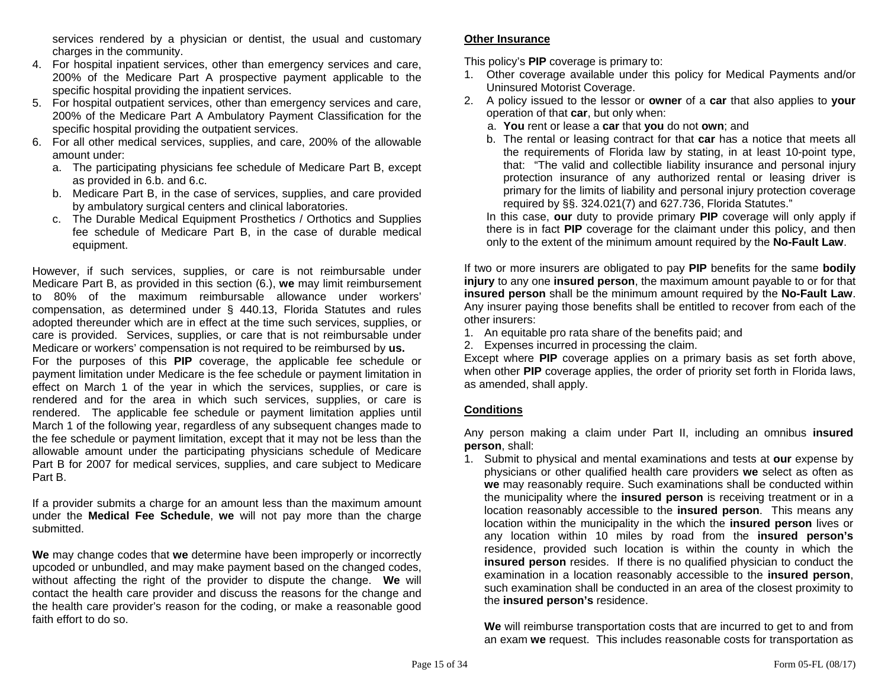services rendered by a physician or dentist, the usual and customary charges in the community.

4. For hospital inpatient services, other than emergency services and care, 200% of the Medicare Part A prospective payment applicable to the specific hospital providing the inpatient services.
5. For hospital outpatient services, other than emergency services and care, 200% of the Medicare Part A Ambulatory Payment Classification for the specific hospital providing the outpatient services.
6. For all other medical services, supplies, and care, 200% of the allowable amount under:
   a. The participating physicians fee schedule of Medicare Part B, except as provided in 6.b. and 6.c.
   b. Medicare Part B, in the case of services, supplies, and care provided by ambulatory surgical centers and clinical laboratories.
   c. The Durable Medical Equipment Prosthetics / Orthotics and Supplies fee schedule of Medicare Part B, in the case of durable medical equipment.

However, if such services, supplies, or care is not reimbursable under Medicare Part B, as provided in this section (6.), **we** may limit reimbursement to 80% of the maximum reimbursable allowance under workers' compensation, as determined under § 440.13, Florida Statutes and rules adopted thereunder which are in effect at the time such services, supplies, or care is provided. Services, supplies, or care that is not reimbursable under Medicare or workers' compensation is not required to be reimbursed by **us.**

For the purposes of this **PIP** coverage, the applicable fee schedule or payment limitation under Medicare is the fee schedule or payment limitation in effect on March 1 of the year in which the services, supplies, or care is rendered and for the area in which such services, supplies, or care is rendered. The applicable fee schedule or payment limitation applies until March 1 of the following year, regardless of any subsequent changes made to the fee schedule or payment limitation, except that it may not be less than the allowable amount under the participating physicians schedule of Medicare Part B for 2007 for medical services, supplies, and care subject to Medicare Part B.

If a provider submits a charge for an amount less than the maximum amount under the **Medical Fee Schedule**, **we** will not pay more than the charge submitted.

**We** may change codes that **we** determine have been improperly or incorrectly upcoded or unbundled, and may make payment based on the changed codes, without affecting the right of the provider to dispute the change. **We** will contact the health care provider and discuss the reasons for the change and the health care provider's reason for the coding, or make a reasonable good faith effort to do so.

## Other Insurance

This policy's **PIP** coverage is primary to:

1. Other coverage available under this policy for Medical Payments and/or Uninsured Motorist Coverage.
2. A policy issued to the lessor or **owner** of a **car** that also applies to **your** operation of that **car**, but only when:
   a. **You** rent or lease a **car** that **you** do not **own**; and
   b. The rental or leasing contract for that **car** has a notice that meets all the requirements of Florida law by stating, in at least 10-point type, that: "The valid and collectible liability insurance and personal injury protection insurance of any authorized rental or leasing driver is primary for the limits of liability and personal injury protection coverage required by §§. 324.021(7) and 627.736, Florida Statutes."

   In this case, **our** duty to provide primary **PIP** coverage will only apply if there is in fact **PIP** coverage for the claimant under this policy, and then only to the extent of the minimum amount required by the **No-Fault Law**.

If two or more insurers are obligated to pay **PIP** benefits for the same **bodily injury** to any one **insured person**, the maximum amount payable to or for that **insured person** shall be the minimum amount required by the **No-Fault Law**. Any insurer paying those benefits shall be entitled to recover from each of the other insurers:

1. An equitable pro rata share of the benefits paid; and
2. Expenses incurred in processing the claim.

Except where **PIP** coverage applies on a primary basis as set forth above, when other **PIP** coverage applies, the order of priority set forth in Florida laws, as amended, shall apply.

## Conditions

Any person making a claim under Part II, including an omnibus **insured person**, shall:

1. Submit to physical and mental examinations and tests at **our** expense by physicians or other qualified health care providers **we** select as often as **we** may reasonably require. Such examinations shall be conducted within the municipality where the **insured person** is receiving treatment or in a location reasonably accessible to the **insured person**. This means any location within the municipality in the which the **insured person** lives or any location within 10 miles by road from the **insured person's** residence, provided such location is within the county in which the **insured person** resides. If there is no qualified physician to conduct the examination in a location reasonably accessible to the **insured person**, such examination shall be conducted in an area of the closest proximity to the **insured person's** residence.

   **We** will reimburse transportation costs that are incurred to get to and from an exam **we** request. This includes reasonable costs for transportation as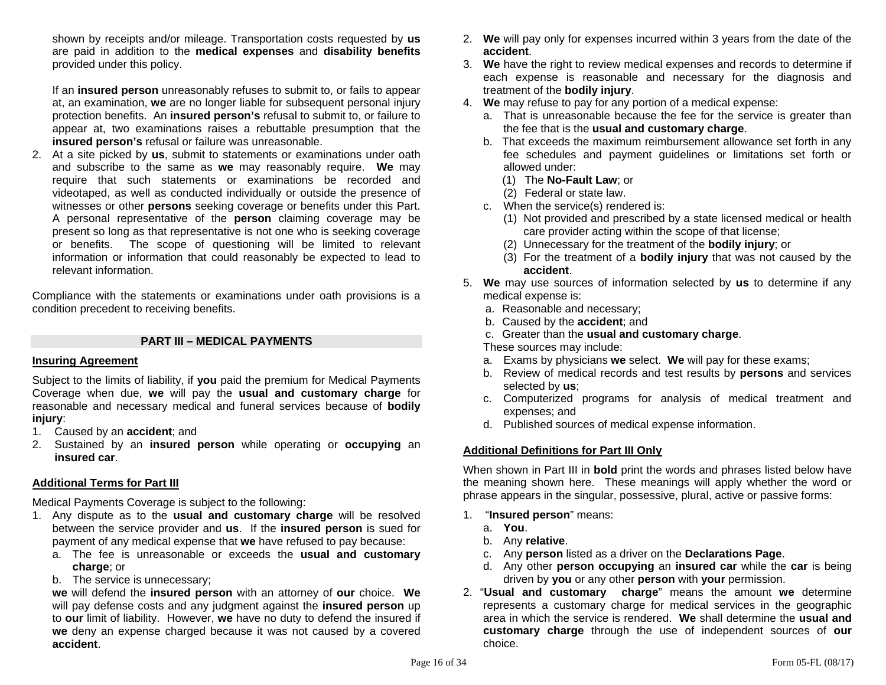shown by receipts and/or mileage. Transportation costs requested by **us** are paid in addition to the **medical expenses** and **disability benefits** provided under this policy.

If an **insured person** unreasonably refuses to submit to, or fails to appear at, an examination, **we** are no longer liable for subsequent personal injury protection benefits. An **insured person's** refusal to submit to, or failure to appear at, two examinations raises a rebuttable presumption that the **insured person's** refusal or failure was unreasonable.

2. At a site picked by **us**, submit to statements or examinations under oath and subscribe to the same as **we** may reasonably require. **We** may require that such statements or examinations be recorded and videotaped, as well as conducted individually or outside the presence of witnesses or other **persons** seeking coverage or benefits under this Part. A personal representative of the **person** claiming coverage may be present so long as that representative is not one who is seeking coverage or benefits. The scope of questioning will be limited to relevant information or information that could reasonably be expected to lead to relevant information.

Compliance with the statements or examinations under oath provisions is a condition precedent to receiving benefits.

## PART III – MEDICAL PAYMENTS

### Insuring Agreement

Subject to the limits of liability, if **you** paid the premium for Medical Payments Coverage when due, **we** will pay the **usual and customary charge** for reasonable and necessary medical and funeral services because of **bodily injury**:

1. Caused by an **accident**; and
2. Sustained by an **insured person** while operating or **occupying** an **insured car**.

### Additional Terms for Part III

Medical Payments Coverage is subject to the following:

1. Any dispute as to the **usual and customary charge** will be resolved between the service provider and **us**. If the **insured person** is sued for payment of any medical expense that **we** have refused to pay because:
   a. The fee is unreasonable or exceeds the **usual and customary charge**; or
   b. The service is unnecessary;

   **we** will defend the **insured person** with an attorney of **our** choice. **We** will pay defense costs and any judgment against the **insured person** up to **our** limit of liability. However, **we** have no duty to defend the insured if **we** deny an expense charged because it was not caused by a covered **accident**.
2. **We** will pay only for expenses incurred within 3 years from the date of the **accident**.
3. **We** have the right to review medical expenses and records to determine if each expense is reasonable and necessary for the diagnosis and treatment of the **bodily injury**.
4. **We** may refuse to pay for any portion of a medical expense:
   a. That is unreasonable because the fee for the service is greater than the fee that is the **usual and customary charge**.
   b. That exceeds the maximum reimbursement allowance set forth in any fee schedules and payment guidelines or limitations set forth or allowed under:
      (1) The **No-Fault Law**; or
      (2) Federal or state law.
   c. When the service(s) rendered is:
      (1) Not provided and prescribed by a state licensed medical or health care provider acting within the scope of that license;
      (2) Unnecessary for the treatment of the **bodily injury**; or
      (3) For the treatment of a **bodily injury** that was not caused by the **accident**.
5. **We** may use sources of information selected by **us** to determine if any medical expense is:
   a. Reasonable and necessary;
   b. Caused by the **accident**; and
   c. Greater than the **usual and customary charge**.

   These sources may include:
   a. Exams by physicians **we** select. **We** will pay for these exams;
   b. Review of medical records and test results by **persons** and services selected by **us**;
   c. Computerized programs for analysis of medical treatment and expenses; and
   d. Published sources of medical expense information.

### Additional Definitions for Part III Only

When shown in Part III in **bold** print the words and phrases listed below have the meaning shown here. These meanings will apply whether the word or phrase appears in the singular, possessive, plural, active or passive forms:

1. "**Insured person**" means:
   a. **You**.
   b. Any **relative**.
   c. Any **person** listed as a driver on the **Declarations Page**.
   d. Any other **person occupying** an **insured car** while the **car** is being driven by **you** or any other **person** with **your** permission.
2. "**Usual and customary charge**" means the amount **we** determine represents a customary charge for medical services in the geographic area in which the service is rendered. **We** shall determine the **usual and customary charge** through the use of independent sources of **our** choice.

Form 05-FL (08/17)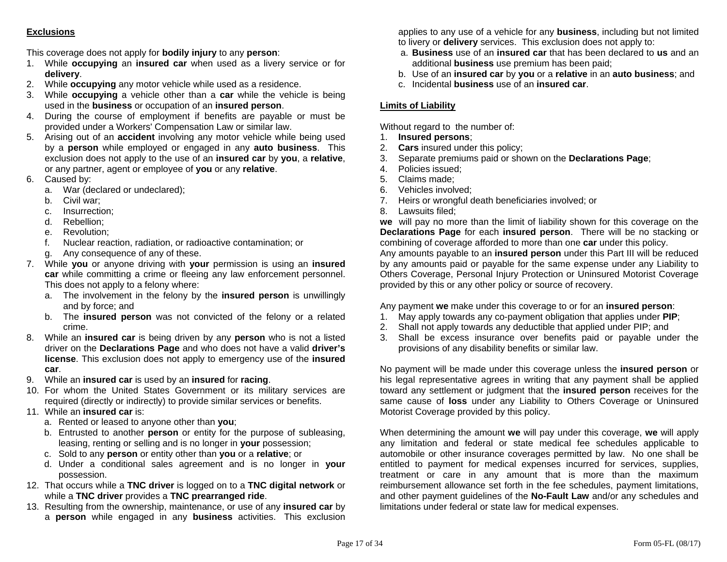**Exclusions**

This coverage does not apply for **bodily injury** to any **person**:

1. While **occupying** an **insured car** when used as a livery service or for **delivery**.
2. While **occupying** any motor vehicle while used as a residence.
3. While **occupying** a vehicle other than a **car** while the vehicle is being used in the **business** or occupation of an **insured person**.
4. During the course of employment if benefits are payable or must be provided under a Workers' Compensation Law or similar law.
5. Arising out of an **accident** involving any motor vehicle while being used by a **person** while employed or engaged in any **auto business**. This exclusion does not apply to the use of an **insured car** by **you**, a **relative**, or any partner, agent or employee of **you** or any **relative**.
6. Caused by:
   a. War (declared or undeclared);
   b. Civil war;
   c. Insurrection;
   d. Rebellion;
   e. Revolution;
   f. Nuclear reaction, radiation, or radioactive contamination; or
   g. Any consequence of any of these.
7. While **you** or anyone driving with **your** permission is using an **insured car** while committing a crime or fleeing any law enforcement personnel. This does not apply to a felony where:
   a. The involvement in the felony by the **insured person** is unwillingly and by force; and
   b. The **insured person** was not convicted of the felony or a related crime.
8. While an **insured car** is being driven by any **person** who is not a listed driver on the **Declarations Page** and who does not have a valid **driver's license**. This exclusion does not apply to emergency use of the **insured car**.
9. While an **insured car** is used by an **insured** for **racing**.
10. For whom the United States Government or its military services are required (directly or indirectly) to provide similar services or benefits.
11. While an **insured car** is:
    a. Rented or leased to anyone other than **you**;
    b. Entrusted to another **person** or entity for the purpose of subleasing, leasing, renting or selling and is no longer in **your** possession;
    c. Sold to any **person** or entity other than **you** or a **relative**; or
    d. Under a conditional sales agreement and is no longer in **your** possession.
12. That occurs while a **TNC driver** is logged on to a **TNC digital network** or while a **TNC driver** provides a **TNC prearranged ride**.
13. Resulting from the ownership, maintenance, or use of any **insured car** by a **person** while engaged in any **business** activities. This exclusion applies to any use of a vehicle for any **business**, including but not limited to livery or **delivery** services. This exclusion does not apply to:
    a. **Business** use of an **insured car** that has been declared to **us** and an additional **business** use premium has been paid;
    b. Use of an **insured car** by **you** or a **relative** in an **auto business**; and
    c. Incidental **business** use of an **insured car**.

**Limits of Liability**

Without regard to the number of:

1. **Insured persons**;
2. **Cars** insured under this policy;
3. Separate premiums paid or shown on the **Declarations Page**;
4. Policies issued;
5. Claims made;
6. Vehicles involved;
7. Heirs or wrongful death beneficiaries involved; or
8. Lawsuits filed;

**we** will pay no more than the limit of liability shown for this coverage on the **Declarations Page** for each **insured person**. There will be no stacking or combining of coverage afforded to more than one **car** under this policy.

Any amounts payable to an **insured person** under this Part III will be reduced by any amounts paid or payable for the same expense under any Liability to Others Coverage, Personal Injury Protection or Uninsured Motorist Coverage provided by this or any other policy or source of recovery.

Any payment **we** make under this coverage to or for an **insured person**:

1. May apply towards any co-payment obligation that applies under **PIP**;
2. Shall not apply towards any deductible that applied under PIP; and
3. Shall be excess insurance over benefits paid or payable under the provisions of any disability benefits or similar law.

No payment will be made under this coverage unless the **insured person** or his legal representative agrees in writing that any payment shall be applied toward any settlement or judgment that the **insured person** receives for the same cause of **loss** under any Liability to Others Coverage or Uninsured Motorist Coverage provided by this policy.

When determining the amount **we** will pay under this coverage, **we** will apply any limitation and federal or state medical fee schedules applicable to automobile or other insurance coverages permitted by law. No one shall be entitled to payment for medical expenses incurred for services, supplies, treatment or care in any amount that is more than the maximum reimbursement allowance set forth in the fee schedules, payment limitations, and other payment guidelines of the **No-Fault Law** and/or any schedules and limitations under federal or state law for medical expenses.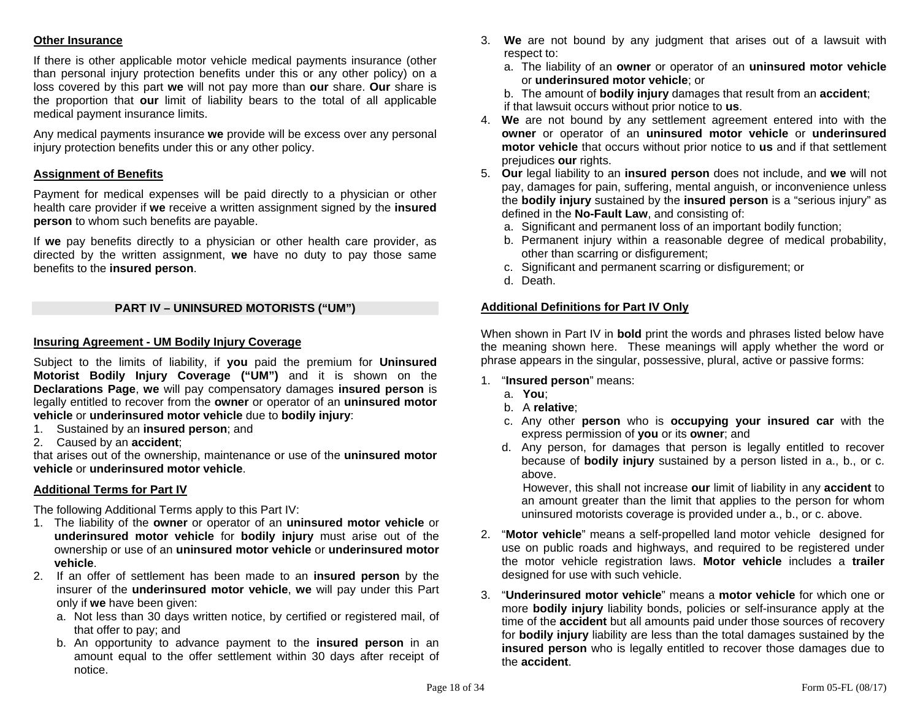### Other Insurance

If there is other applicable motor vehicle medical payments insurance (other than personal injury protection benefits under this or any other policy) on a loss covered by this part **we** will not pay more than **our** share. **Our** share is the proportion that **our** limit of liability bears to the total of all applicable medical payment insurance limits.

Any medical payments insurance **we** provide will be excess over any personal injury protection benefits under this or any other policy.

### Assignment of Benefits

Payment for medical expenses will be paid directly to a physician or other health care provider if **we** receive a written assignment signed by the **insured person** to whom such benefits are payable.

If **we** pay benefits directly to a physician or other health care provider, as directed by the written assignment, **we** have no duty to pay those same benefits to the **insured person**.

## PART IV – UNINSURED MOTORISTS ("UM")

### Insuring Agreement - UM Bodily Injury Coverage

Subject to the limits of liability, if **you** paid the premium for **Uninsured Motorist Bodily Injury Coverage ("UM")** and it is shown on the **Declarations Page**, **we** will pay compensatory damages **insured person** is legally entitled to recover from the **owner** or operator of an **uninsured motor vehicle** or **underinsured motor vehicle** due to **bodily injury**:

1. Sustained by an **insured person**; and
2. Caused by an **accident**;

that arises out of the ownership, maintenance or use of the **uninsured motor vehicle** or **underinsured motor vehicle**.

### Additional Terms for Part IV

The following Additional Terms apply to this Part IV:

1. The liability of the **owner** or operator of an **uninsured motor vehicle** or **underinsured motor vehicle** for **bodily injury** must arise out of the ownership or use of an **uninsured motor vehicle** or **underinsured motor vehicle**.
2. If an offer of settlement has been made to an **insured person** by the insurer of the **underinsured motor vehicle**, **we** will pay under this Part only if **we** have been given:
   a. Not less than 30 days written notice, by certified or registered mail, of that offer to pay; and
   b. An opportunity to advance payment to the **insured person** in an amount equal to the offer settlement within 30 days after receipt of notice.
3. **We** are not bound by any judgment that arises out of a lawsuit with respect to:
   a. The liability of an **owner** or operator of an **uninsured motor vehicle** or **underinsured motor vehicle**; or
   b. The amount of **bodily injury** damages that result from an **accident**;

   if that lawsuit occurs without prior notice to **us**.
4. **We** are not bound by any settlement agreement entered into with the **owner** or operator of an **uninsured motor vehicle** or **underinsured motor vehicle** that occurs without prior notice to **us** and if that settlement prejudices **our** rights.
5. **Our** legal liability to an **insured person** does not include, and **we** will not pay, damages for pain, suffering, mental anguish, or inconvenience unless the **bodily injury** sustained by the **insured person** is a "serious injury" as defined in the **No-Fault Law**, and consisting of:
   a. Significant and permanent loss of an important bodily function;
   b. Permanent injury within a reasonable degree of medical probability, other than scarring or disfigurement;
   c. Significant and permanent scarring or disfigurement; or
   d. Death.

### Additional Definitions for Part IV Only

When shown in Part IV in **bold** print the words and phrases listed below have the meaning shown here. These meanings will apply whether the word or phrase appears in the singular, possessive, plural, active or passive forms:

1. "**Insured person**" means:
   a. **You**;
   b. A **relative**;
   c. Any other **person** who is **occupying your insured car** with the express permission of **you** or its **owner**; and
   d. Any person, for damages that person is legally entitled to recover because of **bodily injury** sustained by a person listed in a., b., or c. above.

   However, this shall not increase **our** limit of liability in any **accident** to an amount greater than the limit that applies to the person for whom uninsured motorists coverage is provided under a., b., or c. above.
2. "**Motor vehicle**" means a self-propelled land motor vehicle designed for use on public roads and highways, and required to be registered under the motor vehicle registration laws. **Motor vehicle** includes a **trailer** designed for use with such vehicle.
3. "**Underinsured motor vehicle**" means a **motor vehicle** for which one or more **bodily injury** liability bonds, policies or self-insurance apply at the time of the **accident** but all amounts paid under those sources of recovery for **bodily injury** liability are less than the total damages sustained by the **insured person** who is legally entitled to recover those damages due to the **accident**.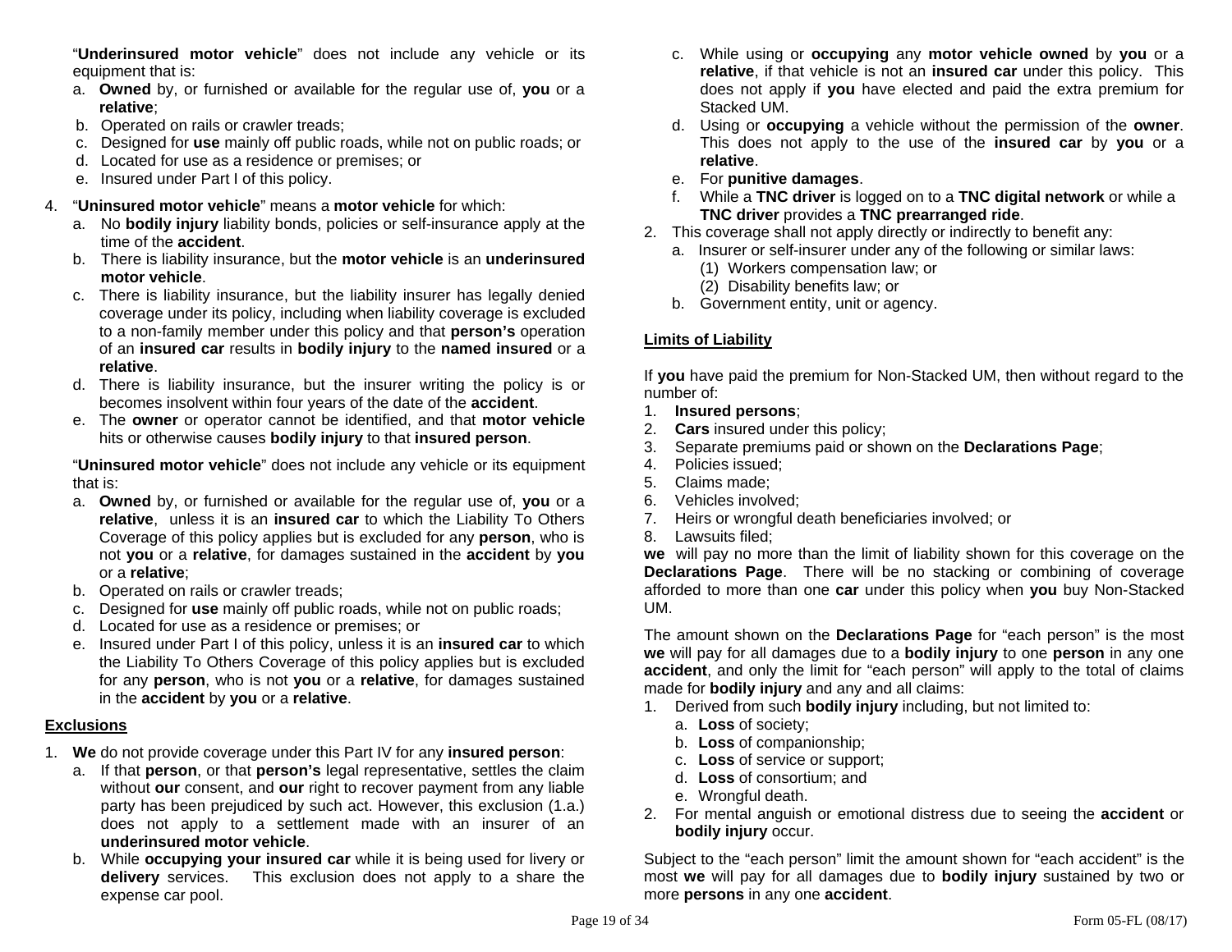"**Underinsured motor vehicle**" does not include any vehicle or its equipment that is:

a. **Owned** by, or furnished or available for the regular use of, **you** or a **relative**;
b. Operated on rails or crawler treads;
c. Designed for **use** mainly off public roads, while not on public roads; or
d. Located for use as a residence or premises; or
e. Insured under Part I of this policy.

4. "**Uninsured motor vehicle**" means a **motor vehicle** for which:
   a. No **bodily injury** liability bonds, policies or self-insurance apply at the time of the **accident**.
   b. There is liability insurance, but the **motor vehicle** is an **underinsured motor vehicle**.
   c. There is liability insurance, but the liability insurer has legally denied coverage under its policy, including when liability coverage is excluded to a non-family member under this policy and that **person's** operation of an **insured car** results in **bodily injury** to the **named insured** or a **relative**.
   d. There is liability insurance, but the insurer writing the policy is or becomes insolvent within four years of the date of the **accident**.
   e. The **owner** or operator cannot be identified, and that **motor vehicle** hits or otherwise causes **bodily injury** to that **insured person**.

   "**Uninsured motor vehicle**" does not include any vehicle or its equipment that is:

   a. **Owned** by, or furnished or available for the regular use of, **you** or a **relative**, unless it is an **insured car** to which the Liability To Others Coverage of this policy applies but is excluded for any **person**, who is not **you** or a **relative**, for damages sustained in the **accident** by **you** or a **relative**;
   b. Operated on rails or crawler treads;
   c. Designed for **use** mainly off public roads, while not on public roads;
   d. Located for use as a residence or premises; or
   e. Insured under Part I of this policy, unless it is an **insured car** to which the Liability To Others Coverage of this policy applies but is excluded for any **person**, who is not **you** or a **relative**, for damages sustained in the **accident** by **you** or a **relative**.

## Exclusions

1. **We** do not provide coverage under this Part IV for any **insured person**:
   a. If that **person**, or that **person's** legal representative, settles the claim without **our** consent, and **our** right to recover payment from any liable party has been prejudiced by such act. However, this exclusion (1.a.) does not apply to a settlement made with an insurer of an **underinsured motor vehicle**.
   b. While **occupying your insured car** while it is being used for livery or **delivery** services. This exclusion does not apply to a share the expense car pool.
   c. While using or **occupying** any **motor vehicle owned** by **you** or a **relative**, if that vehicle is not an **insured car** under this policy. This does not apply if **you** have elected and paid the extra premium for Stacked UM.
   d. Using or **occupying** a vehicle without the permission of the **owner**. This does not apply to the use of the **insured car** by **you** or a **relative**.
   e. For **punitive damages**.
   f. While a **TNC driver** is logged on to a **TNC digital network** or while a **TNC driver** provides a **TNC prearranged ride**.
2. This coverage shall not apply directly or indirectly to benefit any:
   a. Insurer or self-insurer under any of the following or similar laws:
      (1) Workers compensation law; or
      (2) Disability benefits law; or
   b. Government entity, unit or agency.

## Limits of Liability

If **you** have paid the premium for Non-Stacked UM, then without regard to the number of:

1. **Insured persons**;
2. **Cars** insured under this policy;
3. Separate premiums paid or shown on the **Declarations Page**;
4. Policies issued;
5. Claims made;
6. Vehicles involved;
7. Heirs or wrongful death beneficiaries involved; or
8. Lawsuits filed;

**we** will pay no more than the limit of liability shown for this coverage on the **Declarations Page**. There will be no stacking or combining of coverage afforded to more than one **car** under this policy when **you** buy Non-Stacked UM.

The amount shown on the **Declarations Page** for "each person" is the most **we** will pay for all damages due to a **bodily injury** to one **person** in any one **accident**, and only the limit for "each person" will apply to the total of claims made for **bodily injury** and any and all claims:

1. Derived from such **bodily injury** including, but not limited to:
   a. **Loss** of society;
   b. **Loss** of companionship;
   c. **Loss** of service or support;
   d. **Loss** of consortium; and
   e. Wrongful death.
2. For mental anguish or emotional distress due to seeing the **accident** or **bodily injury** occur.

Subject to the "each person" limit the amount shown for "each accident" is the most **we** will pay for all damages due to **bodily injury** sustained by two or more **persons** in any one **accident**.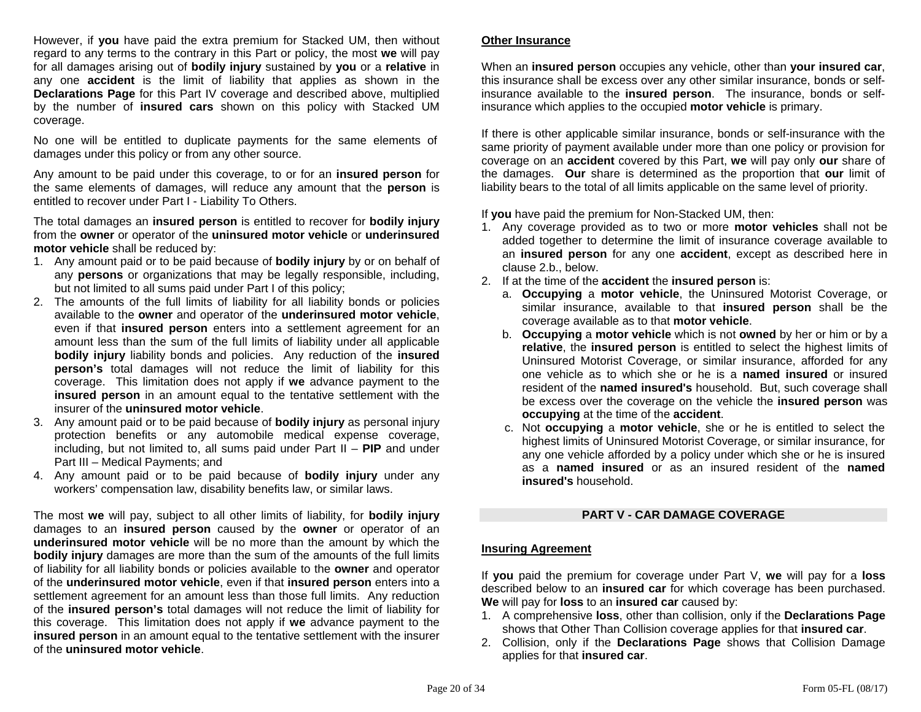However, if **you** have paid the extra premium for Stacked UM, then without regard to any terms to the contrary in this Part or policy, the most **we** will pay for all damages arising out of **bodily injury** sustained by **you** or a **relative** in any one **accident** is the limit of liability that applies as shown in the **Declarations Page** for this Part IV coverage and described above, multiplied by the number of **insured cars** shown on this policy with Stacked UM coverage.

No one will be entitled to duplicate payments for the same elements of damages under this policy or from any other source.

Any amount to be paid under this coverage, to or for an **insured person** for the same elements of damages, will reduce any amount that the **person** is entitled to recover under Part I - Liability To Others.

The total damages an **insured person** is entitled to recover for **bodily injury** from the **owner** or operator of the **uninsured motor vehicle** or **underinsured motor vehicle** shall be reduced by:

1. Any amount paid or to be paid because of **bodily injury** by or on behalf of any **persons** or organizations that may be legally responsible, including, but not limited to all sums paid under Part I of this policy;
2. The amounts of the full limits of liability for all liability bonds or policies available to the **owner** and operator of the **underinsured motor vehicle**, even if that **insured person** enters into a settlement agreement for an amount less than the sum of the full limits of liability under all applicable **bodily injury** liability bonds and policies. Any reduction of the **insured person's** total damages will not reduce the limit of liability for this coverage. This limitation does not apply if **we** advance payment to the **insured person** in an amount equal to the tentative settlement with the insurer of the **uninsured motor vehicle**.
3. Any amount paid or to be paid because of **bodily injury** as personal injury protection benefits or any automobile medical expense coverage, including, but not limited to, all sums paid under Part II – **PIP** and under Part III – Medical Payments; and
4. Any amount paid or to be paid because of **bodily injury** under any workers' compensation law, disability benefits law, or similar laws.

The most **we** will pay, subject to all other limits of liability, for **bodily injury** damages to an **insured person** caused by the **owner** or operator of an **underinsured motor vehicle** will be no more than the amount by which the **bodily injury** damages are more than the sum of the amounts of the full limits of liability for all liability bonds or policies available to the **owner** and operator of the **underinsured motor vehicle**, even if that **insured person** enters into a settlement agreement for an amount less than those full limits. Any reduction of the **insured person's** total damages will not reduce the limit of liability for this coverage. This limitation does not apply if **we** advance payment to the **insured person** in an amount equal to the tentative settlement with the insurer of the **uninsured motor vehicle**.

**Other Insurance**

When an **insured person** occupies any vehicle, other than **your insured car**, this insurance shall be excess over any other similar insurance, bonds or self-insurance available to the **insured person**. The insurance, bonds or self-insurance which applies to the occupied **motor vehicle** is primary.

If there is other applicable similar insurance, bonds or self-insurance with the same priority of payment available under more than one policy or provision for coverage on an **accident** covered by this Part, **we** will pay only **our** share of the damages. **Our** share is determined as the proportion that **our** limit of liability bears to the total of all limits applicable on the same level of priority.

If **you** have paid the premium for Non-Stacked UM, then:

1. Any coverage provided as to two or more **motor vehicles** shall not be added together to determine the limit of insurance coverage available to an **insured person** for any one **accident**, except as described here in clause 2.b., below.
2. If at the time of the **accident** the **insured person** is:
   a. **Occupying** a **motor vehicle**, the Uninsured Motorist Coverage, or similar insurance, available to that **insured person** shall be the coverage available as to that **motor vehicle**.
   b. **Occupying** a **motor vehicle** which is not **owned** by her or him or by a **relative**, the **insured person** is entitled to select the highest limits of Uninsured Motorist Coverage, or similar insurance, afforded for any one vehicle as to which she or he is a **named insured** or insured resident of the **named insured's** household. But, such coverage shall be excess over the coverage on the vehicle the **insured person** was **occupying** at the time of the **accident**.
   c. Not **occupying** a **motor vehicle**, she or he is entitled to select the highest limits of Uninsured Motorist Coverage, or similar insurance, for any one vehicle afforded by a policy under which she or he is insured as a **named insured** or as an insured resident of the **named insured's** household.

## PART V - CAR DAMAGE COVERAGE

**Insuring Agreement**

If **you** paid the premium for coverage under Part V, **we** will pay for a **loss** described below to an **insured car** for which coverage has been purchased. **We** will pay for **loss** to an **insured car** caused by:

1. A comprehensive **loss**, other than collision, only if the **Declarations Page** shows that Other Than Collision coverage applies for that **insured car**.
2. Collision, only if the **Declarations Page** shows that Collision Damage applies for that **insured car**.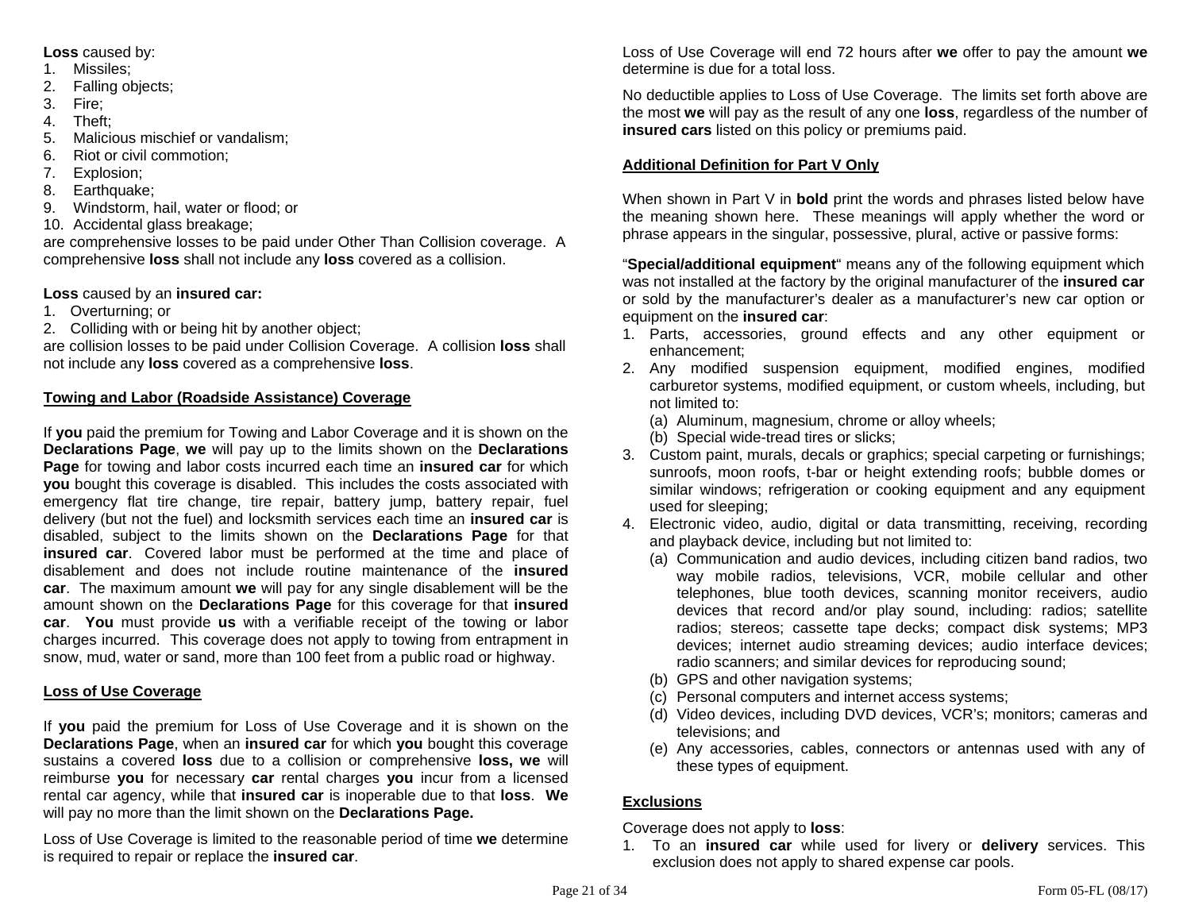**Loss** caused by:

1. Missiles;
2. Falling objects;
3. Fire;
4. Theft;
5. Malicious mischief or vandalism;
6. Riot or civil commotion;
7. Explosion;
8. Earthquake;
9. Windstorm, hail, water or flood; or
10. Accidental glass breakage;

are comprehensive losses to be paid under Other Than Collision coverage. A comprehensive **loss** shall not include any **loss** covered as a collision.

**Loss** caused by an **insured car:**

1. Overturning; or
2. Colliding with or being hit by another object;

are collision losses to be paid under Collision Coverage. A collision **loss** shall not include any **loss** covered as a comprehensive **loss**.

**Towing and Labor (Roadside Assistance) Coverage**

If **you** paid the premium for Towing and Labor Coverage and it is shown on the **Declarations Page**, **we** will pay up to the limits shown on the **Declarations Page** for towing and labor costs incurred each time an **insured car** for which **you** bought this coverage is disabled. This includes the costs associated with emergency flat tire change, tire repair, battery jump, battery repair, fuel delivery (but not the fuel) and locksmith services each time an **insured car** is disabled, subject to the limits shown on the **Declarations Page** for that **insured car**. Covered labor must be performed at the time and place of disablement and does not include routine maintenance of the **insured car**. The maximum amount **we** will pay for any single disablement will be the amount shown on the **Declarations Page** for this coverage for that **insured car**. **You** must provide **us** with a verifiable receipt of the towing or labor charges incurred. This coverage does not apply to towing from entrapment in snow, mud, water or sand, more than 100 feet from a public road or highway.

**Loss of Use Coverage**

If **you** paid the premium for Loss of Use Coverage and it is shown on the **Declarations Page**, when an **insured car** for which **you** bought this coverage sustains a covered **loss** due to a collision or comprehensive **loss, we** will reimburse **you** for necessary **car** rental charges **you** incur from a licensed rental car agency, while that **insured car** is inoperable due to that **loss**. **We** will pay no more than the limit shown on the **Declarations Page.**

Loss of Use Coverage is limited to the reasonable period of time **we** determine is required to repair or replace the **insured car**.

Loss of Use Coverage will end 72 hours after **we** offer to pay the amount **we** determine is due for a total loss.

No deductible applies to Loss of Use Coverage. The limits set forth above are the most **we** will pay as the result of any one **loss**, regardless of the number of **insured cars** listed on this policy or premiums paid.

**Additional Definition for Part V Only**

When shown in Part V in **bold** print the words and phrases listed below have the meaning shown here. These meanings will apply whether the word or phrase appears in the singular, possessive, plural, active or passive forms:

"**Special/additional equipment**" means any of the following equipment which was not installed at the factory by the original manufacturer of the **insured car** or sold by the manufacturer's dealer as a manufacturer's new car option or equipment on the **insured car**:

1. Parts, accessories, ground effects and any other equipment or enhancement;
2. Any modified suspension equipment, modified engines, modified carburetor systems, modified equipment, or custom wheels, including, but not limited to:
   (a) Aluminum, magnesium, chrome or alloy wheels;
   (b) Special wide-tread tires or slicks;
3. Custom paint, murals, decals or graphics; special carpeting or furnishings; sunroofs, moon roofs, t-bar or height extending roofs; bubble domes or similar windows; refrigeration or cooking equipment and any equipment used for sleeping;
4. Electronic video, audio, digital or data transmitting, receiving, recording and playback device, including but not limited to:
   (a) Communication and audio devices, including citizen band radios, two way mobile radios, televisions, VCR, mobile cellular and other telephones, blue tooth devices, scanning monitor receivers, audio devices that record and/or play sound, including: radios; satellite radios; stereos; cassette tape decks; compact disk systems; MP3 devices; internet audio streaming devices; audio interface devices; radio scanners; and similar devices for reproducing sound;
   (b) GPS and other navigation systems;
   (c) Personal computers and internet access systems;
   (d) Video devices, including DVD devices, VCR's; monitors; cameras and televisions; and
   (e) Any accessories, cables, connectors or antennas used with any of these types of equipment.

**Exclusions**

Coverage does not apply to **loss**:

1. To an **insured car** while used for livery or **delivery** services. This exclusion does not apply to shared expense car pools.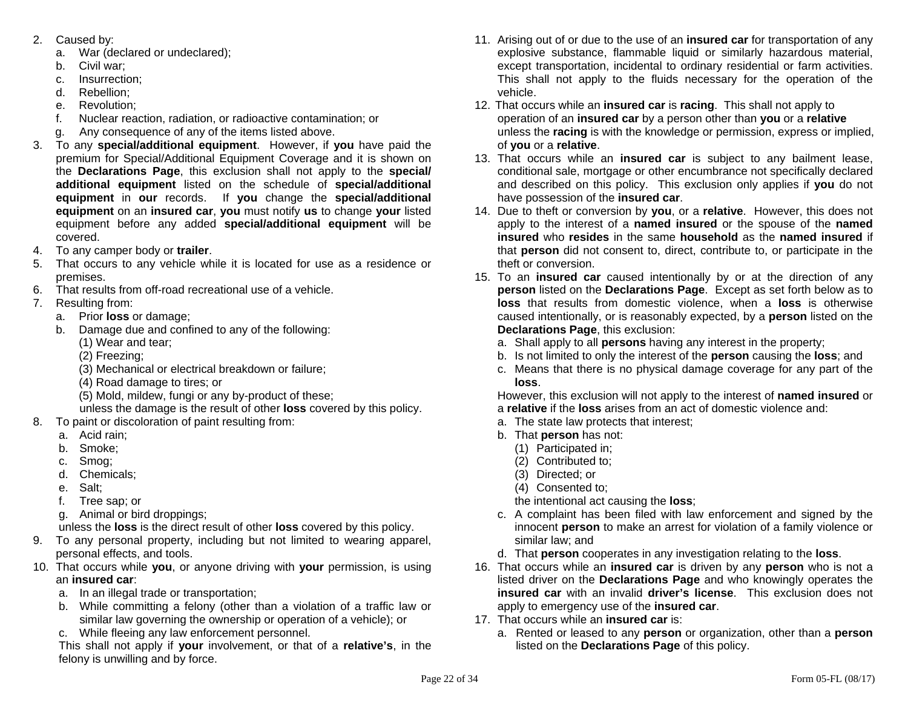2. Caused by:
   a. War (declared or undeclared);
   b. Civil war;
   c. Insurrection;
   d. Rebellion;
   e. Revolution;
   f. Nuclear reaction, radiation, or radioactive contamination; or
   g. Any consequence of any of the items listed above.
3. To any **special/additional equipment**. However, if **you** have paid the premium for Special/Additional Equipment Coverage and it is shown on the **Declarations Page**, this exclusion shall not apply to the **special/additional equipment** listed on the schedule of **special/additional equipment** in **our** records. If **you** change the **special/additional equipment** on an **insured car**, **you** must notify **us** to change **your** listed equipment before any added **special/additional equipment** will be covered.
4. To any camper body or **trailer**.
5. That occurs to any vehicle while it is located for use as a residence or premises.
6. That results from off-road recreational use of a vehicle.
7. Resulting from:
   a. Prior **loss** or damage;
   b. Damage due and confined to any of the following:
      (1) Wear and tear;
      (2) Freezing;
      (3) Mechanical or electrical breakdown or failure;
      (4) Road damage to tires; or
      (5) Mold, mildew, fungi or any by-product of these;
      unless the damage is the result of other **loss** covered by this policy.
8. To paint or discoloration of paint resulting from:
   a. Acid rain;
   b. Smoke;
   c. Smog;
   d. Chemicals;
   e. Salt;
   f. Tree sap; or
   g. Animal or bird droppings;
   unless the **loss** is the direct result of other **loss** covered by this policy.
9. To any personal property, including but not limited to wearing apparel, personal effects, and tools.
10. That occurs while **you**, or anyone driving with **your** permission, is using an **insured car**:
    a. In an illegal trade or transportation;
    b. While committing a felony (other than a violation of a traffic law or similar law governing the ownership or operation of a vehicle); or
    c. While fleeing any law enforcement personnel.
    This shall not apply if **your** involvement, or that of a **relative's**, in the felony is unwilling and by force.
11. Arising out of or due to the use of an **insured car** for transportation of any explosive substance, flammable liquid or similarly hazardous material, except transportation, incidental to ordinary residential or farm activities. This shall not apply to the fluids necessary for the operation of the vehicle.
12. That occurs while an **insured car** is **racing**. This shall not apply to operation of an **insured car** by a person other than **you** or a **relative** unless the **racing** is with the knowledge or permission, express or implied, of **you** or a **relative**.
13. That occurs while an **insured car** is subject to any bailment lease, conditional sale, mortgage or other encumbrance not specifically declared and described on this policy. This exclusion only applies if **you** do not have possession of the **insured car**.
14. Due to theft or conversion by **you**, or a **relative**. However, this does not apply to the interest of a **named insured** or the spouse of the **named insured** who **resides** in the same **household** as the **named insured** if that **person** did not consent to, direct, contribute to, or participate in the theft or conversion.
15. To an **insured car** caused intentionally by or at the direction of any **person** listed on the **Declarations Page**. Except as set forth below as to **loss** that results from domestic violence, when a **loss** is otherwise caused intentionally, or is reasonably expected, by a **person** listed on the **Declarations Page**, this exclusion:
    a. Shall apply to all **persons** having any interest in the property;
    b. Is not limited to only the interest of the **person** causing the **loss**; and
    c. Means that there is no physical damage coverage for any part of the **loss**.

    However, this exclusion will not apply to the interest of **named insured** or a **relative** if the **loss** arises from an act of domestic violence and:
    a. The state law protects that interest;
    b. That **person** has not:
       (1) Participated in;
       (2) Contributed to;
       (3) Directed; or
       (4) Consented to;
       the intentional act causing the **loss**;
    c. A complaint has been filed with law enforcement and signed by the innocent **person** to make an arrest for violation of a family violence or similar law; and
    d. That **person** cooperates in any investigation relating to the **loss**.
16. That occurs while an **insured car** is driven by any **person** who is not a listed driver on the **Declarations Page** and who knowingly operates the **insured car** with an invalid **driver's license**. This exclusion does not apply to emergency use of the **insured car**.
17. That occurs while an **insured car** is:
    a. Rented or leased to any **person** or organization, other than a **person** listed on the **Declarations Page** of this policy.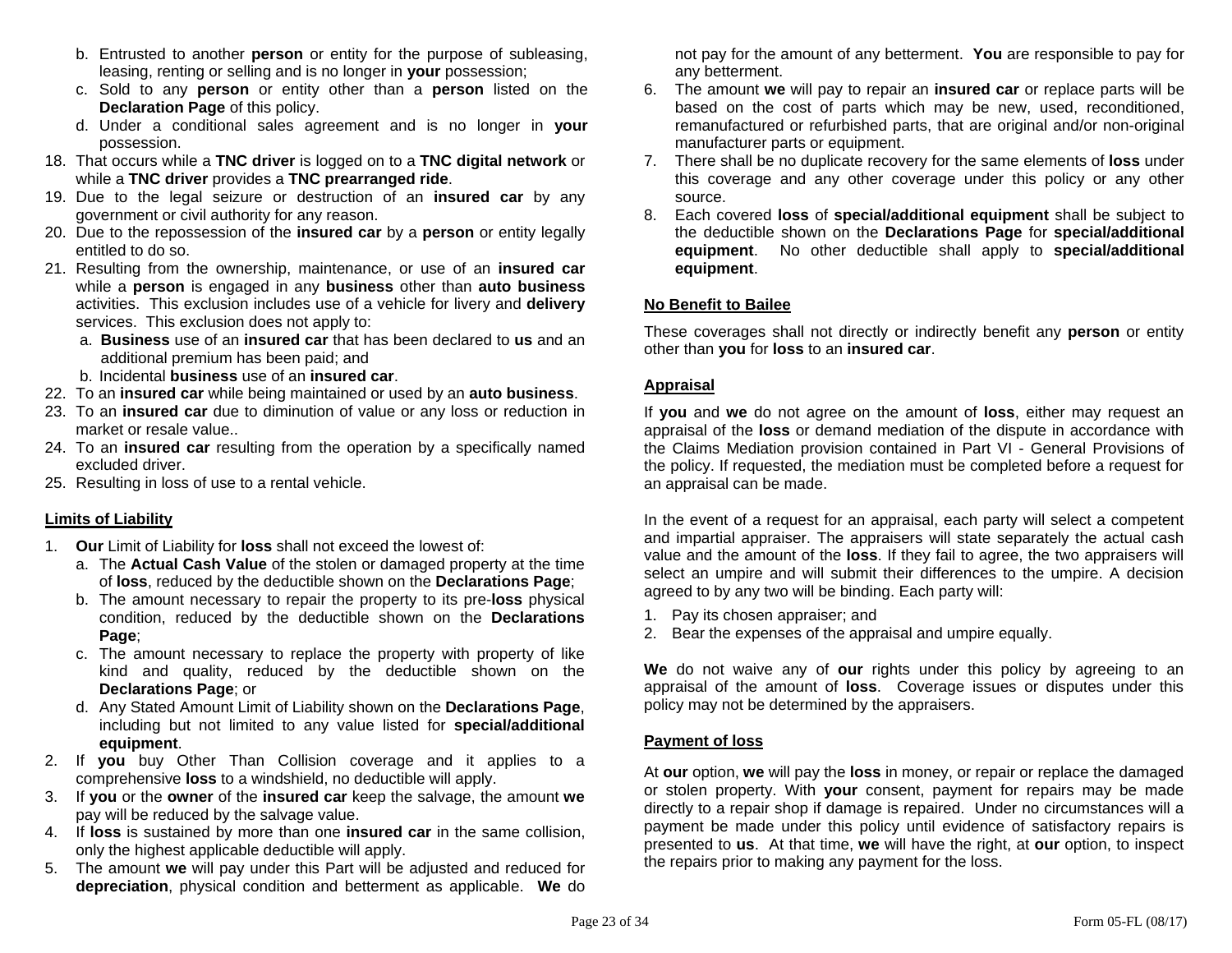b. Entrusted to another **person** or entity for the purpose of subleasing, leasing, renting or selling and is no longer in **your** possession;
   c. Sold to any **person** or entity other than a **person** listed on the **Declaration Page** of this policy.
   d. Under a conditional sales agreement and is no longer in **your** possession.
18. That occurs while a **TNC driver** is logged on to a **TNC digital network** or while a **TNC driver** provides a **TNC prearranged ride**.
19. Due to the legal seizure or destruction of an **insured car** by any government or civil authority for any reason.
20. Due to the repossession of the **insured car** by a **person** or entity legally entitled to do so.
21. Resulting from the ownership, maintenance, or use of an **insured car** while a **person** is engaged in any **business** other than **auto business** activities. This exclusion includes use of a vehicle for livery and **delivery** services. This exclusion does not apply to:
   a. **Business** use of an **insured car** that has been declared to **us** and an additional premium has been paid; and
   b. Incidental **business** use of an **insured car**.
22. To an **insured car** while being maintained or used by an **auto business**.
23. To an **insured car** due to diminution of value or any loss or reduction in market or resale value..
24. To an **insured car** resulting from the operation by a specifically named excluded driver.
25. Resulting in loss of use to a rental vehicle.

**Limits of Liability**

1. **Our** Limit of Liability for **loss** shall not exceed the lowest of:
   a. The **Actual Cash Value** of the stolen or damaged property at the time of **loss**, reduced by the deductible shown on the **Declarations Page**;
   b. The amount necessary to repair the property to its pre-**loss** physical condition, reduced by the deductible shown on the **Declarations Page**;
   c. The amount necessary to replace the property with property of like kind and quality, reduced by the deductible shown on the **Declarations Page**; or
   d. Any Stated Amount Limit of Liability shown on the **Declarations Page**, including but not limited to any value listed for **special/additional equipment**.
2. If **you** buy Other Than Collision coverage and it applies to a comprehensive **loss** to a windshield, no deductible will apply.
3. If **you** or the **owner** of the **insured car** keep the salvage, the amount **we** pay will be reduced by the salvage value.
4. If **loss** is sustained by more than one **insured car** in the same collision, only the highest applicable deductible will apply.
5. The amount **we** will pay under this Part will be adjusted and reduced for **depreciation**, physical condition and betterment as applicable. **We** do not pay for the amount of any betterment. **You** are responsible to pay for any betterment.
6. The amount **we** will pay to repair an **insured car** or replace parts will be based on the cost of parts which may be new, used, reconditioned, remanufactured or refurbished parts, that are original and/or non-original manufacturer parts or equipment.
7. There shall be no duplicate recovery for the same elements of **loss** under this coverage and any other coverage under this policy or any other source.
8. Each covered **loss** of **special/additional equipment** shall be subject to the deductible shown on the **Declarations Page** for **special/additional equipment**. No other deductible shall apply to **special/additional equipment**.

**No Benefit to Bailee**

These coverages shall not directly or indirectly benefit any **person** or entity other than **you** for **loss** to an **insured car**.

**Appraisal**

If **you** and **we** do not agree on the amount of **loss**, either may request an appraisal of the **loss** or demand mediation of the dispute in accordance with the Claims Mediation provision contained in Part VI - General Provisions of the policy. If requested, the mediation must be completed before a request for an appraisal can be made.

In the event of a request for an appraisal, each party will select a competent and impartial appraiser. The appraisers will state separately the actual cash value and the amount of the **loss**. If they fail to agree, the two appraisers will select an umpire and will submit their differences to the umpire. A decision agreed to by any two will be binding. Each party will:

1. Pay its chosen appraiser; and
2. Bear the expenses of the appraisal and umpire equally.

**We** do not waive any of **our** rights under this policy by agreeing to an appraisal of the amount of **loss**. Coverage issues or disputes under this policy may not be determined by the appraisers.

**Payment of loss**

At **our** option, **we** will pay the **loss** in money, or repair or replace the damaged or stolen property. With **your** consent, payment for repairs may be made directly to a repair shop if damage is repaired. Under no circumstances will a payment be made under this policy until evidence of satisfactory repairs is presented to **us**. At that time, **we** will have the right, at **our** option, to inspect the repairs prior to making any payment for the loss.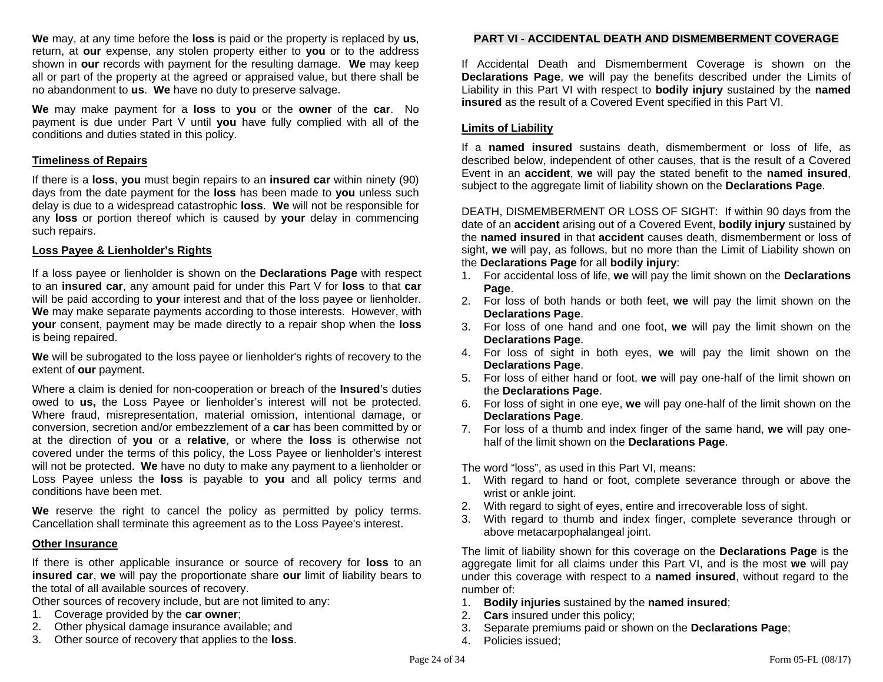**We** may, at any time before the **loss** is paid or the property is replaced by **us**, return, at **our** expense, any stolen property either to **you** or to the address shown in **our** records with payment for the resulting damage. **We** may keep all or part of the property at the agreed or appraised value, but there shall be no abandonment to **us**. **We** have no duty to preserve salvage.

**We** may make payment for a **loss** to **you** or the **owner** of the **car**. No payment is due under Part V until **you** have fully complied with all of the conditions and duties stated in this policy.

**Timeliness of Repairs**

If there is a **loss**, **you** must begin repairs to an **insured car** within ninety (90) days from the date payment for the **loss** has been made to **you** unless such delay is due to a widespread catastrophic **loss**. **We** will not be responsible for any **loss** or portion thereof which is caused by **your** delay in commencing such repairs.

**Loss Payee & Lienholder's Rights**

If a loss payee or lienholder is shown on the **Declarations Page** with respect to an **insured car**, any amount paid for under this Part V for **loss** to that **car** will be paid according to **your** interest and that of the loss payee or lienholder. **We** may make separate payments according to those interests. However, with **your** consent, payment may be made directly to a repair shop when the **loss** is being repaired.

**We** will be subrogated to the loss payee or lienholder's rights of recovery to the extent of **our** payment.

Where a claim is denied for non-cooperation or breach of the **Insured**'s duties owed to **us,** the Loss Payee or lienholder's interest will not be protected. Where fraud, misrepresentation, material omission, intentional damage, or conversion, secretion and/or embezzlement of a **car** has been committed by or at the direction of **you** or a **relative**, or where the **loss** is otherwise not covered under the terms of this policy, the Loss Payee or lienholder's interest will not be protected. **We** have no duty to make any payment to a lienholder or Loss Payee unless the **loss** is payable to **you** and all policy terms and conditions have been met.

**We** reserve the right to cancel the policy as permitted by policy terms. Cancellation shall terminate this agreement as to the Loss Payee's interest.

**Other Insurance**

If there is other applicable insurance or source of recovery for **loss** to an **insured car**, **we** will pay the proportionate share **our** limit of liability bears to the total of all available sources of recovery.

Other sources of recovery include, but are not limited to any:

1. Coverage provided by the **car owner**;
2. Other physical damage insurance available; and
3. Other source of recovery that applies to the **loss**.

## PART VI - ACCIDENTAL DEATH AND DISMEMBERMENT COVERAGE

If Accidental Death and Dismemberment Coverage is shown on the **Declarations Page**, **we** will pay the benefits described under the Limits of Liability in this Part VI with respect to **bodily injury** sustained by the **named insured** as the result of a Covered Event specified in this Part VI.

**Limits of Liability**

If a **named insured** sustains death, dismemberment or loss of life, as described below, independent of other causes, that is the result of a Covered Event in an **accident**, **we** will pay the stated benefit to the **named insured**, subject to the aggregate limit of liability shown on the **Declarations Page**.

DEATH, DISMEMBERMENT OR LOSS OF SIGHT: If within 90 days from the date of an **accident** arising out of a Covered Event, **bodily injury** sustained by the **named insured** in that **accident** causes death, dismemberment or loss of sight, **we** will pay, as follows, but no more than the Limit of Liability shown on the **Declarations Page** for all **bodily injury**:

1. For accidental loss of life, **we** will pay the limit shown on the **Declarations Page**.
2. For loss of both hands or both feet, **we** will pay the limit shown on the **Declarations Page**.
3. For loss of one hand and one foot, **we** will pay the limit shown on the **Declarations Page**.
4. For loss of sight in both eyes, **we** will pay the limit shown on the **Declarations Page**.
5. For loss of either hand or foot, **we** will pay one-half of the limit shown on the **Declarations Page**.
6. For loss of sight in one eye, **we** will pay one-half of the limit shown on the **Declarations Page**.
7. For loss of a thumb and index finger of the same hand, **we** will pay one-half of the limit shown on the **Declarations Page**.

The word "loss", as used in this Part VI, means:

1. With regard to hand or foot, complete severance through or above the wrist or ankle joint.
2. With regard to sight of eyes, entire and irrecoverable loss of sight.
3. With regard to thumb and index finger, complete severance through or above metacarpophalangeal joint.

The limit of liability shown for this coverage on the **Declarations Page** is the aggregate limit for all claims under this Part VI, and is the most **we** will pay under this coverage with respect to a **named insured**, without regard to the number of:

1. **Bodily injuries** sustained by the **named insured**;
2. **Cars** insured under this policy;
3. Separate premiums paid or shown on the **Declarations Page**;
4. Policies issued;

Form 05-FL (08/17)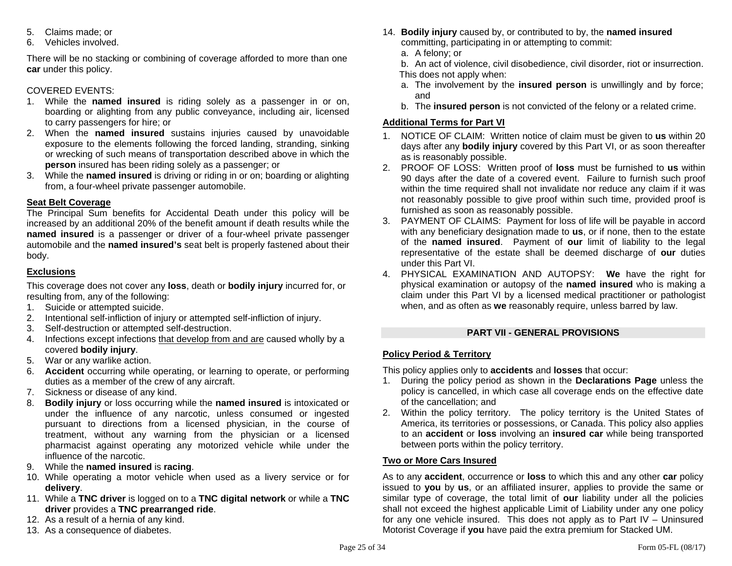5. Claims made; or
6. Vehicles involved.

There will be no stacking or combining of coverage afforded to more than one **car** under this policy.

COVERED EVENTS:

1. While the **named insured** is riding solely as a passenger in or on, boarding or alighting from any public conveyance, including air, licensed to carry passengers for hire; or
2. When the **named insured** sustains injuries caused by unavoidable exposure to the elements following the forced landing, stranding, sinking or wrecking of such means of transportation described above in which the **person** insured has been riding solely as a passenger; or
3. While the **named insured** is driving or riding in or on; boarding or alighting from, a four-wheel private passenger automobile.

**Seat Belt Coverage**

The Principal Sum benefits for Accidental Death under this policy will be increased by an additional 20% of the benefit amount if death results while the **named insured** is a passenger or driver of a four-wheel private passenger automobile and the **named insured's** seat belt is properly fastened about their body.

**Exclusions**

This coverage does not cover any **loss**, death or **bodily injury** incurred for, or resulting from, any of the following:

1. Suicide or attempted suicide.
2. Intentional self-infliction of injury or attempted self-infliction of injury.
3. Self-destruction or attempted self-destruction.
4. Infections except infections <u>that develop from and are</u> caused wholly by a covered **bodily injury**.
5. War or any warlike action.
6. **Accident** occurring while operating, or learning to operate, or performing duties as a member of the crew of any aircraft.
7. Sickness or disease of any kind.
8. **Bodily injury** or loss occurring while the **named insured** is intoxicated or under the influence of any narcotic, unless consumed or ingested pursuant to directions from a licensed physician, in the course of treatment, without any warning from the physician or a licensed pharmacist against operating any motorized vehicle while under the influence of the narcotic.
9. While the **named insured** is **racing**.
10. While operating a motor vehicle when used as a livery service or for **delivery**.
11. While a **TNC driver** is logged on to a **TNC digital network** or while a **TNC driver** provides a **TNC prearranged ride**.
12. As a result of a hernia of any kind.
13. As a consequence of diabetes.
14. **Bodily injury** caused by, or contributed to by, the **named insured** committing, participating in or attempting to commit:
    a. A felony; or
    b. An act of violence, civil disobedience, civil disorder, riot or insurrection.

    This does not apply when:
    a. The involvement by the **insured person** is unwillingly and by force; and
    b. The **insured person** is not convicted of the felony or a related crime.

**Additional Terms for Part VI**

1. NOTICE OF CLAIM: Written notice of claim must be given to **us** within 20 days after any **bodily injury** covered by this Part VI, or as soon thereafter as is reasonably possible.
2. PROOF OF LOSS: Written proof of **loss** must be furnished to **us** within 90 days after the date of a covered event. Failure to furnish such proof within the time required shall not invalidate nor reduce any claim if it was not reasonably possible to give proof within such time, provided proof is furnished as soon as reasonably possible.
3. PAYMENT OF CLAIMS: Payment for loss of life will be payable in accord with any beneficiary designation made to **us**, or if none, then to the estate of the **named insured**. Payment of **our** limit of liability to the legal representative of the estate shall be deemed discharge of **our** duties under this Part VI.
4. PHYSICAL EXAMINATION AND AUTOPSY: **We** have the right for physical examination or autopsy of the **named insured** who is making a claim under this Part VI by a licensed medical practitioner or pathologist when, and as often as **we** reasonably require, unless barred by law.

## PART VII - GENERAL PROVISIONS

**Policy Period & Territory**

This policy applies only to **accidents** and **losses** that occur:

1. During the policy period as shown in the **Declarations Page** unless the policy is cancelled, in which case all coverage ends on the effective date of the cancellation; and
2. Within the policy territory. The policy territory is the United States of America, its territories or possessions, or Canada. This policy also applies to an **accident** or **loss** involving an **insured car** while being transported between ports within the policy territory.

**Two or More Cars Insured**

As to any **accident**, occurrence or **loss** to which this and any other **car** policy issued to **you** by **us**, or an affiliated insurer, applies to provide the same or similar type of coverage, the total limit of **our** liability under all the policies shall not exceed the highest applicable Limit of Liability under any one policy for any one vehicle insured. This does not apply as to Part IV – Uninsured Motorist Coverage if **you** have paid the extra premium for Stacked UM.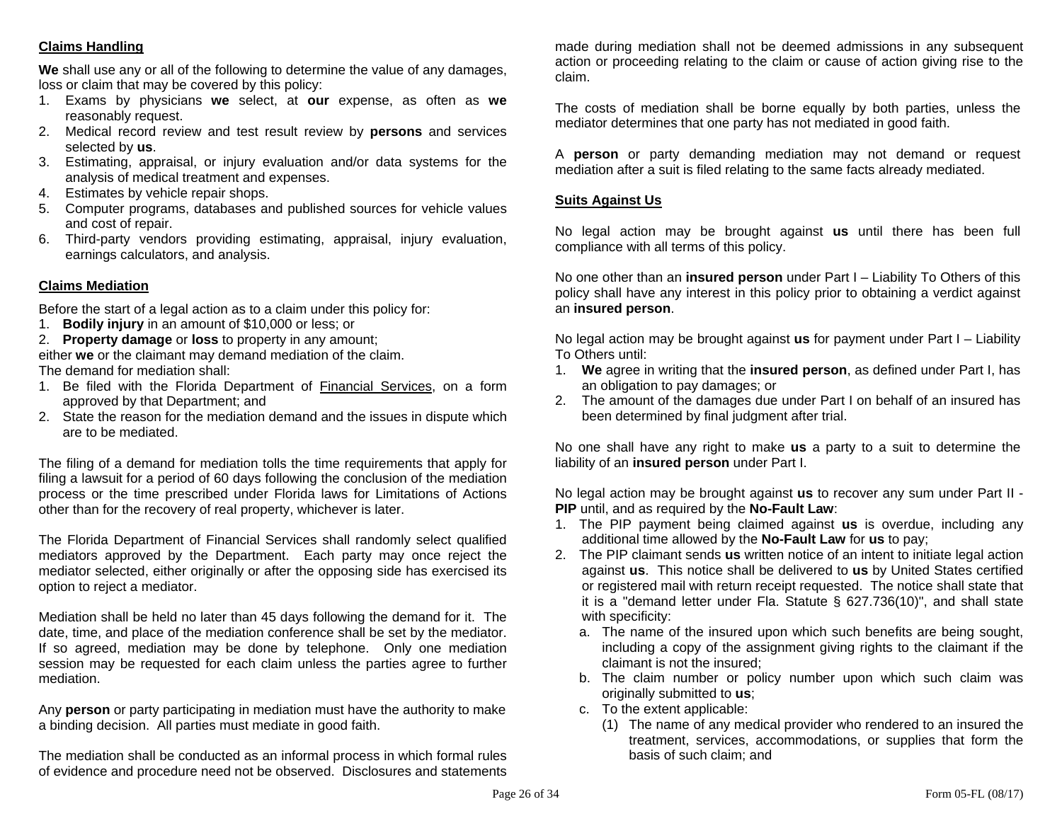**Claims Handling**

**We** shall use any or all of the following to determine the value of any damages, loss or claim that may be covered by this policy:

1. Exams by physicians **we** select, at **our** expense, as often as **we** reasonably request.
2. Medical record review and test result review by **persons** and services selected by **us**.
3. Estimating, appraisal, or injury evaluation and/or data systems for the analysis of medical treatment and expenses.
4. Estimates by vehicle repair shops.
5. Computer programs, databases and published sources for vehicle values and cost of repair.
6. Third-party vendors providing estimating, appraisal, injury evaluation, earnings calculators, and analysis.

**Claims Mediation**

Before the start of a legal action as to a claim under this policy for:

1. **Bodily injury** in an amount of $10,000 or less; or
2. **Property damage** or **loss** to property in any amount;

either **we** or the claimant may demand mediation of the claim.

The demand for mediation shall:

1. Be filed with the Florida Department of Financial Services, on a form approved by that Department; and
2. State the reason for the mediation demand and the issues in dispute which are to be mediated.

The filing of a demand for mediation tolls the time requirements that apply for filing a lawsuit for a period of 60 days following the conclusion of the mediation process or the time prescribed under Florida laws for Limitations of Actions other than for the recovery of real property, whichever is later.

The Florida Department of Financial Services shall randomly select qualified mediators approved by the Department. Each party may once reject the mediator selected, either originally or after the opposing side has exercised its option to reject a mediator.

Mediation shall be held no later than 45 days following the demand for it. The date, time, and place of the mediation conference shall be set by the mediator. If so agreed, mediation may be done by telephone. Only one mediation session may be requested for each claim unless the parties agree to further mediation.

Any **person** or party participating in mediation must have the authority to make a binding decision. All parties must mediate in good faith.

The mediation shall be conducted as an informal process in which formal rules of evidence and procedure need not be observed. Disclosures and statements made during mediation shall not be deemed admissions in any subsequent action or proceeding relating to the claim or cause of action giving rise to the claim.

The costs of mediation shall be borne equally by both parties, unless the mediator determines that one party has not mediated in good faith.

A **person** or party demanding mediation may not demand or request mediation after a suit is filed relating to the same facts already mediated.

**Suits Against Us**

No legal action may be brought against **us** until there has been full compliance with all terms of this policy.

No one other than an **insured person** under Part I – Liability To Others of this policy shall have any interest in this policy prior to obtaining a verdict against an **insured person**.

No legal action may be brought against **us** for payment under Part I – Liability To Others until:

1. **We** agree in writing that the **insured person**, as defined under Part I, has an obligation to pay damages; or
2. The amount of the damages due under Part I on behalf of an insured has been determined by final judgment after trial.

No one shall have any right to make **us** a party to a suit to determine the liability of an **insured person** under Part I.

No legal action may be brought against **us** to recover any sum under Part II - **PIP** until, and as required by the **No-Fault Law**:

1. The PIP payment being claimed against **us** is overdue, including any additional time allowed by the **No-Fault Law** for **us** to pay;
2. The PIP claimant sends **us** written notice of an intent to initiate legal action against **us**. This notice shall be delivered to **us** by United States certified or registered mail with return receipt requested. The notice shall state that it is a "demand letter under Fla. Statute § 627.736(10)", and shall state with specificity:
   a. The name of the insured upon which such benefits are being sought, including a copy of the assignment giving rights to the claimant if the claimant is not the insured;
   b. The claim number or policy number upon which such claim was originally submitted to **us**;
   c. To the extent applicable:
      (1) The name of any medical provider who rendered to an insured the treatment, services, accommodations, or supplies that form the basis of such claim; and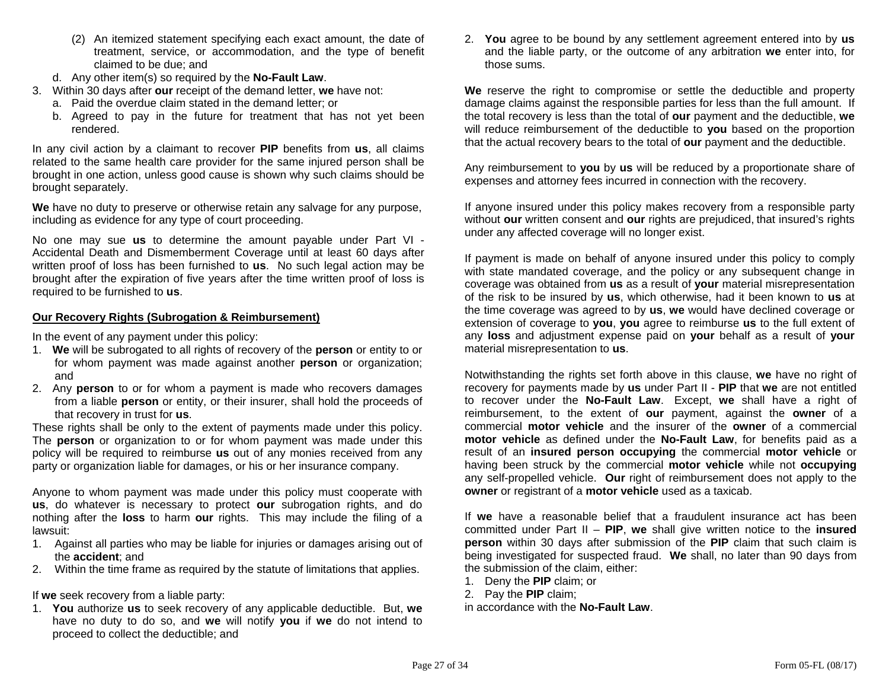(2) An itemized statement specifying each exact amount, the date of treatment, service, or accommodation, and the type of benefit claimed to be due; and

d. Any other item(s) so required by the **No-Fault Law**.

3. Within 30 days after **our** receipt of the demand letter, **we** have not:
   a. Paid the overdue claim stated in the demand letter; or
   b. Agreed to pay in the future for treatment that has not yet been rendered.

In any civil action by a claimant to recover **PIP** benefits from **us**, all claims related to the same health care provider for the same injured person shall be brought in one action, unless good cause is shown why such claims should be brought separately.

**We** have no duty to preserve or otherwise retain any salvage for any purpose, including as evidence for any type of court proceeding.

No one may sue **us** to determine the amount payable under Part VI - Accidental Death and Dismemberment Coverage until at least 60 days after written proof of loss has been furnished to **us**. No such legal action may be brought after the expiration of five years after the time written proof of loss is required to be furnished to **us**.

**Our Recovery Rights (Subrogation & Reimbursement)**

In the event of any payment under this policy:

1. **We** will be subrogated to all rights of recovery of the **person** or entity to or for whom payment was made against another **person** or organization; and
2. Any **person** to or for whom a payment is made who recovers damages from a liable **person** or entity, or their insurer, shall hold the proceeds of that recovery in trust for **us**.

These rights shall be only to the extent of payments made under this policy. The **person** or organization to or for whom payment was made under this policy will be required to reimburse **us** out of any monies received from any party or organization liable for damages, or his or her insurance company.

Anyone to whom payment was made under this policy must cooperate with **us**, do whatever is necessary to protect **our** subrogation rights, and do nothing after the **loss** to harm **our** rights. This may include the filing of a lawsuit:

1. Against all parties who may be liable for injuries or damages arising out of the **accident**; and
2. Within the time frame as required by the statute of limitations that applies.

If **we** seek recovery from a liable party:

1. **You** authorize **us** to seek recovery of any applicable deductible. But, **we** have no duty to do so, and **we** will notify **you** if **we** do not intend to proceed to collect the deductible; and
2. **You** agree to be bound by any settlement agreement entered into by **us** and the liable party, or the outcome of any arbitration **we** enter into, for those sums.

**We** reserve the right to compromise or settle the deductible and property damage claims against the responsible parties for less than the full amount. If the total recovery is less than the total of **our** payment and the deductible, **we** will reduce reimbursement of the deductible to **you** based on the proportion that the actual recovery bears to the total of **our** payment and the deductible.

Any reimbursement to **you** by **us** will be reduced by a proportionate share of expenses and attorney fees incurred in connection with the recovery.

If anyone insured under this policy makes recovery from a responsible party without **our** written consent and **our** rights are prejudiced, that insured's rights under any affected coverage will no longer exist.

If payment is made on behalf of anyone insured under this policy to comply with state mandated coverage, and the policy or any subsequent change in coverage was obtained from **us** as a result of **your** material misrepresentation of the risk to be insured by **us**, which otherwise, had it been known to **us** at the time coverage was agreed to by **us**, **we** would have declined coverage or extension of coverage to **you**, **you** agree to reimburse **us** to the full extent of any **loss** and adjustment expense paid on **your** behalf as a result of **your** material misrepresentation to **us**.

Notwithstanding the rights set forth above in this clause, **we** have no right of recovery for payments made by **us** under Part II - **PIP** that **we** are not entitled to recover under the **No-Fault Law**. Except, **we** shall have a right of reimbursement, to the extent of **our** payment, against the **owner** of a commercial **motor vehicle** and the insurer of the **owner** of a commercial **motor vehicle** as defined under the **No-Fault Law**, for benefits paid as a result of an **insured person occupying** the commercial **motor vehicle** or having been struck by the commercial **motor vehicle** while not **occupying** any self-propelled vehicle. **Our** right of reimbursement does not apply to the **owner** or registrant of a **motor vehicle** used as a taxicab.

If **we** have a reasonable belief that a fraudulent insurance act has been committed under Part II – **PIP**, **we** shall give written notice to the **insured person** within 30 days after submission of the **PIP** claim that such claim is being investigated for suspected fraud. **We** shall, no later than 90 days from the submission of the claim, either:

1. Deny the **PIP** claim; or
2. Pay the **PIP** claim;

in accordance with the **No-Fault Law**.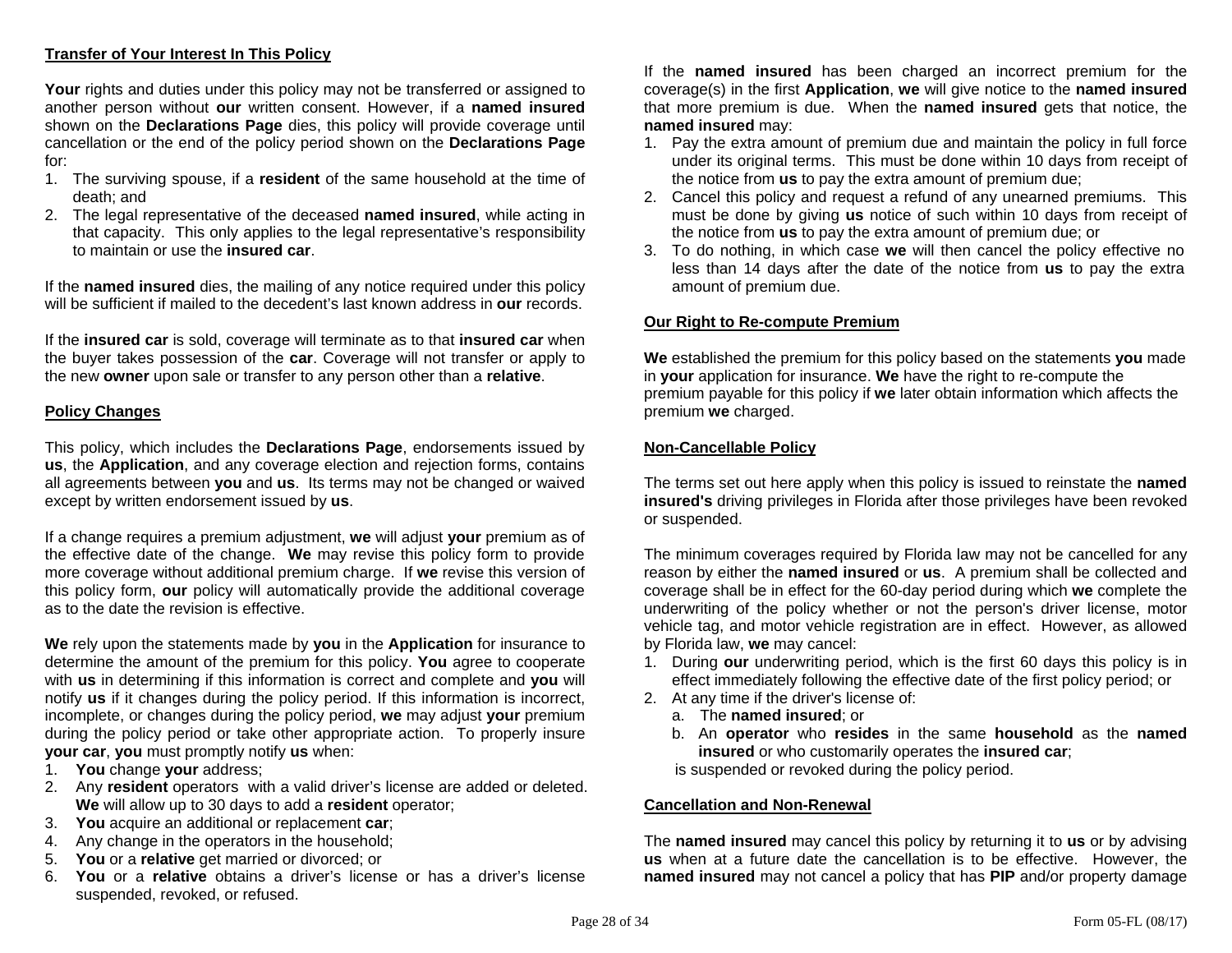**Transfer of Your Interest In This Policy**

**Your** rights and duties under this policy may not be transferred or assigned to another person without **our** written consent. However, if a **named insured** shown on the **Declarations Page** dies, this policy will provide coverage until cancellation or the end of the policy period shown on the **Declarations Page** for:

1. The surviving spouse, if a **resident** of the same household at the time of death; and
2. The legal representative of the deceased **named insured**, while acting in that capacity. This only applies to the legal representative's responsibility to maintain or use the **insured car**.

If the **named insured** dies, the mailing of any notice required under this policy will be sufficient if mailed to the decedent's last known address in **our** records.

If the **insured car** is sold, coverage will terminate as to that **insured car** when the buyer takes possession of the **car**. Coverage will not transfer or apply to the new **owner** upon sale or transfer to any person other than a **relative**.

**Policy Changes**

This policy, which includes the **Declarations Page**, endorsements issued by **us**, the **Application**, and any coverage election and rejection forms, contains all agreements between **you** and **us**. Its terms may not be changed or waived except by written endorsement issued by **us**.

If a change requires a premium adjustment, **we** will adjust **your** premium as of the effective date of the change. **We** may revise this policy form to provide more coverage without additional premium charge. If **we** revise this version of this policy form, **our** policy will automatically provide the additional coverage as to the date the revision is effective.

**We** rely upon the statements made by **you** in the **Application** for insurance to determine the amount of the premium for this policy. **You** agree to cooperate with **us** in determining if this information is correct and complete and **you** will notify **us** if it changes during the policy period. If this information is incorrect, incomplete, or changes during the policy period, **we** may adjust **your** premium during the policy period or take other appropriate action. To properly insure **your car**, **you** must promptly notify **us** when:

1. **You** change **your** address;
2. Any **resident** operators with a valid driver's license are added or deleted. **We** will allow up to 30 days to add a **resident** operator;
3. **You** acquire an additional or replacement **car**;
4. Any change in the operators in the household;
5. **You** or a **relative** get married or divorced; or
6. **You** or a **relative** obtains a driver's license or has a driver's license suspended, revoked, or refused.

If the **named insured** has been charged an incorrect premium for the coverage(s) in the first **Application**, **we** will give notice to the **named insured** that more premium is due. When the **named insured** gets that notice, the **named insured** may:

1. Pay the extra amount of premium due and maintain the policy in full force under its original terms. This must be done within 10 days from receipt of the notice from **us** to pay the extra amount of premium due;
2. Cancel this policy and request a refund of any unearned premiums. This must be done by giving **us** notice of such within 10 days from receipt of the notice from **us** to pay the extra amount of premium due; or
3. To do nothing, in which case **we** will then cancel the policy effective no less than 14 days after the date of the notice from **us** to pay the extra amount of premium due.

**Our Right to Re-compute Premium**

**We** established the premium for this policy based on the statements **you** made in **your** application for insurance. **We** have the right to re-compute the premium payable for this policy if **we** later obtain information which affects the premium **we** charged.

**Non-Cancellable Policy**

The terms set out here apply when this policy is issued to reinstate the **named insured's** driving privileges in Florida after those privileges have been revoked or suspended.

The minimum coverages required by Florida law may not be cancelled for any reason by either the **named insured** or **us**. A premium shall be collected and coverage shall be in effect for the 60-day period during which **we** complete the underwriting of the policy whether or not the person's driver license, motor vehicle tag, and motor vehicle registration are in effect. However, as allowed by Florida law, **we** may cancel:

1. During **our** underwriting period, which is the first 60 days this policy is in effect immediately following the effective date of the first policy period; or
2. At any time if the driver's license of:
   a. The **named insured**; or
   b. An **operator** who **resides** in the same **household** as the **named insured** or who customarily operates the **insured car**;

   is suspended or revoked during the policy period.

**Cancellation and Non-Renewal**

The **named insured** may cancel this policy by returning it to **us** or by advising **us** when at a future date the cancellation is to be effective. However, the **named insured** may not cancel a policy that has **PIP** and/or property damage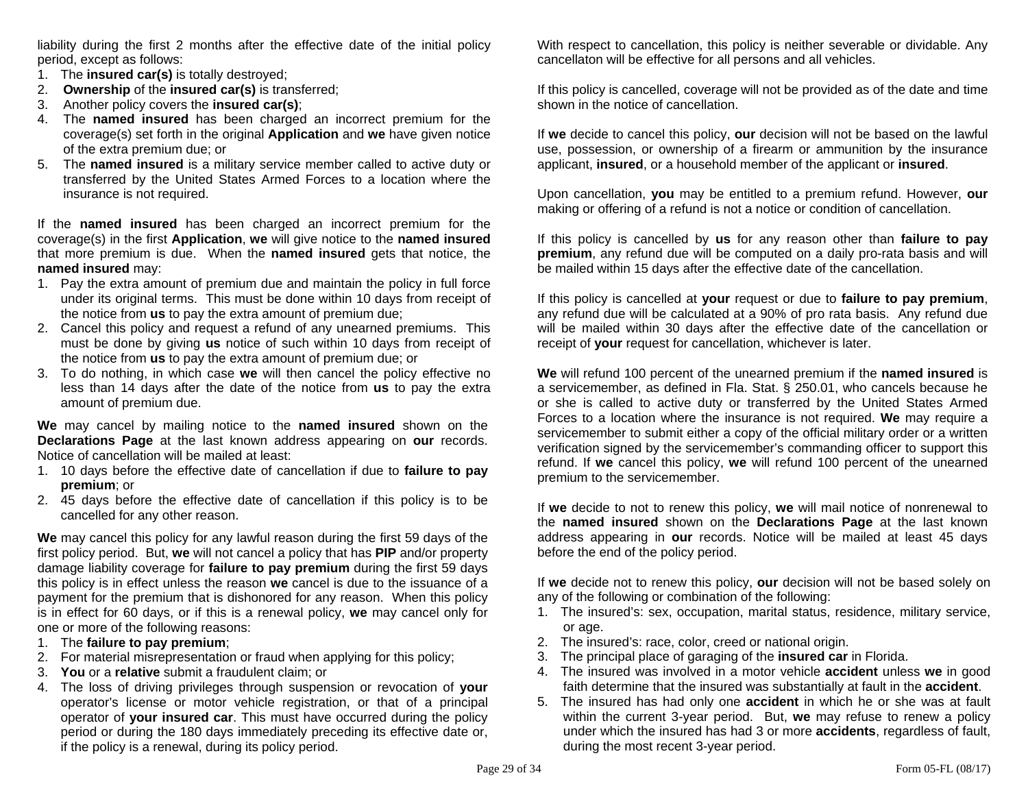liability during the first 2 months after the effective date of the initial policy period, except as follows:

1. The **insured car(s)** is totally destroyed;
2. **Ownership** of the **insured car(s)** is transferred;
3. Another policy covers the **insured car(s)**;
4. The **named insured** has been charged an incorrect premium for the coverage(s) set forth in the original **Application** and **we** have given notice of the extra premium due; or
5. The **named insured** is a military service member called to active duty or transferred by the United States Armed Forces to a location where the insurance is not required.

If the **named insured** has been charged an incorrect premium for the coverage(s) in the first **Application**, **we** will give notice to the **named insured** that more premium is due. When the **named insured** gets that notice, the **named insured** may:

1. Pay the extra amount of premium due and maintain the policy in full force under its original terms. This must be done within 10 days from receipt of the notice from **us** to pay the extra amount of premium due;
2. Cancel this policy and request a refund of any unearned premiums. This must be done by giving **us** notice of such within 10 days from receipt of the notice from **us** to pay the extra amount of premium due; or
3. To do nothing, in which case **we** will then cancel the policy effective no less than 14 days after the date of the notice from **us** to pay the extra amount of premium due.

**We** may cancel by mailing notice to the **named insured** shown on the **Declarations Page** at the last known address appearing on **our** records. Notice of cancellation will be mailed at least:

1. 10 days before the effective date of cancellation if due to **failure to pay premium**; or
2. 45 days before the effective date of cancellation if this policy is to be cancelled for any other reason.

**We** may cancel this policy for any lawful reason during the first 59 days of the first policy period. But, **we** will not cancel a policy that has **PIP** and/or property damage liability coverage for **failure to pay premium** during the first 59 days this policy is in effect unless the reason **we** cancel is due to the issuance of a payment for the premium that is dishonored for any reason. When this policy is in effect for 60 days, or if this is a renewal policy, **we** may cancel only for one or more of the following reasons:

1. The **failure to pay premium**;
2. For material misrepresentation or fraud when applying for this policy;
3. **You** or a **relative** submit a fraudulent claim; or
4. The loss of driving privileges through suspension or revocation of **your** operator's license or motor vehicle registration, or that of a principal operator of **your insured car**. This must have occurred during the policy period or during the 180 days immediately preceding its effective date or, if the policy is a renewal, during its policy period.

With respect to cancellation, this policy is neither severable or dividable. Any cancellaton will be effective for all persons and all vehicles.

If this policy is cancelled, coverage will not be provided as of the date and time shown in the notice of cancellation.

If **we** decide to cancel this policy, **our** decision will not be based on the lawful use, possession, or ownership of a firearm or ammunition by the insurance applicant, **insured**, or a household member of the applicant or **insured**.

Upon cancellation, **you** may be entitled to a premium refund. However, **our** making or offering of a refund is not a notice or condition of cancellation.

If this policy is cancelled by **us** for any reason other than **failure to pay premium**, any refund due will be computed on a daily pro-rata basis and will be mailed within 15 days after the effective date of the cancellation.

If this policy is cancelled at **your** request or due to **failure to pay premium**, any refund due will be calculated at a 90% of pro rata basis. Any refund due will be mailed within 30 days after the effective date of the cancellation or receipt of **your** request for cancellation, whichever is later.

**We** will refund 100 percent of the unearned premium if the **named insured** is a servicemember, as defined in Fla. Stat. § 250.01, who cancels because he or she is called to active duty or transferred by the United States Armed Forces to a location where the insurance is not required. **We** may require a servicemember to submit either a copy of the official military order or a written verification signed by the servicemember's commanding officer to support this refund. If **we** cancel this policy, **we** will refund 100 percent of the unearned premium to the servicemember.

If **we** decide to not to renew this policy, **we** will mail notice of nonrenewal to the **named insured** shown on the **Declarations Page** at the last known address appearing in **our** records. Notice will be mailed at least 45 days before the end of the policy period.

If **we** decide not to renew this policy, **our** decision will not be based solely on any of the following or combination of the following:

1. The insured's: sex, occupation, marital status, residence, military service, or age.
2. The insured's: race, color, creed or national origin.
3. The principal place of garaging of the **insured car** in Florida.
4. The insured was involved in a motor vehicle **accident** unless **we** in good faith determine that the insured was substantially at fault in the **accident**.
5. The insured has had only one **accident** in which he or she was at fault within the current 3-year period. But, **we** may refuse to renew a policy under which the insured has had 3 or more **accidents**, regardless of fault, during the most recent 3-year period.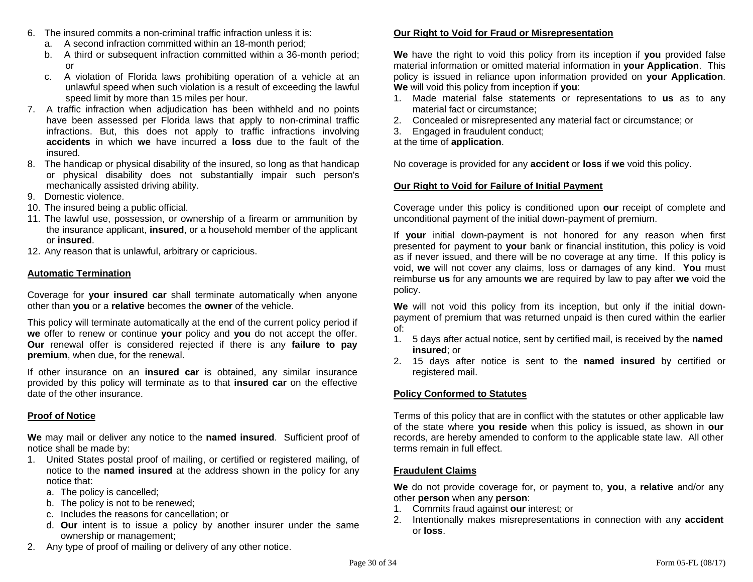6. The insured commits a non-criminal traffic infraction unless it is:
   a. A second infraction committed within an 18-month period;
   b. A third or subsequent infraction committed within a 36-month period; or
   c. A violation of Florida laws prohibiting operation of a vehicle at an unlawful speed when such violation is a result of exceeding the lawful speed limit by more than 15 miles per hour.
7. A traffic infraction when adjudication has been withheld and no points have been assessed per Florida laws that apply to non-criminal traffic infractions. But, this does not apply to traffic infractions involving **accidents** in which **we** have incurred a **loss** due to the fault of the insured.
8. The handicap or physical disability of the insured, so long as that handicap or physical disability does not substantially impair such person's mechanically assisted driving ability.
9. Domestic violence.
10. The insured being a public official.
11. The lawful use, possession, or ownership of a firearm or ammunition by the insurance applicant, **insured**, or a household member of the applicant or **insured**.
12. Any reason that is unlawful, arbitrary or capricious.

**Automatic Termination**

Coverage for **your insured car** shall terminate automatically when anyone other than **you** or a **relative** becomes the **owner** of the vehicle.

This policy will terminate automatically at the end of the current policy period if **we** offer to renew or continue **your** policy and **you** do not accept the offer. **Our** renewal offer is considered rejected if there is any **failure to pay premium**, when due, for the renewal.

If other insurance on an **insured car** is obtained, any similar insurance provided by this policy will terminate as to that **insured car** on the effective date of the other insurance.

**Proof of Notice**

**We** may mail or deliver any notice to the **named insured**. Sufficient proof of notice shall be made by:

1. United States postal proof of mailing, or certified or registered mailing, of notice to the **named insured** at the address shown in the policy for any notice that:
   a. The policy is cancelled;
   b. The policy is not to be renewed;
   c. Includes the reasons for cancellation; or
   d. **Our** intent is to issue a policy by another insurer under the same ownership or management;
2. Any type of proof of mailing or delivery of any other notice.

**Our Right to Void for Fraud or Misrepresentation**

**We** have the right to void this policy from its inception if **you** provided false material information or omitted material information in **your Application**. This policy is issued in reliance upon information provided on **your Application**. **We** will void this policy from inception if **you**:

1. Made material false statements or representations to **us** as to any material fact or circumstance;
2. Concealed or misrepresented any material fact or circumstance; or
3. Engaged in fraudulent conduct;

at the time of **application**.

No coverage is provided for any **accident** or **loss** if **we** void this policy.

**Our Right to Void for Failure of Initial Payment**

Coverage under this policy is conditioned upon **our** receipt of complete and unconditional payment of the initial down-payment of premium.

If **your** initial down-payment is not honored for any reason when first presented for payment to **your** bank or financial institution, this policy is void as if never issued, and there will be no coverage at any time. If this policy is void, **we** will not cover any claims, loss or damages of any kind. **You** must reimburse **us** for any amounts **we** are required by law to pay after **we** void the policy.

**We** will not void this policy from its inception, but only if the initial down-payment of premium that was returned unpaid is then cured within the earlier of:

1. 5 days after actual notice, sent by certified mail, is received by the **named insured**; or
2. 15 days after notice is sent to the **named insured** by certified or registered mail.

**Policy Conformed to Statutes**

Terms of this policy that are in conflict with the statutes or other applicable law of the state where **you reside** when this policy is issued, as shown in **our** records, are hereby amended to conform to the applicable state law. All other terms remain in full effect.

**Fraudulent Claims**

**We** do not provide coverage for, or payment to, **you**, a **relative** and/or any other **person** when any **person**:

1. Commits fraud against **our** interest; or
2. Intentionally makes misrepresentations in connection with any **accident** or **loss**.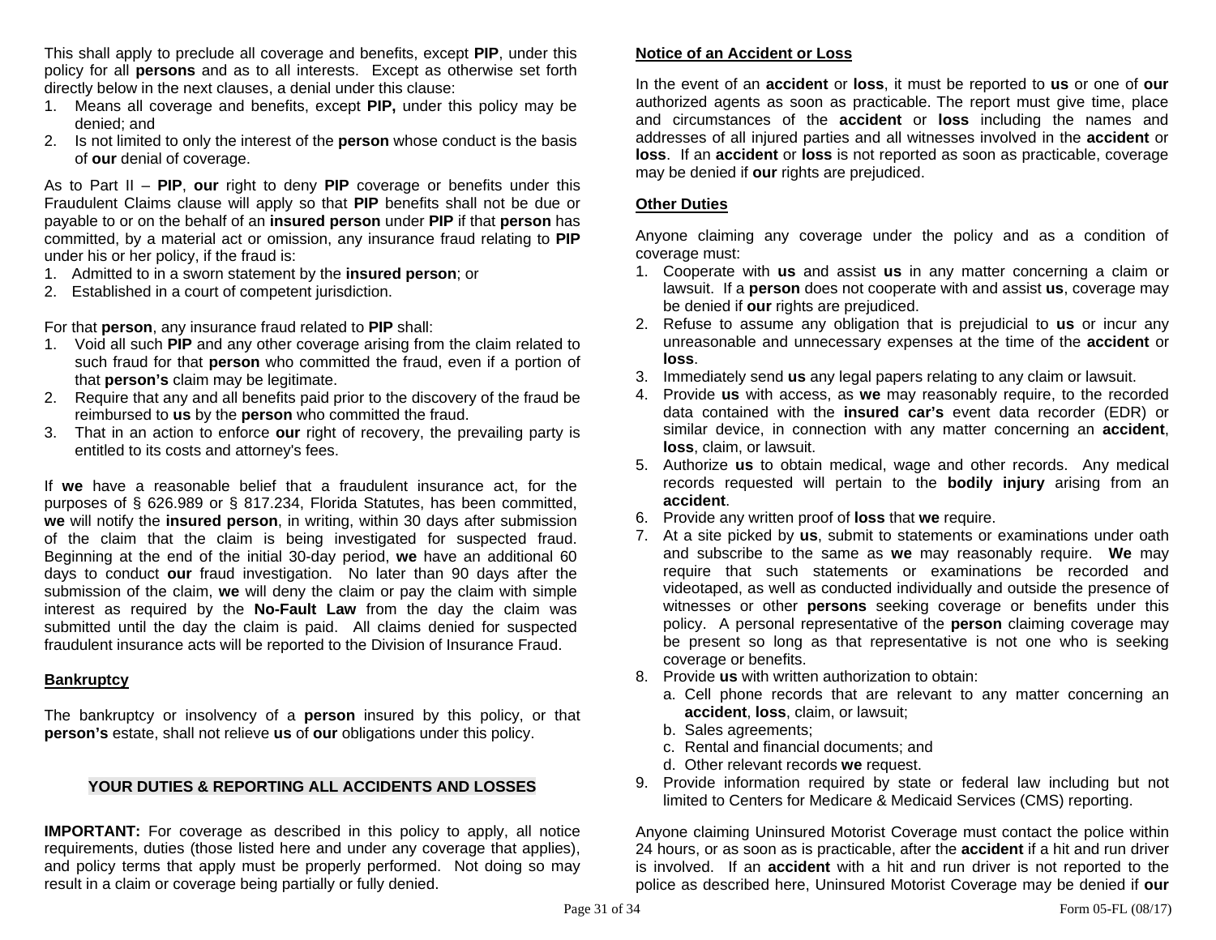This shall apply to preclude all coverage and benefits, except **PIP**, under this policy for all **persons** and as to all interests. Except as otherwise set forth directly below in the next clauses, a denial under this clause:

1. Means all coverage and benefits, except **PIP,** under this policy may be denied; and
2. Is not limited to only the interest of the **person** whose conduct is the basis of **our** denial of coverage.

As to Part II – **PIP**, **our** right to deny **PIP** coverage or benefits under this Fraudulent Claims clause will apply so that **PIP** benefits shall not be due or payable to or on the behalf of an **insured person** under **PIP** if that **person** has committed, by a material act or omission, any insurance fraud relating to **PIP** under his or her policy, if the fraud is:

1. Admitted to in a sworn statement by the **insured person**; or
2. Established in a court of competent jurisdiction.

For that **person**, any insurance fraud related to **PIP** shall:

1. Void all such **PIP** and any other coverage arising from the claim related to such fraud for that **person** who committed the fraud, even if a portion of that **person's** claim may be legitimate.
2. Require that any and all benefits paid prior to the discovery of the fraud be reimbursed to **us** by the **person** who committed the fraud.
3. That in an action to enforce **our** right of recovery, the prevailing party is entitled to its costs and attorney's fees.

If **we** have a reasonable belief that a fraudulent insurance act, for the purposes of § 626.989 or § 817.234, Florida Statutes, has been committed, **we** will notify the **insured person**, in writing, within 30 days after submission of the claim that the claim is being investigated for suspected fraud. Beginning at the end of the initial 30-day period, **we** have an additional 60 days to conduct **our** fraud investigation. No later than 90 days after the submission of the claim, **we** will deny the claim or pay the claim with simple interest as required by the **No-Fault Law** from the day the claim was submitted until the day the claim is paid. All claims denied for suspected fraudulent insurance acts will be reported to the Division of Insurance Fraud.

**Bankruptcy**

The bankruptcy or insolvency of a **person** insured by this policy, or that **person's** estate, shall not relieve **us** of **our** obligations under this policy.

## YOUR DUTIES & REPORTING ALL ACCIDENTS AND LOSSES

**IMPORTANT:** For coverage as described in this policy to apply, all notice requirements, duties (those listed here and under any coverage that applies), and policy terms that apply must be properly performed. Not doing so may result in a claim or coverage being partially or fully denied.

**Notice of an Accident or Loss**

In the event of an **accident** or **loss**, it must be reported to **us** or one of **our** authorized agents as soon as practicable. The report must give time, place and circumstances of the **accident** or **loss** including the names and addresses of all injured parties and all witnesses involved in the **accident** or **loss**. If an **accident** or **loss** is not reported as soon as practicable, coverage may be denied if **our** rights are prejudiced.

**Other Duties**

Anyone claiming any coverage under the policy and as a condition of coverage must:

1. Cooperate with **us** and assist **us** in any matter concerning a claim or lawsuit. If a **person** does not cooperate with and assist **us**, coverage may be denied if **our** rights are prejudiced.
2. Refuse to assume any obligation that is prejudicial to **us** or incur any unreasonable and unnecessary expenses at the time of the **accident** or **loss**.
3. Immediately send **us** any legal papers relating to any claim or lawsuit.
4. Provide **us** with access, as **we** may reasonably require, to the recorded data contained with the **insured car's** event data recorder (EDR) or similar device, in connection with any matter concerning an **accident**, **loss**, claim, or lawsuit.
5. Authorize **us** to obtain medical, wage and other records. Any medical records requested will pertain to the **bodily injury** arising from an **accident**.
6. Provide any written proof of **loss** that **we** require.
7. At a site picked by **us**, submit to statements or examinations under oath and subscribe to the same as **we** may reasonably require. **We** may require that such statements or examinations be recorded and videotaped, as well as conducted individually and outside the presence of witnesses or other **persons** seeking coverage or benefits under this policy. A personal representative of the **person** claiming coverage may be present so long as that representative is not one who is seeking coverage or benefits.
8. Provide **us** with written authorization to obtain:
   a. Cell phone records that are relevant to any matter concerning an **accident**, **loss**, claim, or lawsuit;
   b. Sales agreements;
   c. Rental and financial documents; and
   d. Other relevant records **we** request.
9. Provide information required by state or federal law including but not limited to Centers for Medicare & Medicaid Services (CMS) reporting.

Anyone claiming Uninsured Motorist Coverage must contact the police within 24 hours, or as soon as is practicable, after the **accident** if a hit and run driver is involved. If an **accident** with a hit and run driver is not reported to the police as described here, Uninsured Motorist Coverage may be denied if **our**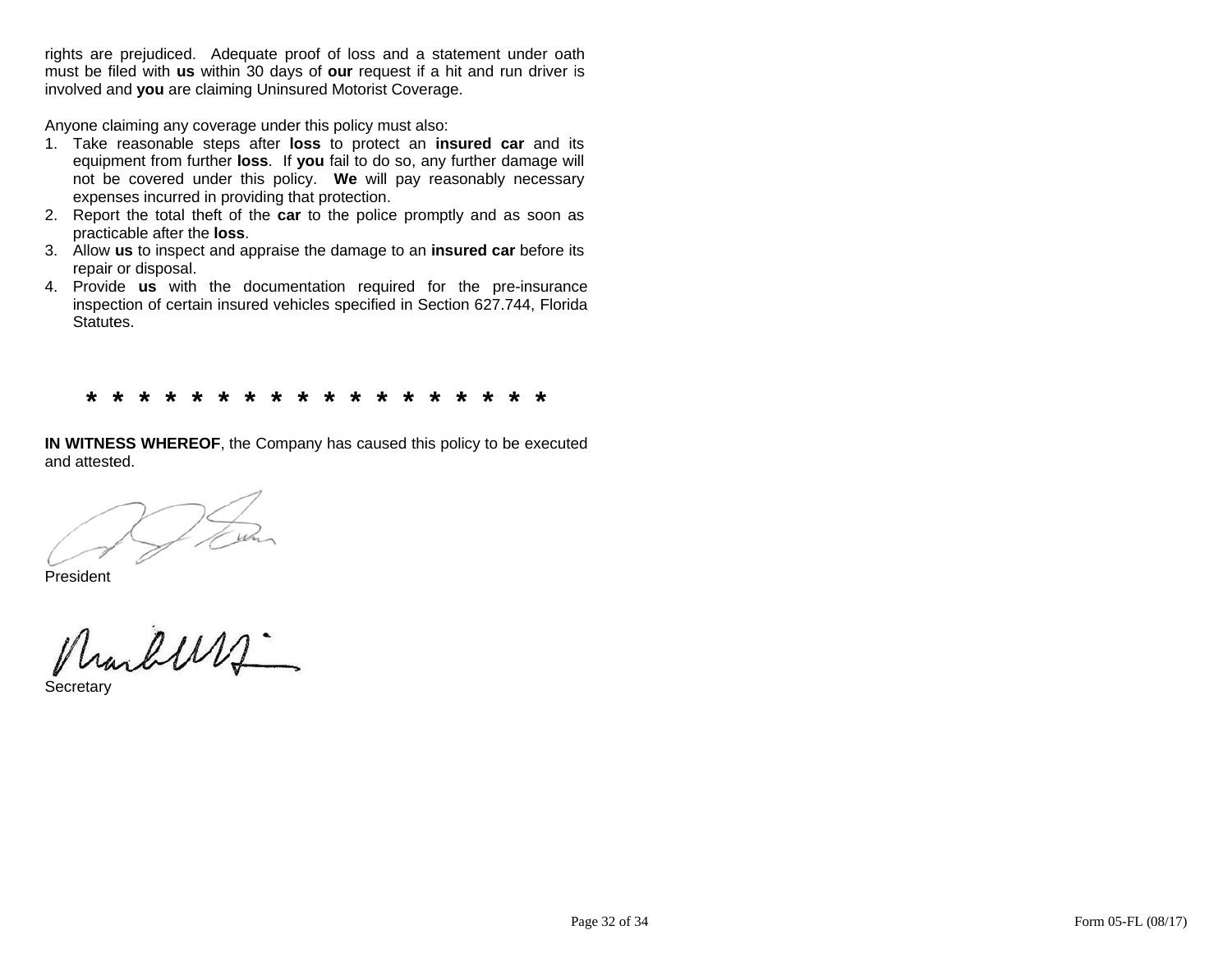rights are prejudiced. Adequate proof of loss and a statement under oath must be filed with **us** within 30 days of **our** request if a hit and run driver is involved and **you** are claiming Uninsured Motorist Coverage.

Anyone claiming any coverage under this policy must also:

1. Take reasonable steps after **loss** to protect an **insured car** and its equipment from further **loss**. If **you** fail to do so, any further damage will not be covered under this policy. **We** will pay reasonably necessary expenses incurred in providing that protection.
2. Report the total theft of the **car** to the police promptly and as soon as practicable after the **loss**.
3. Allow **us** to inspect and appraise the damage to an **insured car** before its repair or disposal.
4. Provide **us** with the documentation required for the pre-insurance inspection of certain insured vehicles specified in Section 627.744, Florida Statutes.

* * * * * * * * * * * * * * * * * *

**IN WITNESS WHEREOF**, the Company has caused this policy to be executed and attested.

President

Secretary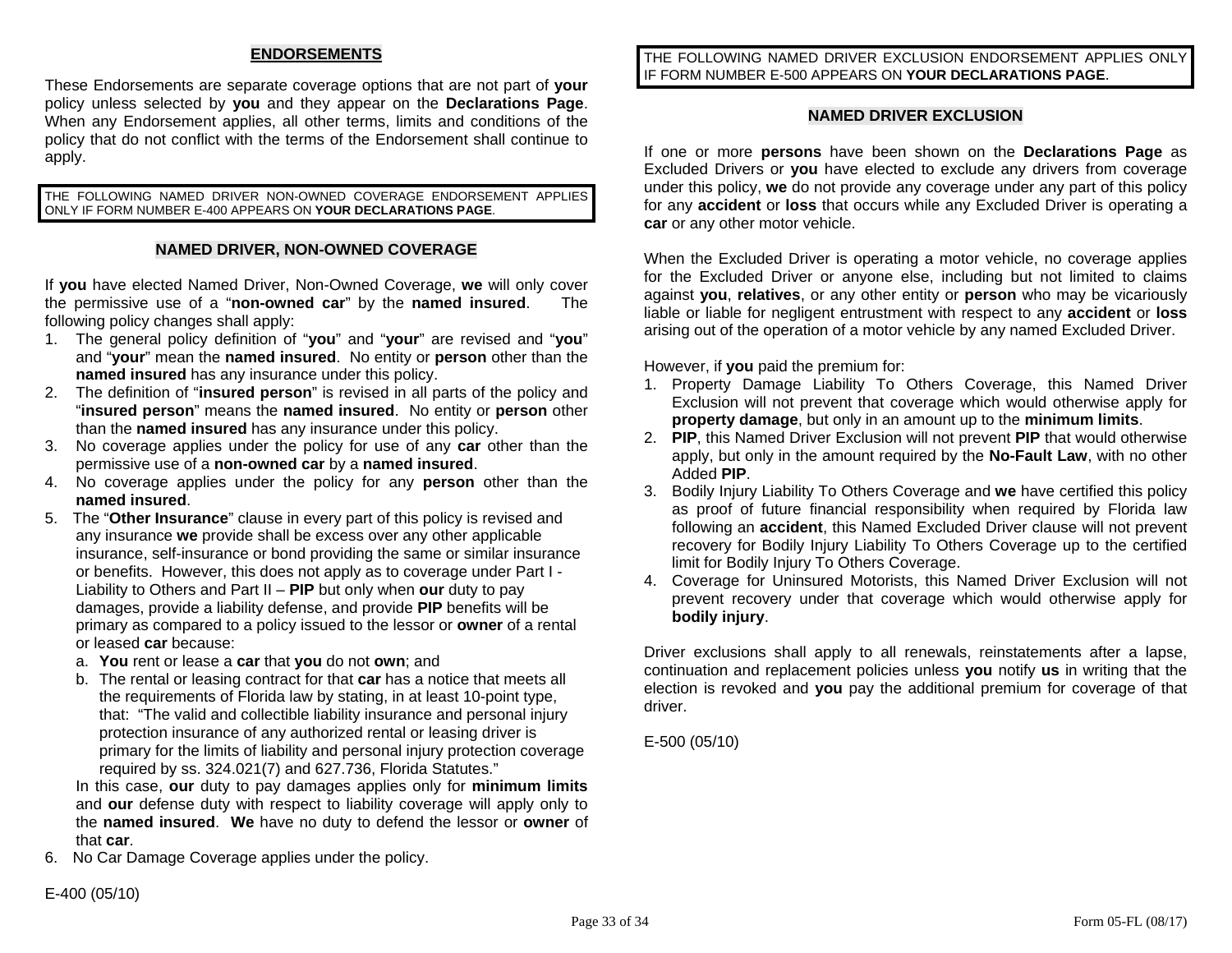## ENDORSEMENTS

These Endorsements are separate coverage options that are not part of **your** policy unless selected by **you** and they appear on the **Declarations Page**. When any Endorsement applies, all other terms, limits and conditions of the policy that do not conflict with the terms of the Endorsement shall continue to apply.

THE FOLLOWING NAMED DRIVER NON-OWNED COVERAGE ENDORSEMENT APPLIES ONLY IF FORM NUMBER E-400 APPEARS ON **YOUR DECLARATIONS PAGE**.

### NAMED DRIVER, NON-OWNED COVERAGE

If **you** have elected Named Driver, Non-Owned Coverage, **we** will only cover the permissive use of a "**non-owned car**" by the **named insured**. The following policy changes shall apply:

1. The general policy definition of "**you**" and "**your**" are revised and "**you**" and "**your**" mean the **named insured**. No entity or **person** other than the **named insured** has any insurance under this policy.
2. The definition of "**insured person**" is revised in all parts of the policy and "**insured person**" means the **named insured**. No entity or **person** other than the **named insured** has any insurance under this policy.
3. No coverage applies under the policy for use of any **car** other than the permissive use of a **non-owned car** by a **named insured**.
4. No coverage applies under the policy for any **person** other than the **named insured**.
5. The "**Other Insurance**" clause in every part of this policy is revised and any insurance **we** provide shall be excess over any other applicable insurance, self-insurance or bond providing the same or similar insurance or benefits. However, this does not apply as to coverage under Part I - Liability to Others and Part II – **PIP** but only when **our** duty to pay damages, provide a liability defense, and provide **PIP** benefits will be primary as compared to a policy issued to the lessor or **owner** of a rental or leased **car** because:
   a. **You** rent or lease a **car** that **you** do not **own**; and
   b. The rental or leasing contract for that **car** has a notice that meets all the requirements of Florida law by stating, in at least 10-point type, that: "The valid and collectible liability insurance and personal injury protection insurance of any authorized rental or leasing driver is primary for the limits of liability and personal injury protection coverage required by ss. 324.021(7) and 627.736, Florida Statutes."

   In this case, **our** duty to pay damages applies only for **minimum limits** and **our** defense duty with respect to liability coverage will apply only to the **named insured**. **We** have no duty to defend the lessor or **owner** of that **car**.
6. No Car Damage Coverage applies under the policy.

E-400 (05/10)

THE FOLLOWING NAMED DRIVER EXCLUSION ENDORSEMENT APPLIES ONLY IF FORM NUMBER E-500 APPEARS ON **YOUR DECLARATIONS PAGE**.

### NAMED DRIVER EXCLUSION

If one or more **persons** have been shown on the **Declarations Page** as Excluded Drivers or **you** have elected to exclude any drivers from coverage under this policy, **we** do not provide any coverage under any part of this policy for any **accident** or **loss** that occurs while any Excluded Driver is operating a **car** or any other motor vehicle.

When the Excluded Driver is operating a motor vehicle, no coverage applies for the Excluded Driver or anyone else, including but not limited to claims against **you**, **relatives**, or any other entity or **person** who may be vicariously liable or liable for negligent entrustment with respect to any **accident** or **loss** arising out of the operation of a motor vehicle by any named Excluded Driver.

However, if **you** paid the premium for:

1. Property Damage Liability To Others Coverage, this Named Driver Exclusion will not prevent that coverage which would otherwise apply for **property damage**, but only in an amount up to the **minimum limits**.
2. **PIP**, this Named Driver Exclusion will not prevent **PIP** that would otherwise apply, but only in the amount required by the **No-Fault Law**, with no other Added **PIP**.
3. Bodily Injury Liability To Others Coverage and **we** have certified this policy as proof of future financial responsibility when required by Florida law following an **accident**, this Named Excluded Driver clause will not prevent recovery for Bodily Injury Liability To Others Coverage up to the certified limit for Bodily Injury To Others Coverage.
4. Coverage for Uninsured Motorists, this Named Driver Exclusion will not prevent recovery under that coverage which would otherwise apply for **bodily injury**.

Driver exclusions shall apply to all renewals, reinstatements after a lapse, continuation and replacement policies unless **you** notify **us** in writing that the election is revoked and **you** pay the additional premium for coverage of that driver.

E-500 (05/10)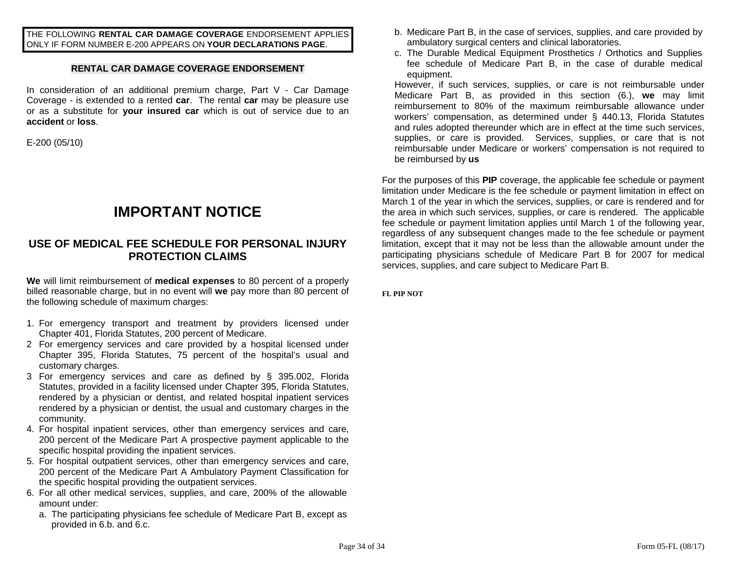THE FOLLOWING **RENTAL CAR DAMAGE COVERAGE** ENDORSEMENT APPLIES ONLY IF FORM NUMBER E-200 APPEARS ON **YOUR DECLARATIONS PAGE**.

**RENTAL CAR DAMAGE COVERAGE ENDORSEMENT**

In consideration of an additional premium charge, Part V - Car Damage Coverage - is extended to a rented **car**. The rental **car** may be pleasure use or as a substitute for **your insured car** which is out of service due to an **accident** or **loss**.

E-200 (05/10)

# IMPORTANT NOTICE

## USE OF MEDICAL FEE SCHEDULE FOR PERSONAL INJURY PROTECTION CLAIMS

**We** will limit reimbursement of **medical expenses** to 80 percent of a properly billed reasonable charge, but in no event will **we** pay more than 80 percent of the following schedule of maximum charges:

1. For emergency transport and treatment by providers licensed under Chapter 401, Florida Statutes, 200 percent of Medicare.
2. For emergency services and care provided by a hospital licensed under Chapter 395, Florida Statutes, 75 percent of the hospital's usual and customary charges.
3. For emergency services and care as defined by § 395.002, Florida Statutes, provided in a facility licensed under Chapter 395, Florida Statutes, rendered by a physician or dentist, and related hospital inpatient services rendered by a physician or dentist, the usual and customary charges in the community.
4. For hospital inpatient services, other than emergency services and care, 200 percent of the Medicare Part A prospective payment applicable to the specific hospital providing the inpatient services.
5. For hospital outpatient services, other than emergency services and care, 200 percent of the Medicare Part A Ambulatory Payment Classification for the specific hospital providing the outpatient services.
6. For all other medical services, supplies, and care, 200% of the allowable amount under:
   a. The participating physicians fee schedule of Medicare Part B, except as provided in 6.b. and 6.c.
   b. Medicare Part B, in the case of services, supplies, and care provided by ambulatory surgical centers and clinical laboratories.
   c. The Durable Medical Equipment Prosthetics / Orthotics and Supplies fee schedule of Medicare Part B, in the case of durable medical equipment.

   However, if such services, supplies, or care is not reimbursable under Medicare Part B, as provided in this section (6.), **we** may limit reimbursement to 80% of the maximum reimbursable allowance under workers' compensation, as determined under § 440.13, Florida Statutes and rules adopted thereunder which are in effect at the time such services, supplies, or care is provided. Services, supplies, or care that is not reimbursable under Medicare or workers' compensation is not required to be reimbursed by **us**

For the purposes of this **PIP** coverage, the applicable fee schedule or payment limitation under Medicare is the fee schedule or payment limitation in effect on March 1 of the year in which the services, supplies, or care is rendered and for the area in which such services, supplies, or care is rendered. The applicable fee schedule or payment limitation applies until March 1 of the following year, regardless of any subsequent changes made to the fee schedule or payment limitation, except that it may not be less than the allowable amount under the participating physicians schedule of Medicare Part B for 2007 for medical services, supplies, and care subject to Medicare Part B.

FL PIP NOT